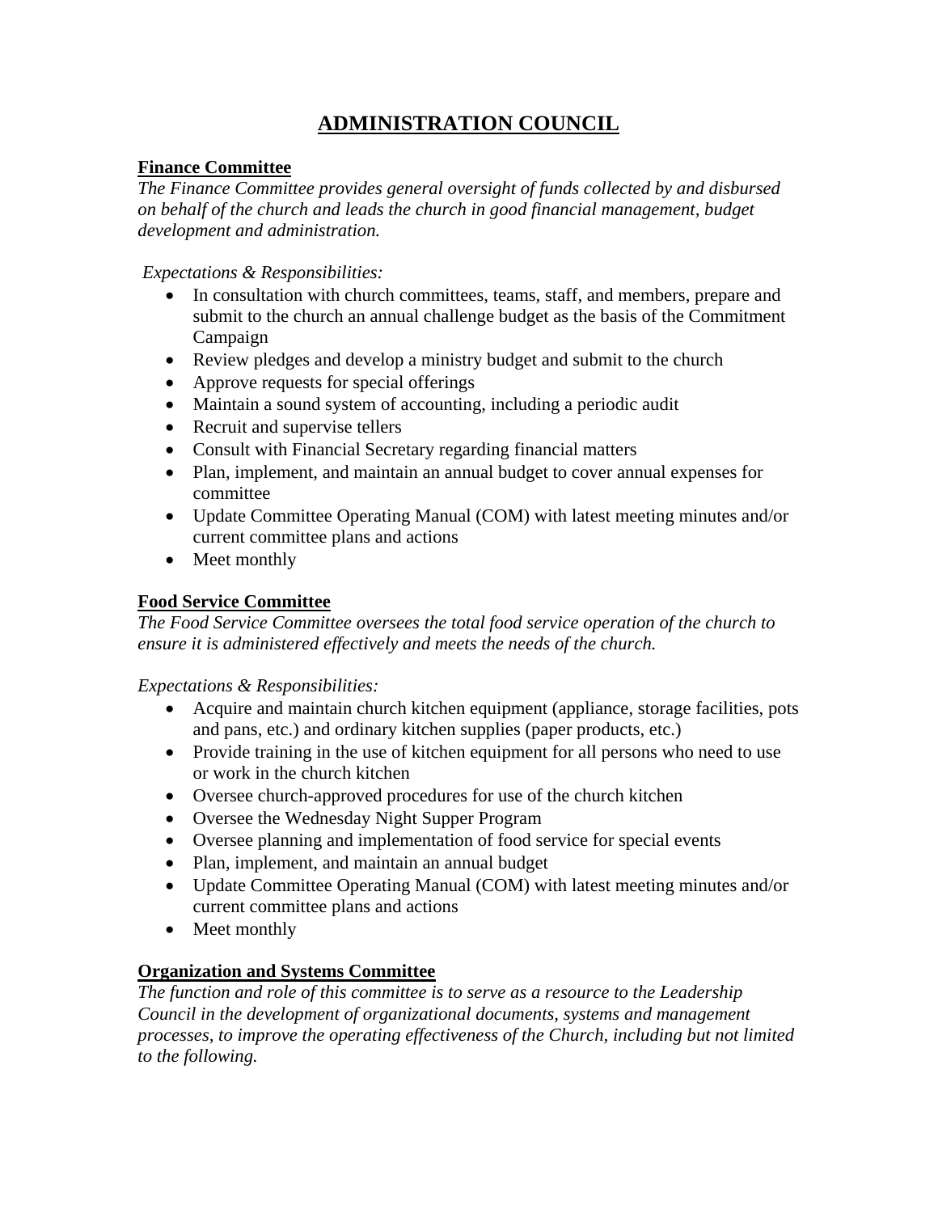# ADMINISTRATION COUNCIL

## Finance Committee

*The Finance Committee provides general oversight of funds collected by and disbursed on behalf of the church and leads the church in good financial management, budget development and administration.*

*Expectations & Responsibilities:*

- In consultation with church committees, teams, staff, and members, prepare and submit to the church an annual challenge budget as the basis of the Commitment Campaign
- Review pledges and develop a ministry budget and submit to the church
- Approve requests for special offerings
- Maintain a sound system of accounting, including a periodic audit
- Recruit and supervise tellers
- Consult with Financial Secretary regarding financial matters
- Plan, implement, and maintain an annual budget to cover annual expenses for committee
- Update Committee Operating Manual (COM) with latest meeting minutes and/or current committee plans and actions
- Meet monthly

## Food Service Committee

*The Food Service Committee oversees the total food service operation of the church to ensure it is administered effectively and meets the needs of the church.*

*Expectations & Responsibilities:*

- Acquire and maintain church kitchen equipment (appliance, storage facilities, pots and pans, etc.) and ordinary kitchen supplies (paper products, etc.)
- Provide training in the use of kitchen equipment for all persons who need to use or work in the church kitchen
- Oversee church-approved procedures for use of the church kitchen
- Oversee the Wednesday Night Supper Program
- Oversee planning and implementation of food service for special events
- Plan, implement, and maintain an annual budget
- Update Committee Operating Manual (COM) with latest meeting minutes and/or current committee plans and actions
- Meet monthly

## Organization and Systems Committee

*The function and role of this committee is to serve as a resource to the Leadership Council in the development of organizational documents, systems and management processes, to improve the operating effectiveness of the Church, including but not limited to the following.*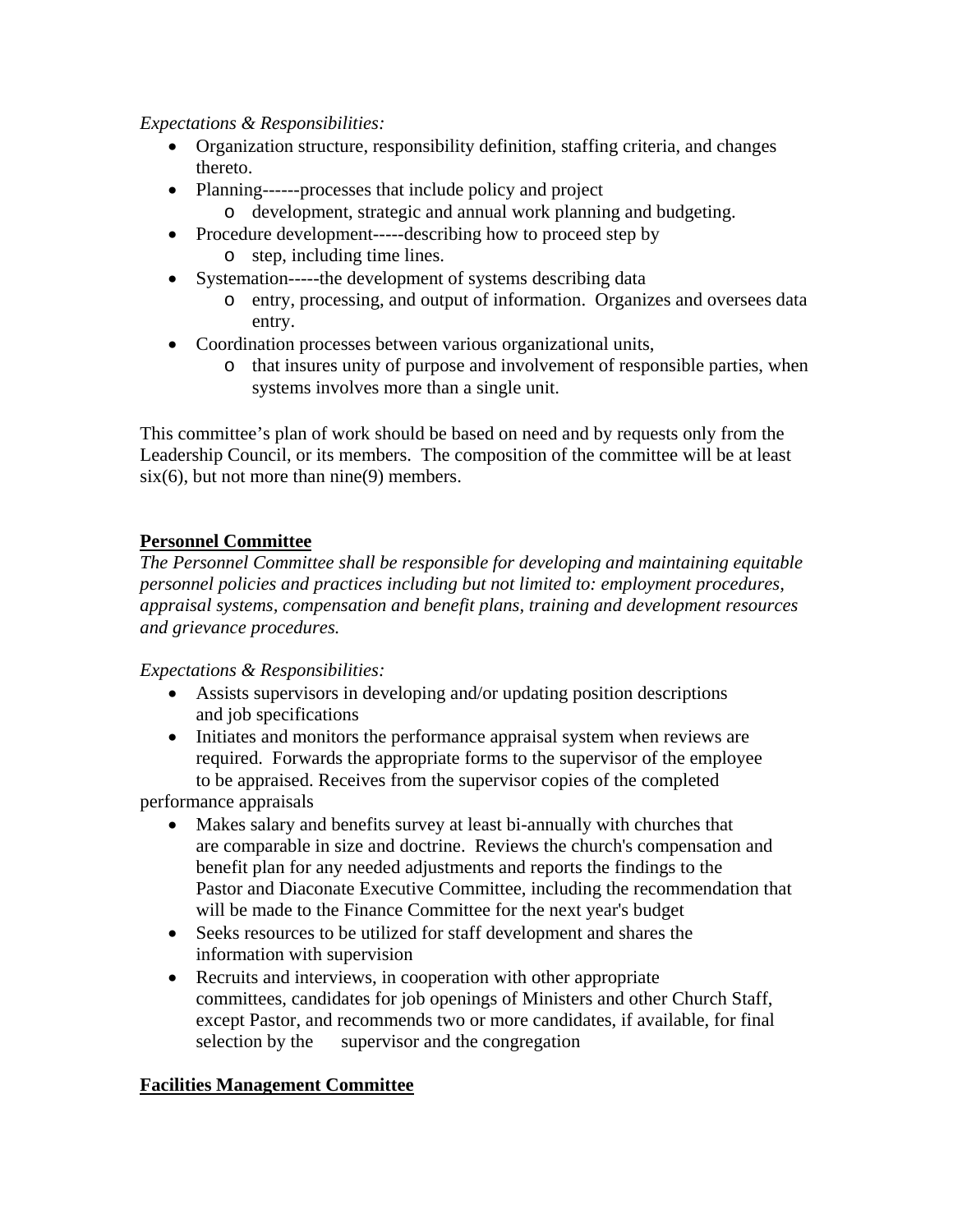*Expectations & Responsibilities:*

- Organization structure, responsibility definition, staffing criteria, and changes thereto.
- Planning------processes that include policy and project
    - development, strategic and annual work planning and budgeting.
- Procedure development-----describing how to proceed step by
    - step, including time lines.
- Systemation-----the development of systems describing data
    - entry, processing, and output of information. Organizes and oversees data entry.
- Coordination processes between various organizational units,
    - that insures unity of purpose and involvement of responsible parties, when systems involves more than a single unit.

This committee's plan of work should be based on need and by requests only from the Leadership Council, or its members. The composition of the committee will be at least six(6), but not more than nine(9) members.

**Personnel Committee**

*The Personnel Committee shall be responsible for developing and maintaining equitable personnel policies and practices including but not limited to: employment procedures, appraisal systems, compensation and benefit plans, training and development resources and grievance procedures.*

*Expectations & Responsibilities:*

- Assists supervisors in developing and/or updating position descriptions and job specifications
- Initiates and monitors the performance appraisal system when reviews are required. Forwards the appropriate forms to the supervisor of the employee to be appraised. Receives from the supervisor copies of the completed

performance appraisals

- Makes salary and benefits survey at least bi-annually with churches that are comparable in size and doctrine. Reviews the church's compensation and benefit plan for any needed adjustments and reports the findings to the Pastor and Diaconate Executive Committee, including the recommendation that will be made to the Finance Committee for the next year's budget
- Seeks resources to be utilized for staff development and shares the information with supervision
- Recruits and interviews, in cooperation with other appropriate committees, candidates for job openings of Ministers and other Church Staff, except Pastor, and recommends two or more candidates, if available, for final selection by the supervisor and the congregation

**Facilities Management Committee**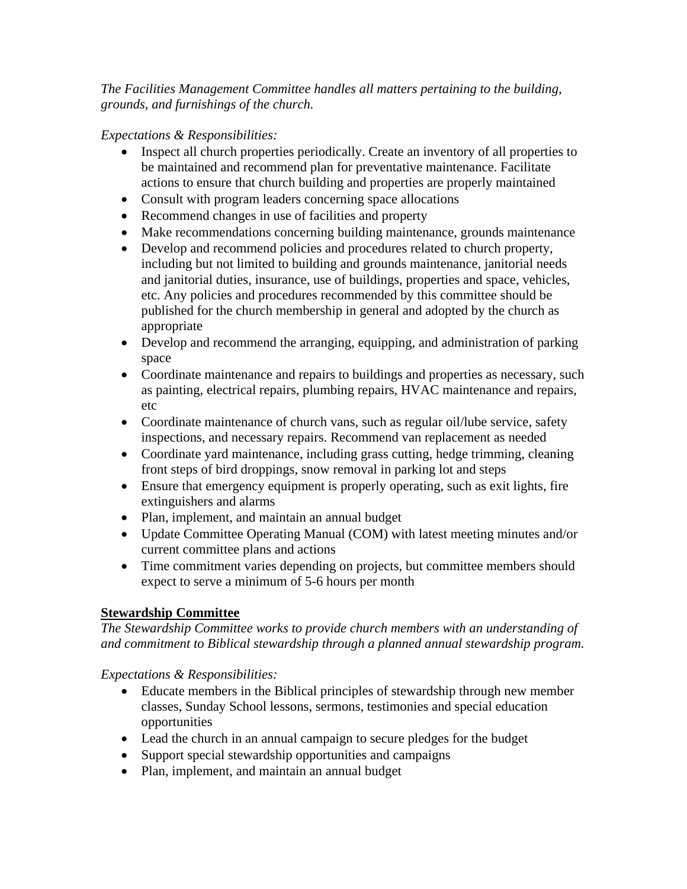*The Facilities Management Committee handles all matters pertaining to the building, grounds, and furnishings of the church.*

*Expectations & Responsibilities:*

- Inspect all church properties periodically. Create an inventory of all properties to be maintained and recommend plan for preventative maintenance. Facilitate actions to ensure that church building and properties are properly maintained
- Consult with program leaders concerning space allocations
- Recommend changes in use of facilities and property
- Make recommendations concerning building maintenance, grounds maintenance
- Develop and recommend policies and procedures related to church property, including but not limited to building and grounds maintenance, janitorial needs and janitorial duties, insurance, use of buildings, properties and space, vehicles, etc. Any policies and procedures recommended by this committee should be published for the church membership in general and adopted by the church as appropriate
- Develop and recommend the arranging, equipping, and administration of parking space
- Coordinate maintenance and repairs to buildings and properties as necessary, such as painting, electrical repairs, plumbing repairs, HVAC maintenance and repairs, etc
- Coordinate maintenance of church vans, such as regular oil/lube service, safety inspections, and necessary repairs. Recommend van replacement as needed
- Coordinate yard maintenance, including grass cutting, hedge trimming, cleaning front steps of bird droppings, snow removal in parking lot and steps
- Ensure that emergency equipment is properly operating, such as exit lights, fire extinguishers and alarms
- Plan, implement, and maintain an annual budget
- Update Committee Operating Manual (COM) with latest meeting minutes and/or current committee plans and actions
- Time commitment varies depending on projects, but committee members should expect to serve a minimum of 5-6 hours per month

**<u>Stewardship Committee</u>**

*The Stewardship Committee works to provide church members with an understanding of and commitment to Biblical stewardship through a planned annual stewardship program.*

*Expectations & Responsibilities:*

- Educate members in the Biblical principles of stewardship through new member classes, Sunday School lessons, sermons, testimonies and special education opportunities
- Lead the church in an annual campaign to secure pledges for the budget
- Support special stewardship opportunities and campaigns
- Plan, implement, and maintain an annual budget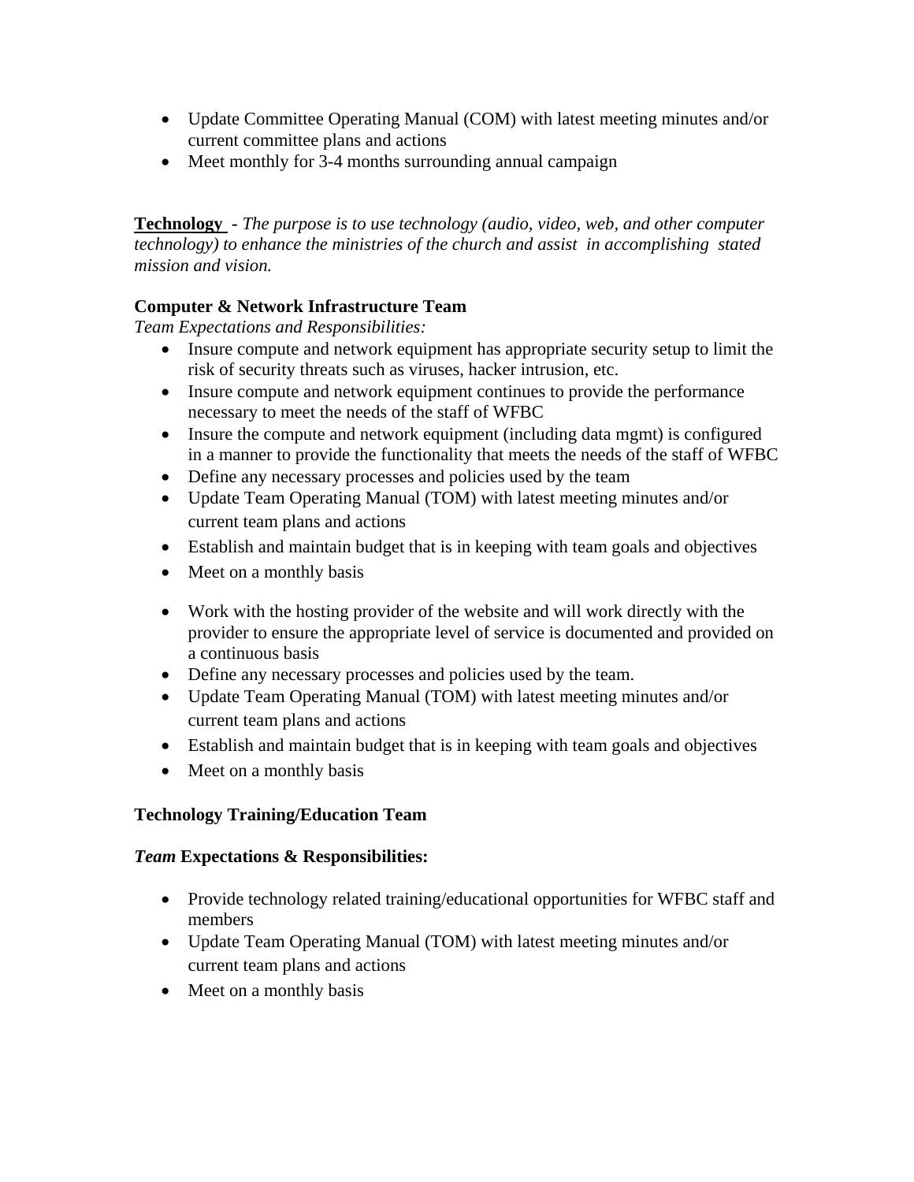- Update Committee Operating Manual (COM) with latest meeting minutes and/or current committee plans and actions
- Meet monthly for 3-4 months surrounding annual campaign

**Technology** - *The purpose is to use technology (audio, video, web, and other computer technology) to enhance the ministries of the church and assist in accomplishing stated mission and vision.*

**Computer & Network Infrastructure Team**

*Team Expectations and Responsibilities:*

- Insure compute and network equipment has appropriate security setup to limit the risk of security threats such as viruses, hacker intrusion, etc.
- Insure compute and network equipment continues to provide the performance necessary to meet the needs of the staff of WFBC
- Insure the compute and network equipment (including data mgmt) is configured in a manner to provide the functionality that meets the needs of the staff of WFBC
- Define any necessary processes and policies used by the team
- Update Team Operating Manual (TOM) with latest meeting minutes and/or current team plans and actions
- Establish and maintain budget that is in keeping with team goals and objectives
- Meet on a monthly basis

- Work with the hosting provider of the website and will work directly with the provider to ensure the appropriate level of service is documented and provided on a continuous basis
- Define any necessary processes and policies used by the team.
- Update Team Operating Manual (TOM) with latest meeting minutes and/or current team plans and actions
- Establish and maintain budget that is in keeping with team goals and objectives
- Meet on a monthly basis

**Technology Training/Education Team**

***Team* Expectations & Responsibilities:**

- Provide technology related training/educational opportunities for WFBC staff and members
- Update Team Operating Manual (TOM) with latest meeting minutes and/or current team plans and actions
- Meet on a monthly basis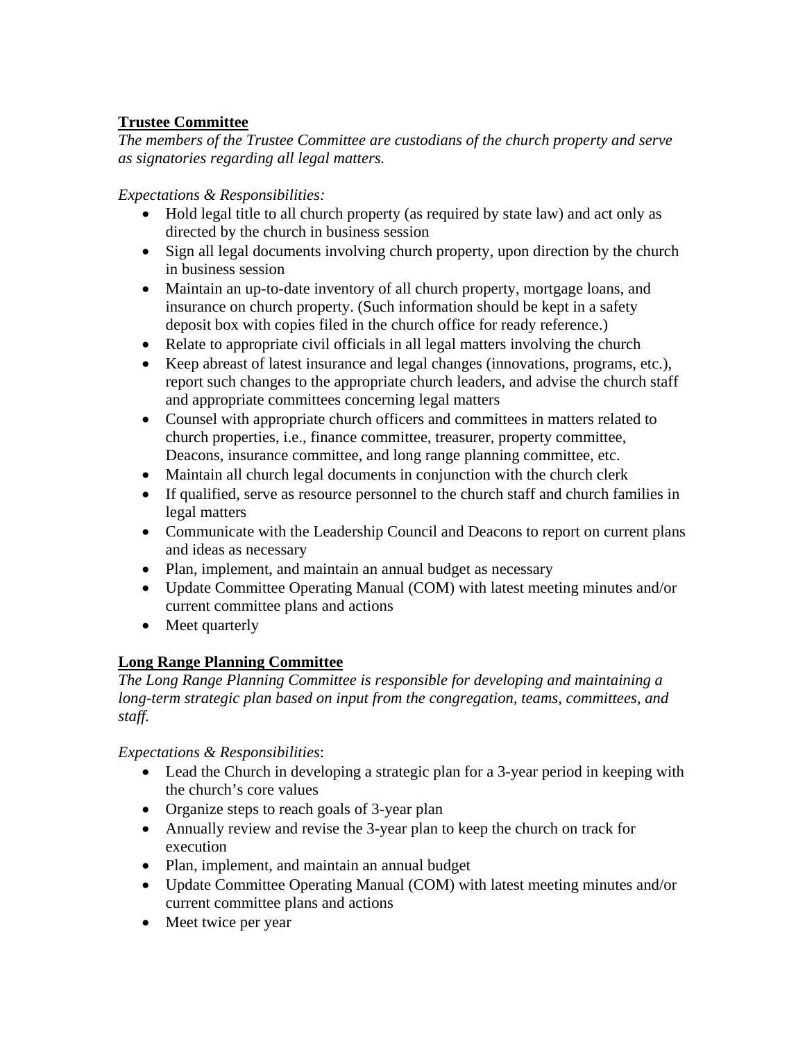**<u>Trustee Committee</u>**

*The members of the Trustee Committee are custodians of the church property and serve as signatories regarding all legal matters.*

*Expectations & Responsibilities:*

- Hold legal title to all church property (as required by state law) and act only as directed by the church in business session
- Sign all legal documents involving church property, upon direction by the church in business session
- Maintain an up-to-date inventory of all church property, mortgage loans, and insurance on church property. (Such information should be kept in a safety deposit box with copies filed in the church office for ready reference.)
- Relate to appropriate civil officials in all legal matters involving the church
- Keep abreast of latest insurance and legal changes (innovations, programs, etc.), report such changes to the appropriate church leaders, and advise the church staff and appropriate committees concerning legal matters
- Counsel with appropriate church officers and committees in matters related to church properties, i.e., finance committee, treasurer, property committee, Deacons, insurance committee, and long range planning committee, etc.
- Maintain all church legal documents in conjunction with the church clerk
- If qualified, serve as resource personnel to the church staff and church families in legal matters
- Communicate with the Leadership Council and Deacons to report on current plans and ideas as necessary
- Plan, implement, and maintain an annual budget as necessary
- Update Committee Operating Manual (COM) with latest meeting minutes and/or current committee plans and actions
- Meet quarterly

**<u>Long Range Planning Committee</u>**

*The Long Range Planning Committee is responsible for developing and maintaining a long-term strategic plan based on input from the congregation, teams, committees, and staff.*

*Expectations & Responsibilities*:

- Lead the Church in developing a strategic plan for a 3-year period in keeping with the church's core values
- Organize steps to reach goals of 3-year plan
- Annually review and revise the 3-year plan to keep the church on track for execution
- Plan, implement, and maintain an annual budget
- Update Committee Operating Manual (COM) with latest meeting minutes and/or current committee plans and actions
- Meet twice per year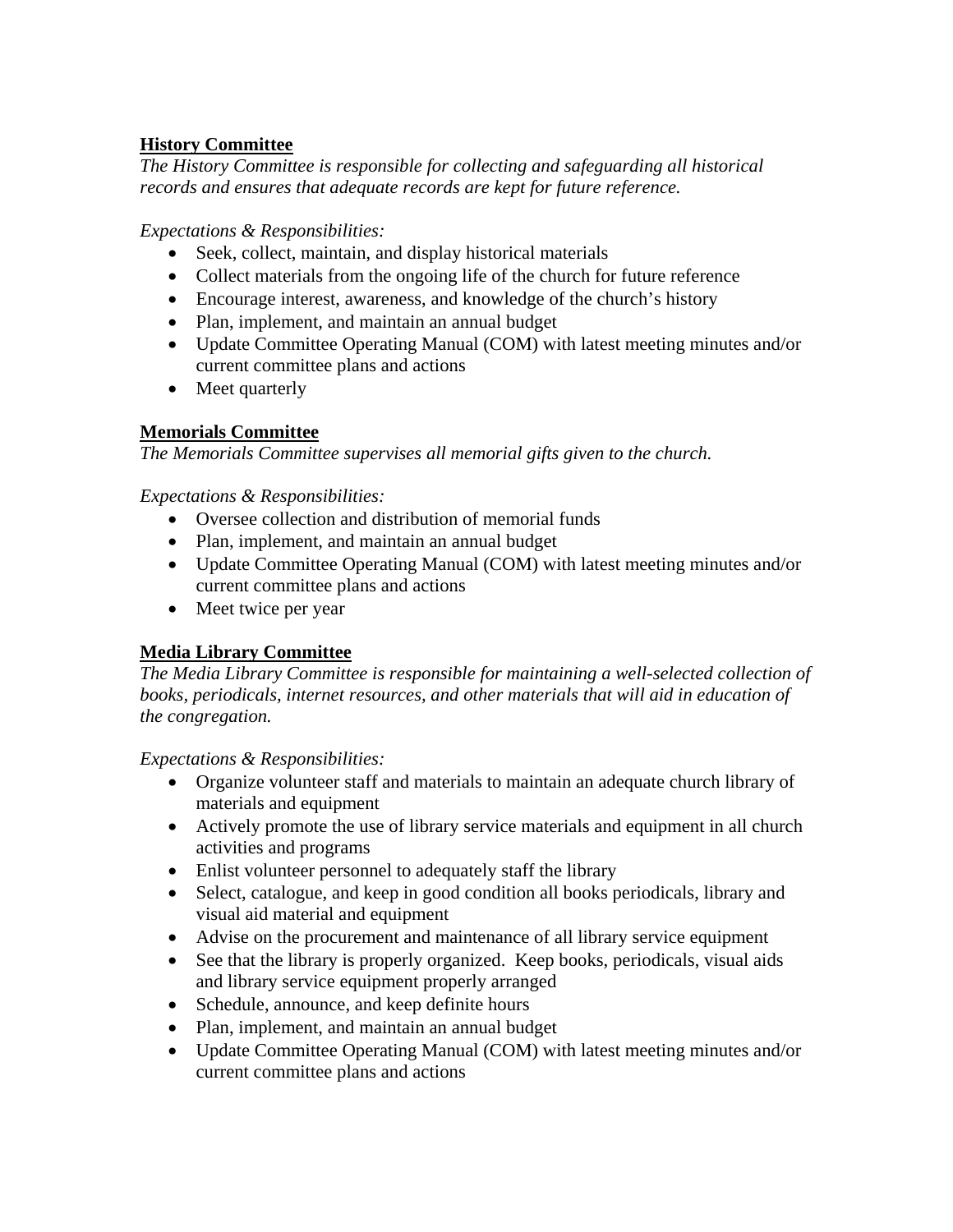**<u>History Committee</u>**

*The History Committee is responsible for collecting and safeguarding all historical records and ensures that adequate records are kept for future reference.*

*Expectations & Responsibilities:*

- Seek, collect, maintain, and display historical materials
- Collect materials from the ongoing life of the church for future reference
- Encourage interest, awareness, and knowledge of the church's history
- Plan, implement, and maintain an annual budget
- Update Committee Operating Manual (COM) with latest meeting minutes and/or current committee plans and actions
- Meet quarterly

**<u>Memorials Committee</u>**

*The Memorials Committee supervises all memorial gifts given to the church.*

*Expectations & Responsibilities:*

- Oversee collection and distribution of memorial funds
- Plan, implement, and maintain an annual budget
- Update Committee Operating Manual (COM) with latest meeting minutes and/or current committee plans and actions
- Meet twice per year

**<u>Media Library Committee</u>**

*The Media Library Committee is responsible for maintaining a well-selected collection of books, periodicals, internet resources, and other materials that will aid in education of the congregation.*

*Expectations & Responsibilities:*

- Organize volunteer staff and materials to maintain an adequate church library of materials and equipment
- Actively promote the use of library service materials and equipment in all church activities and programs
- Enlist volunteer personnel to adequately staff the library
- Select, catalogue, and keep in good condition all books periodicals, library and visual aid material and equipment
- Advise on the procurement and maintenance of all library service equipment
- See that the library is properly organized. Keep books, periodicals, visual aids and library service equipment properly arranged
- Schedule, announce, and keep definite hours
- Plan, implement, and maintain an annual budget
- Update Committee Operating Manual (COM) with latest meeting minutes and/or current committee plans and actions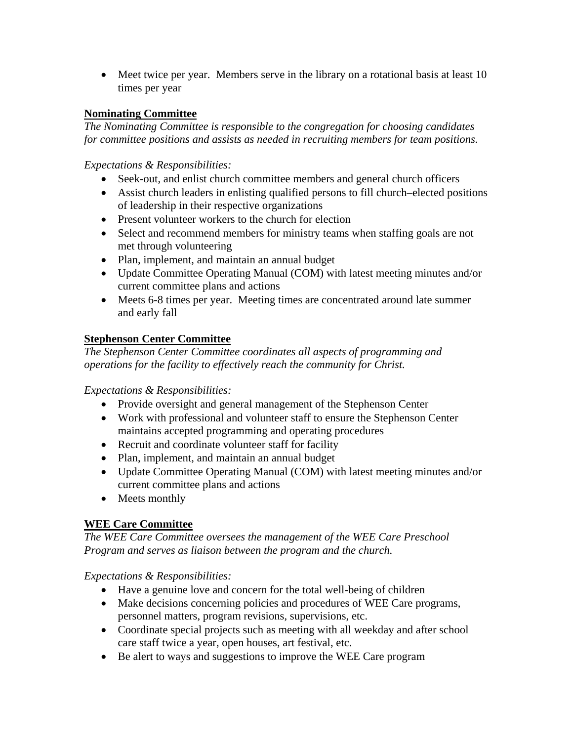- Meet twice per year.  Members serve in the library on a rotational basis at least 10 times per year

**Nominating Committee**

*The Nominating Committee is responsible to the congregation for choosing candidates for committee positions and assists as needed in recruiting members for team positions.*

*Expectations & Responsibilities:*

- Seek-out, and enlist church committee members and general church officers
- Assist church leaders in enlisting qualified persons to fill church–elected positions of leadership in their respective organizations
- Present volunteer workers to the church for election
- Select and recommend members for ministry teams when staffing goals are not met through volunteering
- Plan, implement, and maintain an annual budget
- Update Committee Operating Manual (COM) with latest meeting minutes and/or current committee plans and actions
- Meets 6-8 times per year.  Meeting times are concentrated around late summer and early fall

**Stephenson Center Committee**

*The Stephenson Center Committee coordinates all aspects of programming and operations for the facility to effectively reach the community for Christ.*

*Expectations & Responsibilities:*

- Provide oversight and general management of the Stephenson Center
- Work with professional and volunteer staff to ensure the Stephenson Center maintains accepted programming and operating procedures
- Recruit and coordinate volunteer staff for facility
- Plan, implement, and maintain an annual budget
- Update Committee Operating Manual (COM) with latest meeting minutes and/or current committee plans and actions
- Meets monthly

**WEE Care Committee**

*The WEE Care Committee oversees the management of the WEE Care Preschool Program and serves as liaison between the program and the church.*

*Expectations & Responsibilities:*

- Have a genuine love and concern for the total well-being of children
- Make decisions concerning policies and procedures of WEE Care programs, personnel matters, program revisions, supervisions, etc.
- Coordinate special projects such as meeting with all weekday and after school care staff twice a year, open houses, art festival, etc.
- Be alert to ways and suggestions to improve the WEE Care program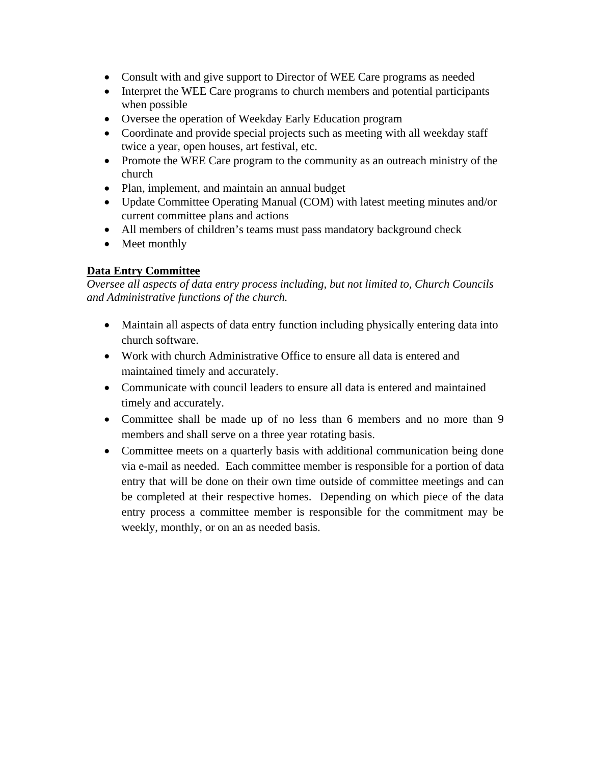- Consult with and give support to Director of WEE Care programs as needed
- Interpret the WEE Care programs to church members and potential participants when possible
- Oversee the operation of Weekday Early Education program
- Coordinate and provide special projects such as meeting with all weekday staff twice a year, open houses, art festival, etc.
- Promote the WEE Care program to the community as an outreach ministry of the church
- Plan, implement, and maintain an annual budget
- Update Committee Operating Manual (COM) with latest meeting minutes and/or current committee plans and actions
- All members of children's teams must pass mandatory background check
- Meet monthly

**Data Entry Committee**

*Oversee all aspects of data entry process including, but not limited to, Church Councils and Administrative functions of the church.*

- Maintain all aspects of data entry function including physically entering data into church software.
- Work with church Administrative Office to ensure all data is entered and maintained timely and accurately.
- Communicate with council leaders to ensure all data is entered and maintained timely and accurately.
- Committee shall be made up of no less than 6 members and no more than 9 members and shall serve on a three year rotating basis.
- Committee meets on a quarterly basis with additional communication being done via e-mail as needed. Each committee member is responsible for a portion of data entry that will be done on their own time outside of committee meetings and can be completed at their respective homes. Depending on which piece of the data entry process a committee member is responsible for the commitment may be weekly, monthly, or on an as needed basis.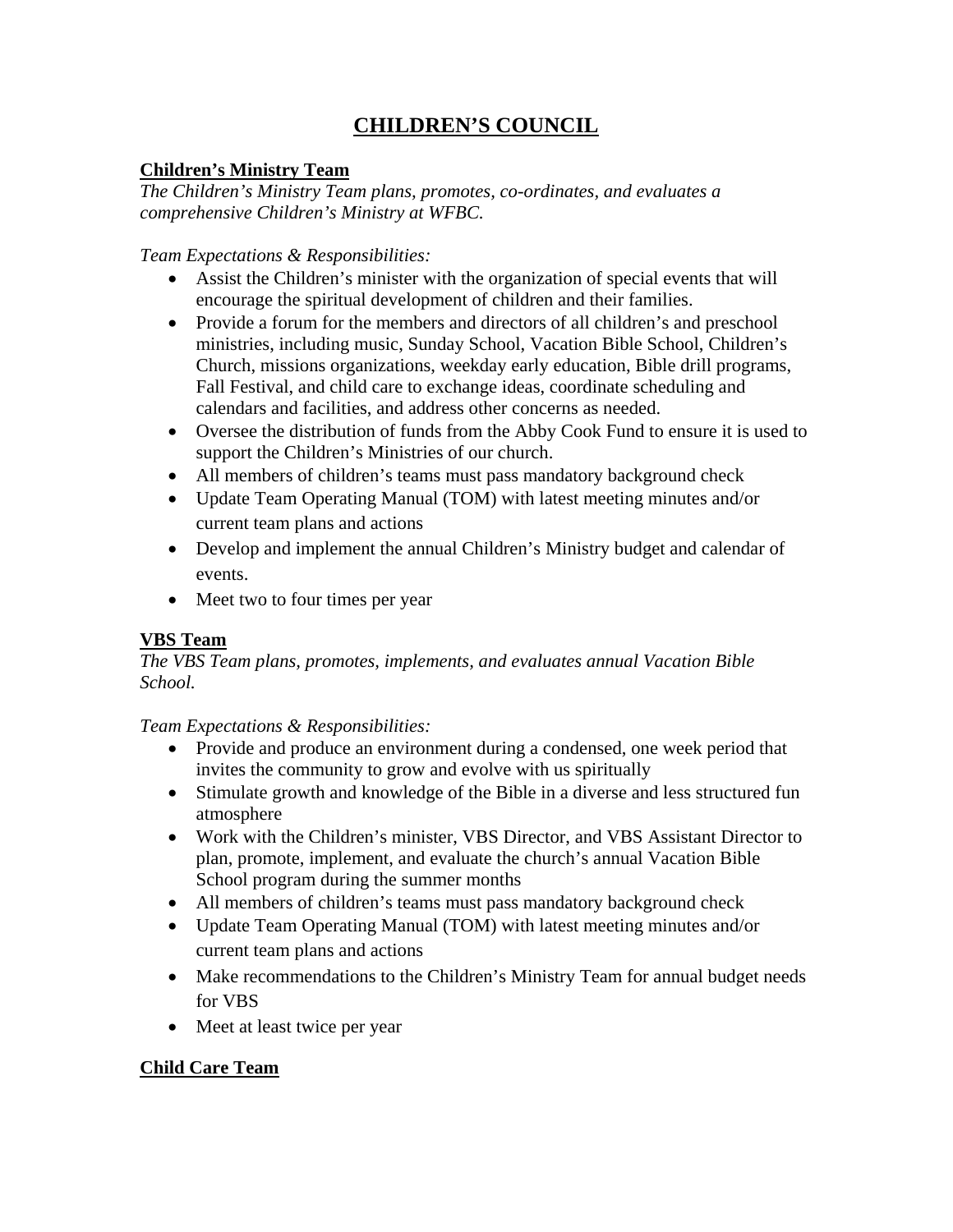# CHILDREN'S COUNCIL

**Children's Ministry Team**

*The Children's Ministry Team plans, promotes, co-ordinates, and evaluates a comprehensive Children's Ministry at WFBC.*

*Team Expectations & Responsibilities:*

- Assist the Children's minister with the organization of special events that will encourage the spiritual development of children and their families.
- Provide a forum for the members and directors of all children's and preschool ministries, including music, Sunday School, Vacation Bible School, Children's Church, missions organizations, weekday early education, Bible drill programs, Fall Festival, and child care to exchange ideas, coordinate scheduling and calendars and facilities, and address other concerns as needed.
- Oversee the distribution of funds from the Abby Cook Fund to ensure it is used to support the Children's Ministries of our church.
- All members of children's teams must pass mandatory background check
- Update Team Operating Manual (TOM) with latest meeting minutes and/or current team plans and actions
- Develop and implement the annual Children's Ministry budget and calendar of events.
- Meet two to four times per year

**VBS Team**

*The VBS Team plans, promotes, implements, and evaluates annual Vacation Bible School.*

*Team Expectations & Responsibilities:*

- Provide and produce an environment during a condensed, one week period that invites the community to grow and evolve with us spiritually
- Stimulate growth and knowledge of the Bible in a diverse and less structured fun atmosphere
- Work with the Children's minister, VBS Director, and VBS Assistant Director to plan, promote, implement, and evaluate the church's annual Vacation Bible School program during the summer months
- All members of children's teams must pass mandatory background check
- Update Team Operating Manual (TOM) with latest meeting minutes and/or current team plans and actions
- Make recommendations to the Children's Ministry Team for annual budget needs for VBS
- Meet at least twice per year

**Child Care Team**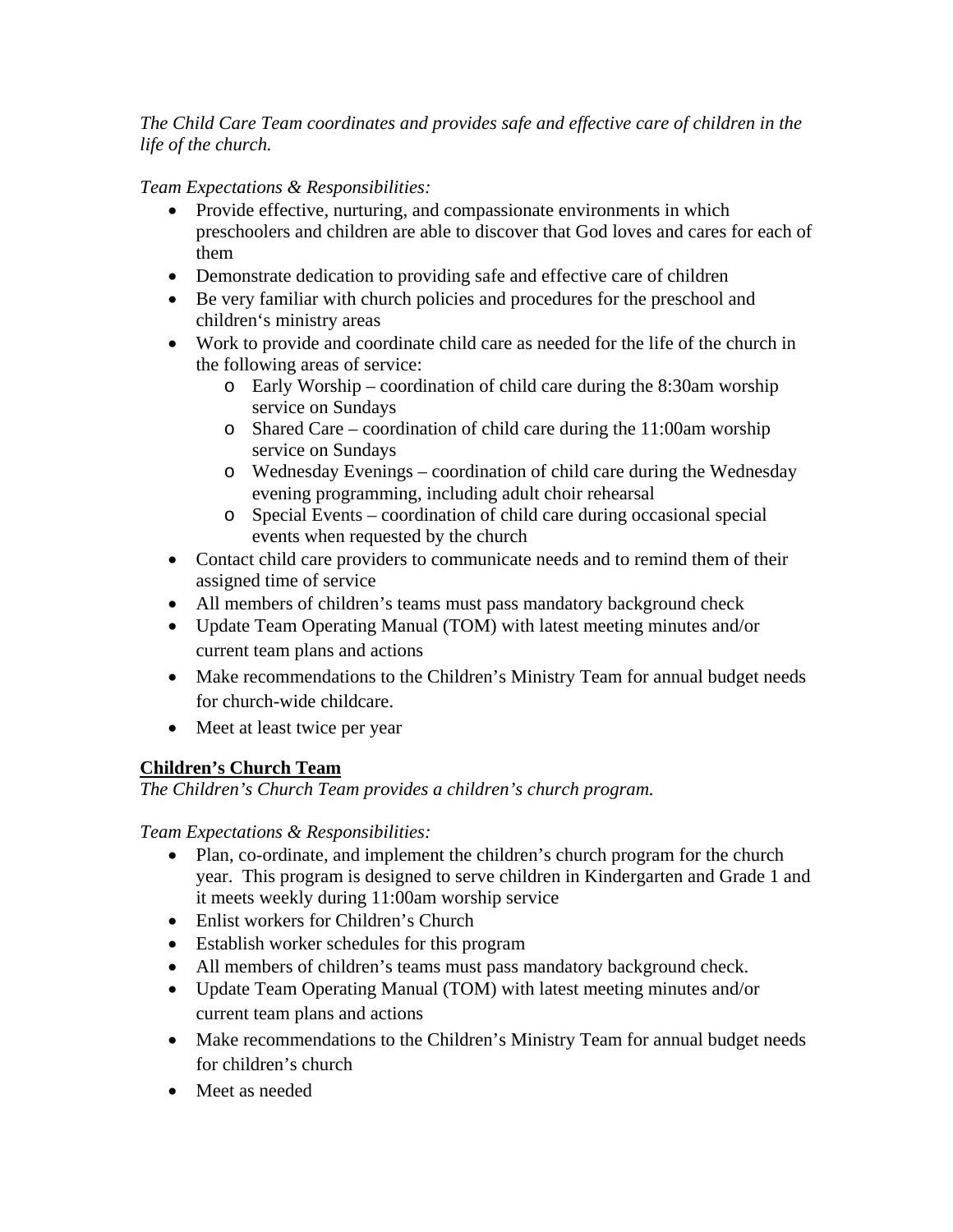*The Child Care Team coordinates and provides safe and effective care of children in the life of the church.*

*Team Expectations & Responsibilities:*

- Provide effective, nurturing, and compassionate environments in which preschoolers and children are able to discover that God loves and cares for each of them
- Demonstrate dedication to providing safe and effective care of children
- Be very familiar with church policies and procedures for the preschool and children's ministry areas
- Work to provide and coordinate child care as needed for the life of the church in the following areas of service:
  - Early Worship – coordination of child care during the 8:30am worship service on Sundays
  - Shared Care – coordination of child care during the 11:00am worship service on Sundays
  - Wednesday Evenings – coordination of child care during the Wednesday evening programming, including adult choir rehearsal
  - Special Events – coordination of child care during occasional special events when requested by the church
- Contact child care providers to communicate needs and to remind them of their assigned time of service
- All members of children's teams must pass mandatory background check
- Update Team Operating Manual (TOM) with latest meeting minutes and/or current team plans and actions
- Make recommendations to the Children's Ministry Team for annual budget needs for church-wide childcare.
- Meet at least twice per year

**Children's Church Team**

*The Children's Church Team provides a children's church program.*

*Team Expectations & Responsibilities:*

- Plan, co-ordinate, and implement the children's church program for the church year. This program is designed to serve children in Kindergarten and Grade 1 and it meets weekly during 11:00am worship service
- Enlist workers for Children's Church
- Establish worker schedules for this program
- All members of children's teams must pass mandatory background check.
- Update Team Operating Manual (TOM) with latest meeting minutes and/or current team plans and actions
- Make recommendations to the Children's Ministry Team for annual budget needs for children's church
- Meet as needed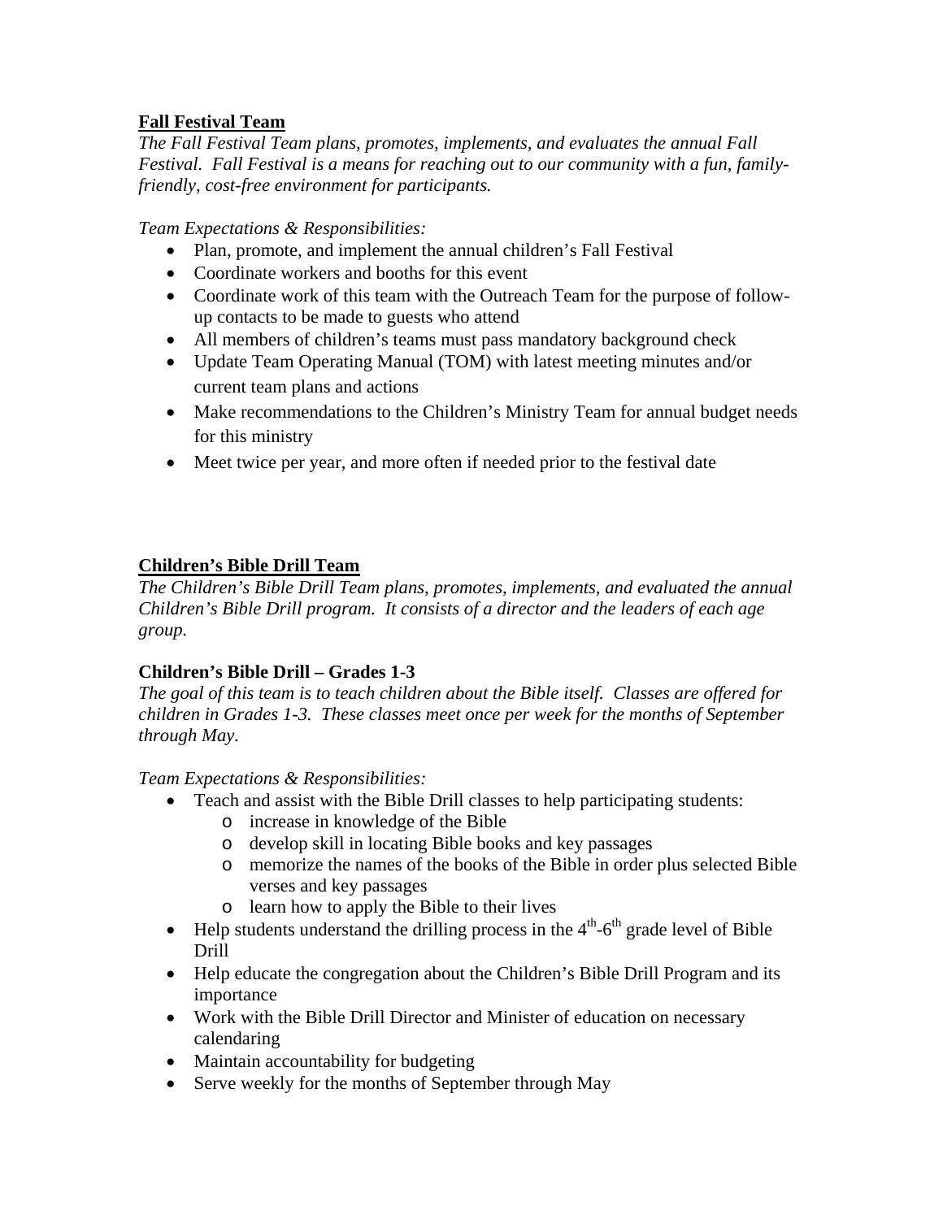**<u>Fall Festival Team</u>**

*The Fall Festival Team plans, promotes, implements, and evaluates the annual Fall Festival. Fall Festival is a means for reaching out to our community with a fun, family-friendly, cost-free environment for participants.*

*Team Expectations & Responsibilities:*

- Plan, promote, and implement the annual children's Fall Festival
- Coordinate workers and booths for this event
- Coordinate work of this team with the Outreach Team for the purpose of follow-up contacts to be made to guests who attend
- All members of children's teams must pass mandatory background check
- Update Team Operating Manual (TOM) with latest meeting minutes and/or current team plans and actions
- Make recommendations to the Children's Ministry Team for annual budget needs for this ministry
- Meet twice per year, and more often if needed prior to the festival date

**<u>Children's Bible Drill Team</u>**

*The Children's Bible Drill Team plans, promotes, implements, and evaluated the annual Children's Bible Drill program. It consists of a director and the leaders of each age group.*

**Children's Bible Drill – Grades 1-3**

*The goal of this team is to teach children about the Bible itself. Classes are offered for children in Grades 1-3. These classes meet once per week for the months of September through May.*

*Team Expectations & Responsibilities:*

- Teach and assist with the Bible Drill classes to help participating students:
  - increase in knowledge of the Bible
  - develop skill in locating Bible books and key passages
  - memorize the names of the books of the Bible in order plus selected Bible verses and key passages
  - learn how to apply the Bible to their lives
- Help students understand the drilling process in the 4th-6th grade level of Bible Drill
- Help educate the congregation about the Children's Bible Drill Program and its importance
- Work with the Bible Drill Director and Minister of education on necessary calendaring
- Maintain accountability for budgeting
- Serve weekly for the months of September through May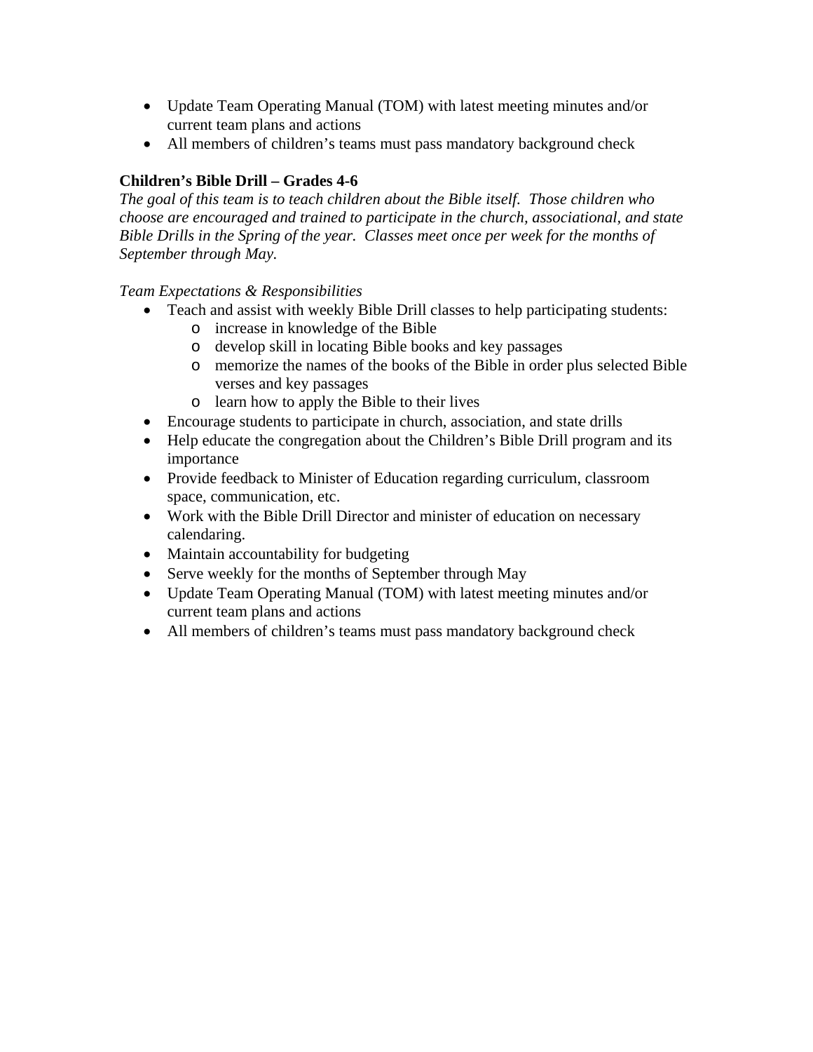- Update Team Operating Manual (TOM) with latest meeting minutes and/or current team plans and actions
- All members of children's teams must pass mandatory background check

**Children's Bible Drill – Grades 4-6**

*The goal of this team is to teach children about the Bible itself. Those children who choose are encouraged and trained to participate in the church, associational, and state Bible Drills in the Spring of the year. Classes meet once per week for the months of September through May.*

*Team Expectations & Responsibilities*

- Teach and assist with weekly Bible Drill classes to help participating students:
    - increase in knowledge of the Bible
    - develop skill in locating Bible books and key passages
    - memorize the names of the books of the Bible in order plus selected Bible verses and key passages
    - learn how to apply the Bible to their lives
- Encourage students to participate in church, association, and state drills
- Help educate the congregation about the Children's Bible Drill program and its importance
- Provide feedback to Minister of Education regarding curriculum, classroom space, communication, etc.
- Work with the Bible Drill Director and minister of education on necessary calendaring.
- Maintain accountability for budgeting
- Serve weekly for the months of September through May
- Update Team Operating Manual (TOM) with latest meeting minutes and/or current team plans and actions
- All members of children's teams must pass mandatory background check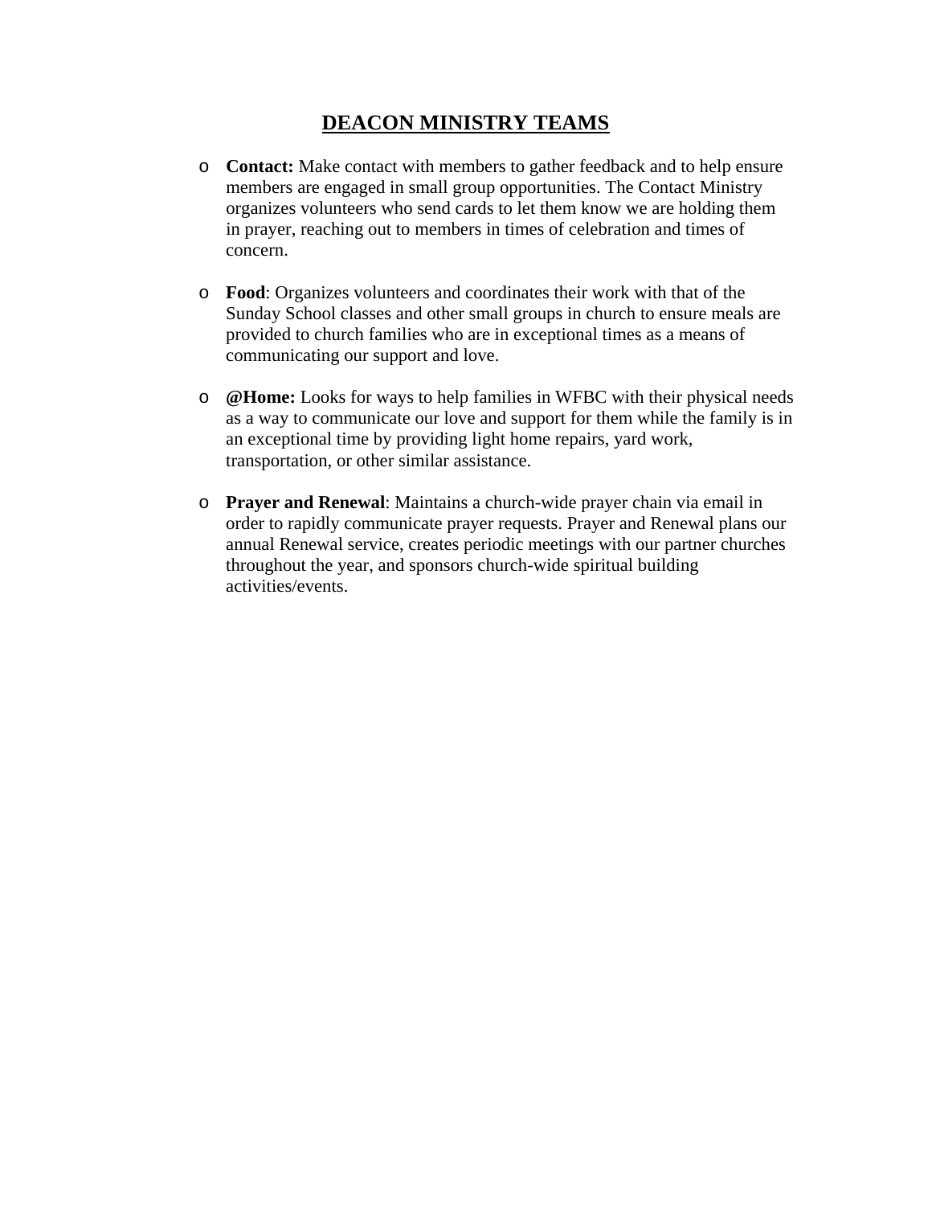## DEACON MINISTRY TEAMS

- **Contact:** Make contact with members to gather feedback and to help ensure members are engaged in small group opportunities. The Contact Ministry organizes volunteers who send cards to let them know we are holding them in prayer, reaching out to members in times of celebration and times of concern.

- **Food**: Organizes volunteers and coordinates their work with that of the Sunday School classes and other small groups in church to ensure meals are provided to church families who are in exceptional times as a means of communicating our support and love.

- **@Home:** Looks for ways to help families in WFBC with their physical needs as a way to communicate our love and support for them while the family is in an exceptional time by providing light home repairs, yard work, transportation, or other similar assistance.

- **Prayer and Renewal**: Maintains a church-wide prayer chain via email in order to rapidly communicate prayer requests. Prayer and Renewal plans our annual Renewal service, creates periodic meetings with our partner churches throughout the year, and sponsors church-wide spiritual building activities/events.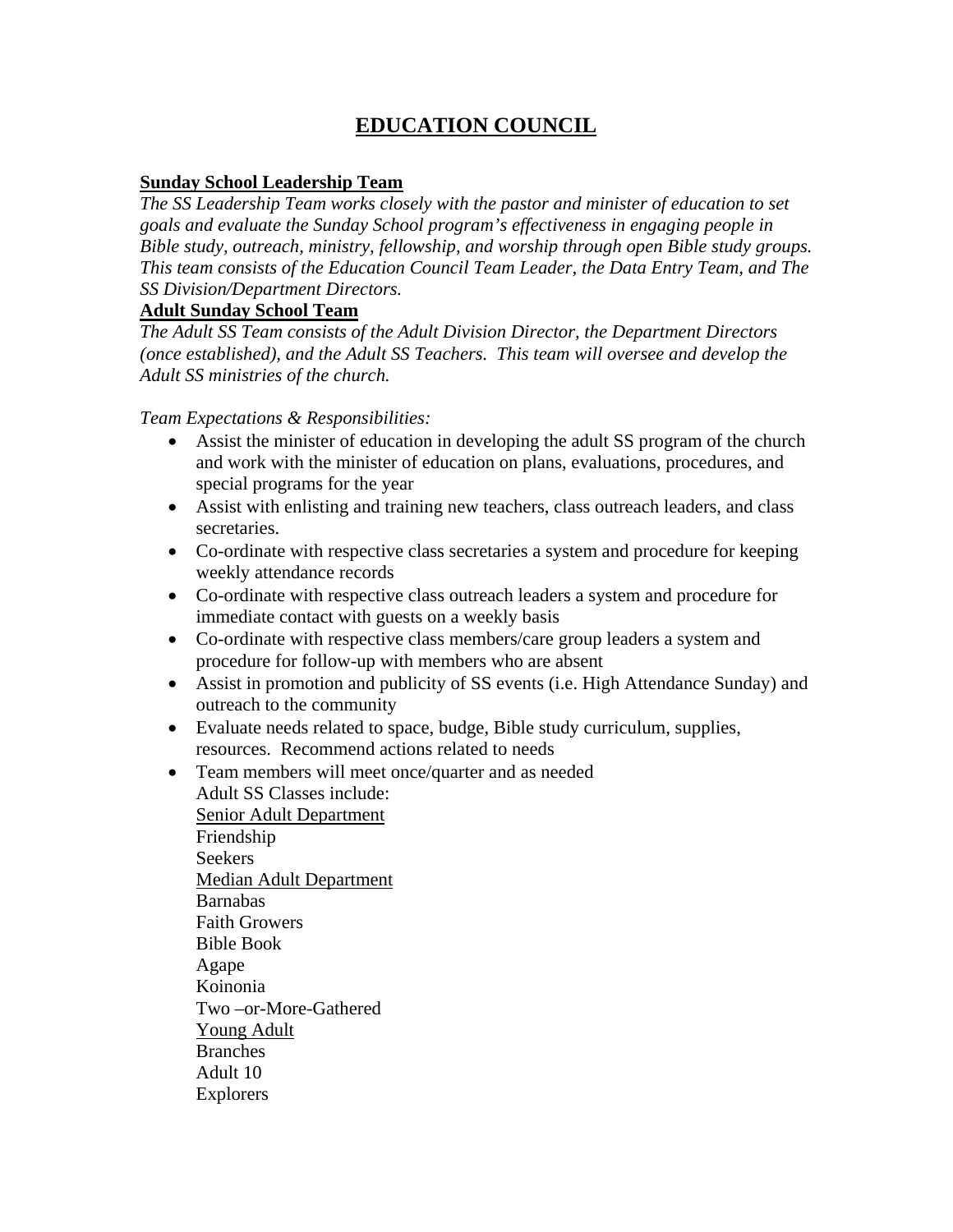# EDUCATION COUNCIL

**Sunday School Leadership Team**

*The SS Leadership Team works closely with the pastor and minister of education to set goals and evaluate the Sunday School program's effectiveness in engaging people in Bible study, outreach, ministry, fellowship, and worship through open Bible study groups. This team consists of the Education Council Team Leader, the Data Entry Team, and The SS Division/Department Directors.*

**Adult Sunday School Team**

*The Adult SS Team consists of the Adult Division Director, the Department Directors (once established), and the Adult SS Teachers. This team will oversee and develop the Adult SS ministries of the church.*

*Team Expectations & Responsibilities:*

- Assist the minister of education in developing the adult SS program of the church and work with the minister of education on plans, evaluations, procedures, and special programs for the year
- Assist with enlisting and training new teachers, class outreach leaders, and class secretaries.
- Co-ordinate with respective class secretaries a system and procedure for keeping weekly attendance records
- Co-ordinate with respective class outreach leaders a system and procedure for immediate contact with guests on a weekly basis
- Co-ordinate with respective class members/care group leaders a system and procedure for follow-up with members who are absent
- Assist in promotion and publicity of SS events (i.e. High Attendance Sunday) and outreach to the community
- Evaluate needs related to space, budge, Bible study curriculum, supplies, resources. Recommend actions related to needs
- Team members will meet once/quarter and as needed

  Adult SS Classes include:

  Senior Adult Department

  Friendship

  Seekers

  Median Adult Department

  Barnabas

  Faith Growers

  Bible Book

  Agape

  Koinonia

  Two –or-More-Gathered

  Young Adult

  Branches

  Adult 10

  Explorers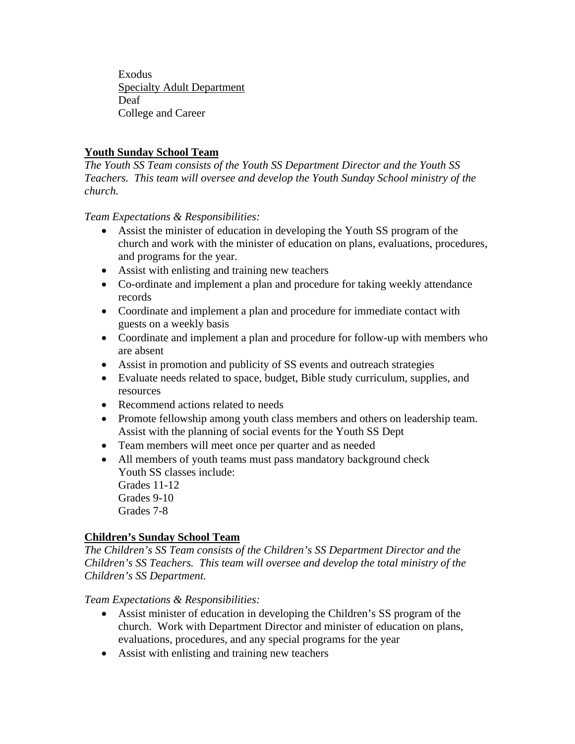Exodus
<u>Specialty Adult Department</u>
Deaf
College and Career

**<u>Youth Sunday School Team</u>**

*The Youth SS Team consists of the Youth SS Department Director and the Youth SS Teachers. This team will oversee and develop the Youth Sunday School ministry of the church.*

*Team Expectations & Responsibilities:*

- Assist the minister of education in developing the Youth SS program of the church and work with the minister of education on plans, evaluations, procedures, and programs for the year.
- Assist with enlisting and training new teachers
- Co-ordinate and implement a plan and procedure for taking weekly attendance records
- Coordinate and implement a plan and procedure for immediate contact with guests on a weekly basis
- Coordinate and implement a plan and procedure for follow-up with members who are absent
- Assist in promotion and publicity of SS events and outreach strategies
- Evaluate needs related to space, budget, Bible study curriculum, supplies, and resources
- Recommend actions related to needs
- Promote fellowship among youth class members and others on leadership team. Assist with the planning of social events for the Youth SS Dept
- Team members will meet once per quarter and as needed
- All members of youth teams must pass mandatory background check
  Youth SS classes include:
  Grades 11-12
  Grades 9-10
  Grades 7-8

**<u>Children's Sunday School Team</u>**

*The Children's SS Team consists of the Children's SS Department Director and the Children's SS Teachers. This team will oversee and develop the total ministry of the Children's SS Department.*

*Team Expectations & Responsibilities:*

- Assist minister of education in developing the Children's SS program of the church. Work with Department Director and minister of education on plans, evaluations, procedures, and any special programs for the year
- Assist with enlisting and training new teachers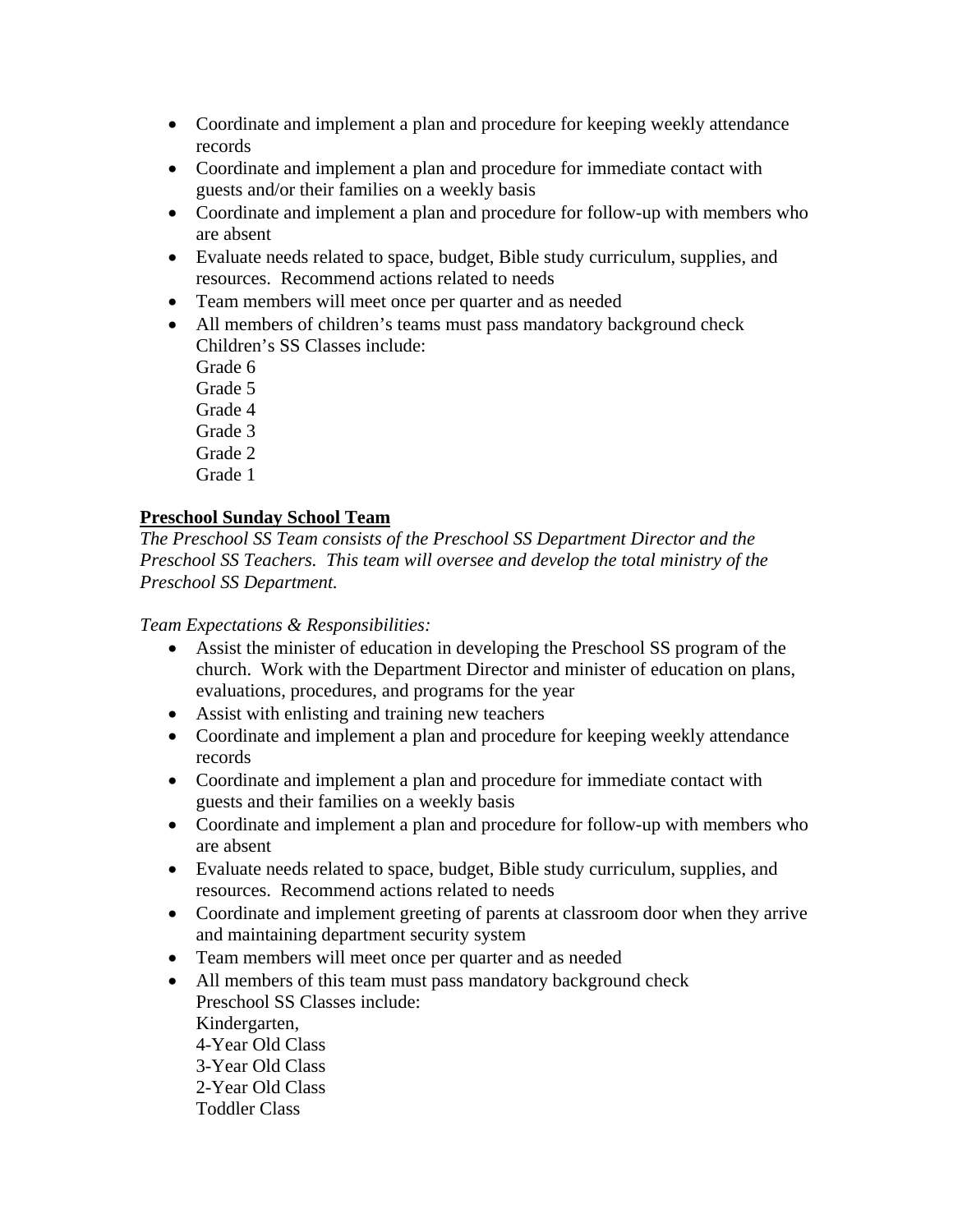- Coordinate and implement a plan and procedure for keeping weekly attendance records
- Coordinate and implement a plan and procedure for immediate contact with guests and/or their families on a weekly basis
- Coordinate and implement a plan and procedure for follow-up with members who are absent
- Evaluate needs related to space, budget, Bible study curriculum, supplies, and resources. Recommend actions related to needs
- Team members will meet once per quarter and as needed
- All members of children's teams must pass mandatory background check
  Children's SS Classes include:
  Grade 6
  Grade 5
  Grade 4
  Grade 3
  Grade 2
  Grade 1

**Preschool Sunday School Team**

*The Preschool SS Team consists of the Preschool SS Department Director and the Preschool SS Teachers. This team will oversee and develop the total ministry of the Preschool SS Department.*

*Team Expectations & Responsibilities:*

- Assist the minister of education in developing the Preschool SS program of the church. Work with the Department Director and minister of education on plans, evaluations, procedures, and programs for the year
- Assist with enlisting and training new teachers
- Coordinate and implement a plan and procedure for keeping weekly attendance records
- Coordinate and implement a plan and procedure for immediate contact with guests and their families on a weekly basis
- Coordinate and implement a plan and procedure for follow-up with members who are absent
- Evaluate needs related to space, budget, Bible study curriculum, supplies, and resources. Recommend actions related to needs
- Coordinate and implement greeting of parents at classroom door when they arrive and maintaining department security system
- Team members will meet once per quarter and as needed
- All members of this team must pass mandatory background check
  Preschool SS Classes include:
  Kindergarten,
  4-Year Old Class
  3-Year Old Class
  2-Year Old Class
  Toddler Class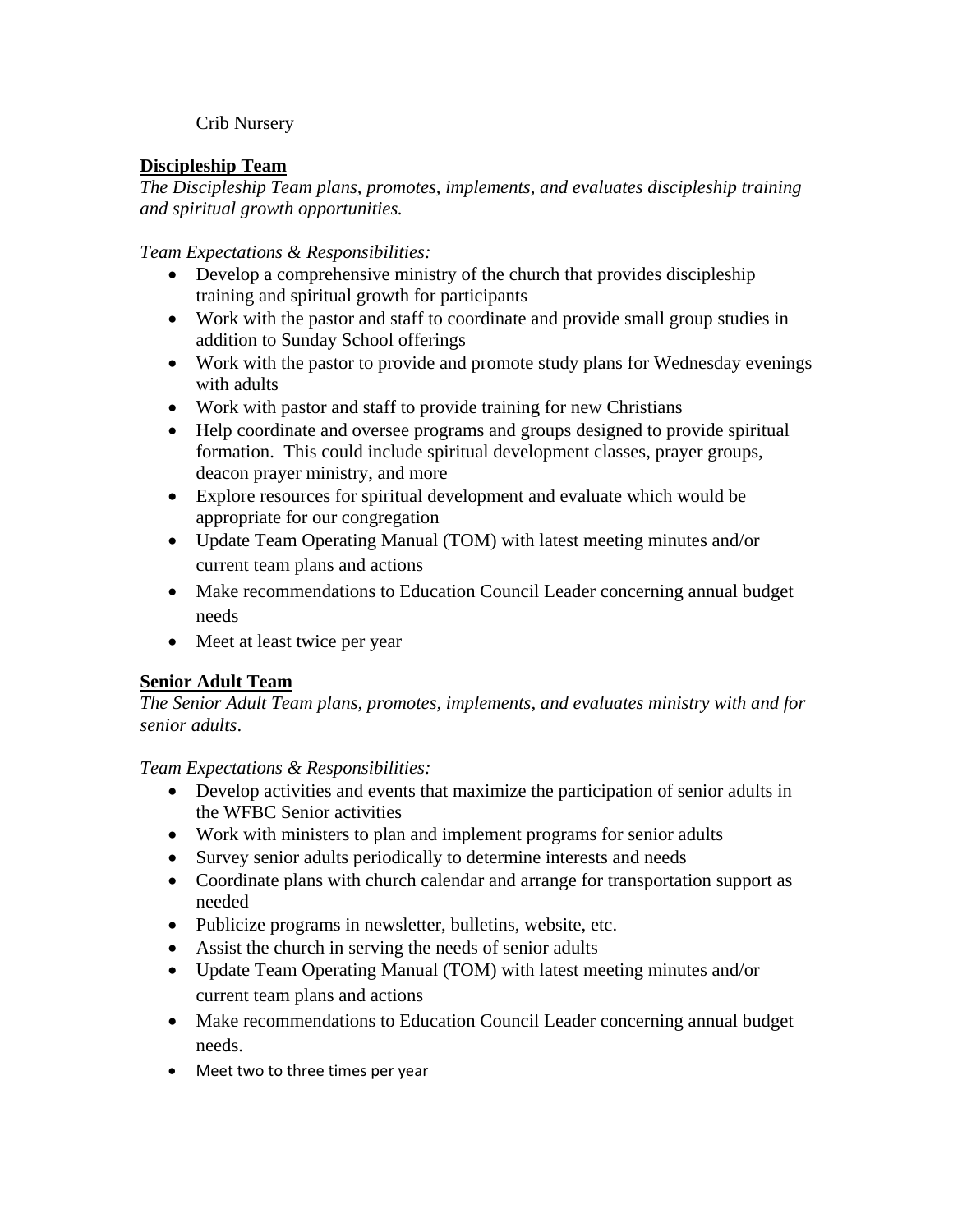Crib Nursery

**<u>Discipleship Team</u>**

*The Discipleship Team plans, promotes, implements, and evaluates discipleship training and spiritual growth opportunities.*

*Team Expectations & Responsibilities:*

- Develop a comprehensive ministry of the church that provides discipleship training and spiritual growth for participants
- Work with the pastor and staff to coordinate and provide small group studies in addition to Sunday School offerings
- Work with the pastor to provide and promote study plans for Wednesday evenings with adults
- Work with pastor and staff to provide training for new Christians
- Help coordinate and oversee programs and groups designed to provide spiritual formation. This could include spiritual development classes, prayer groups, deacon prayer ministry, and more
- Explore resources for spiritual development and evaluate which would be appropriate for our congregation
- Update Team Operating Manual (TOM) with latest meeting minutes and/or current team plans and actions
- Make recommendations to Education Council Leader concerning annual budget needs
- Meet at least twice per year

**<u>Senior Adult Team</u>**

*The Senior Adult Team plans, promotes, implements, and evaluates ministry with and for senior adults*.

*Team Expectations & Responsibilities:*

- Develop activities and events that maximize the participation of senior adults in the WFBC Senior activities
- Work with ministers to plan and implement programs for senior adults
- Survey senior adults periodically to determine interests and needs
- Coordinate plans with church calendar and arrange for transportation support as needed
- Publicize programs in newsletter, bulletins, website, etc.
- Assist the church in serving the needs of senior adults
- Update Team Operating Manual (TOM) with latest meeting minutes and/or current team plans and actions
- Make recommendations to Education Council Leader concerning annual budget needs.
- Meet two to three times per year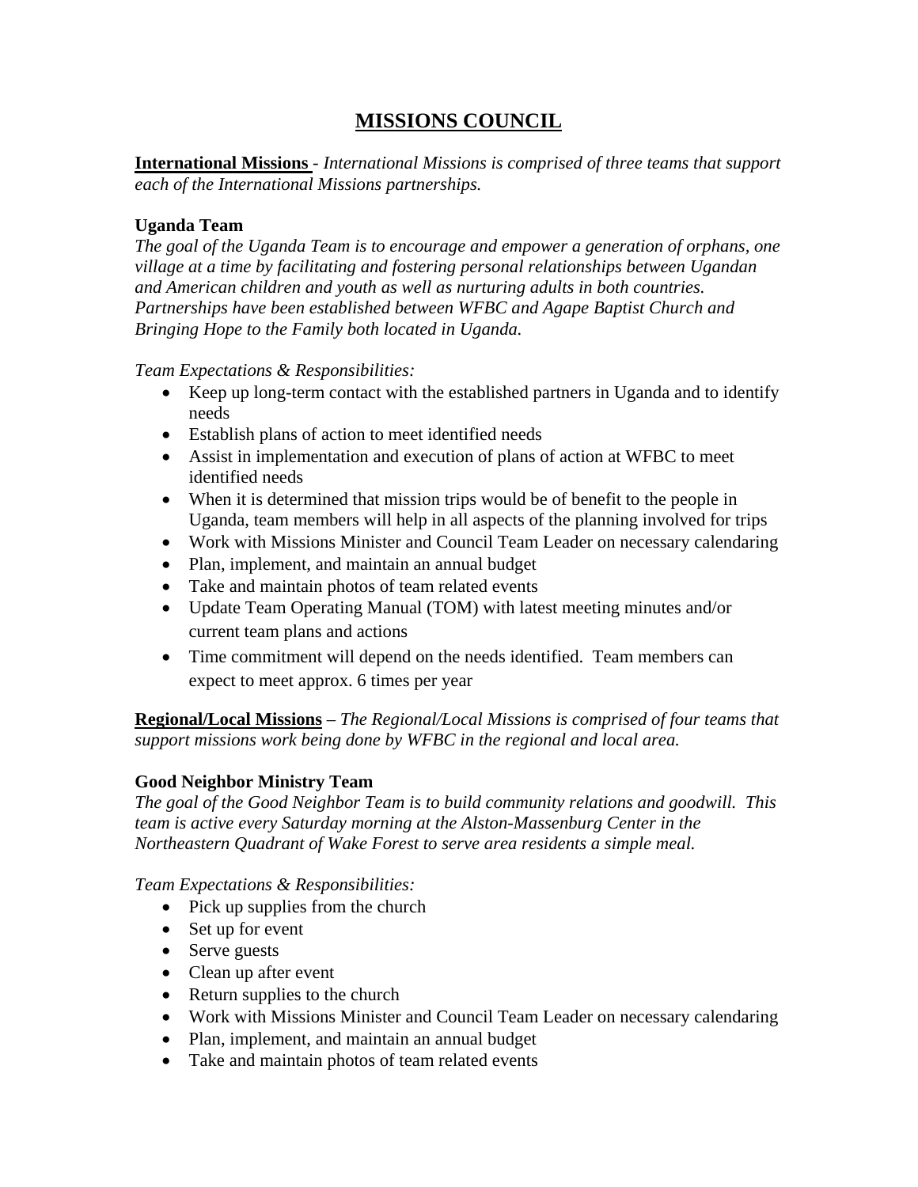# MISSIONS COUNCIL

**International Missions** - *International Missions is comprised of three teams that support each of the International Missions partnerships.*

### Uganda Team

*The goal of the Uganda Team is to encourage and empower a generation of orphans, one village at a time by facilitating and fostering personal relationships between Ugandan and American children and youth as well as nurturing adults in both countries. Partnerships have been established between WFBC and Agape Baptist Church and Bringing Hope to the Family both located in Uganda.*

*Team Expectations & Responsibilities:*

- Keep up long-term contact with the established partners in Uganda and to identify needs
- Establish plans of action to meet identified needs
- Assist in implementation and execution of plans of action at WFBC to meet identified needs
- When it is determined that mission trips would be of benefit to the people in Uganda, team members will help in all aspects of the planning involved for trips
- Work with Missions Minister and Council Team Leader on necessary calendaring
- Plan, implement, and maintain an annual budget
- Take and maintain photos of team related events
- Update Team Operating Manual (TOM) with latest meeting minutes and/or current team plans and actions
- Time commitment will depend on the needs identified. Team members can expect to meet approx. 6 times per year

**Regional/Local Missions** – *The Regional/Local Missions is comprised of four teams that support missions work being done by WFBC in the regional and local area.*

### Good Neighbor Ministry Team

*The goal of the Good Neighbor Team is to build community relations and goodwill. This team is active every Saturday morning at the Alston-Massenburg Center in the Northeastern Quadrant of Wake Forest to serve area residents a simple meal.*

*Team Expectations & Responsibilities:*

- Pick up supplies from the church
- Set up for event
- Serve guests
- Clean up after event
- Return supplies to the church
- Work with Missions Minister and Council Team Leader on necessary calendaring
- Plan, implement, and maintain an annual budget
- Take and maintain photos of team related events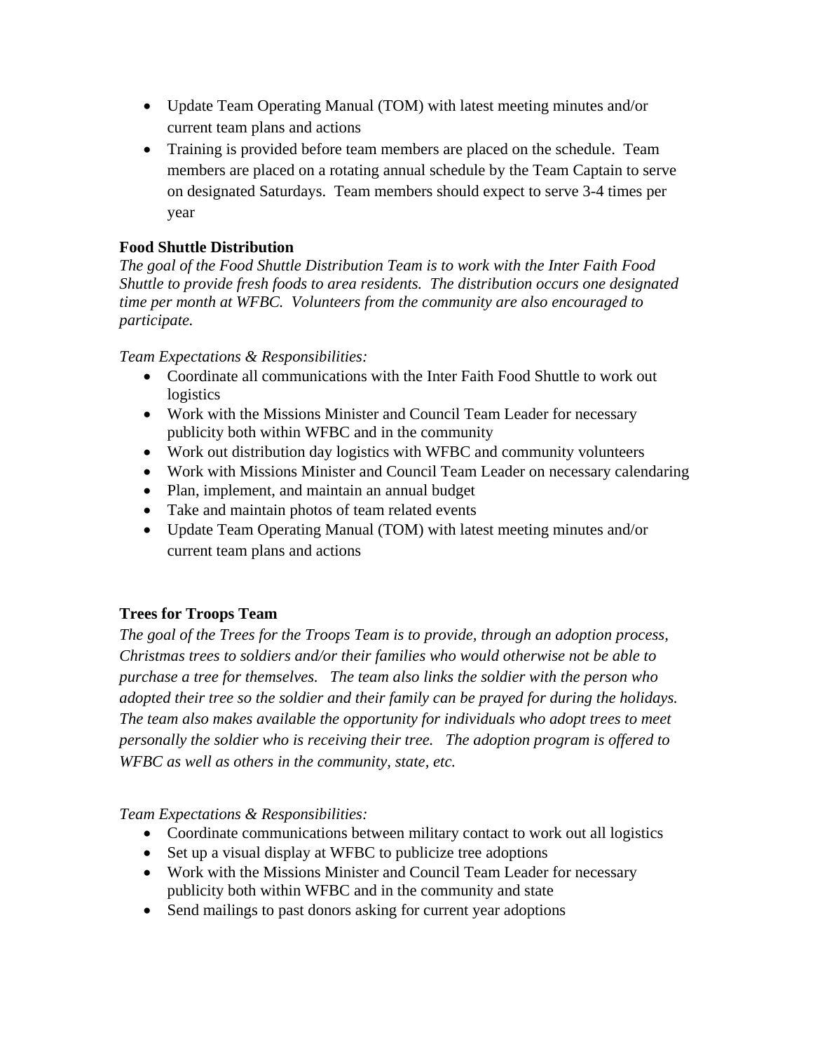- Update Team Operating Manual (TOM) with latest meeting minutes and/or current team plans and actions
- Training is provided before team members are placed on the schedule. Team members are placed on a rotating annual schedule by the Team Captain to serve on designated Saturdays. Team members should expect to serve 3-4 times per year

**Food Shuttle Distribution**

*The goal of the Food Shuttle Distribution Team is to work with the Inter Faith Food Shuttle to provide fresh foods to area residents. The distribution occurs one designated time per month at WFBC. Volunteers from the community are also encouraged to participate.*

*Team Expectations & Responsibilities:*

- Coordinate all communications with the Inter Faith Food Shuttle to work out logistics
- Work with the Missions Minister and Council Team Leader for necessary publicity both within WFBC and in the community
- Work out distribution day logistics with WFBC and community volunteers
- Work with Missions Minister and Council Team Leader on necessary calendaring
- Plan, implement, and maintain an annual budget
- Take and maintain photos of team related events
- Update Team Operating Manual (TOM) with latest meeting minutes and/or current team plans and actions

**Trees for Troops Team**

*The goal of the Trees for the Troops Team is to provide, through an adoption process, Christmas trees to soldiers and/or their families who would otherwise not be able to purchase a tree for themselves. The team also links the soldier with the person who adopted their tree so the soldier and their family can be prayed for during the holidays. The team also makes available the opportunity for individuals who adopt trees to meet personally the soldier who is receiving their tree. The adoption program is offered to WFBC as well as others in the community, state, etc.*

*Team Expectations & Responsibilities:*

- Coordinate communications between military contact to work out all logistics
- Set up a visual display at WFBC to publicize tree adoptions
- Work with the Missions Minister and Council Team Leader for necessary publicity both within WFBC and in the community and state
- Send mailings to past donors asking for current year adoptions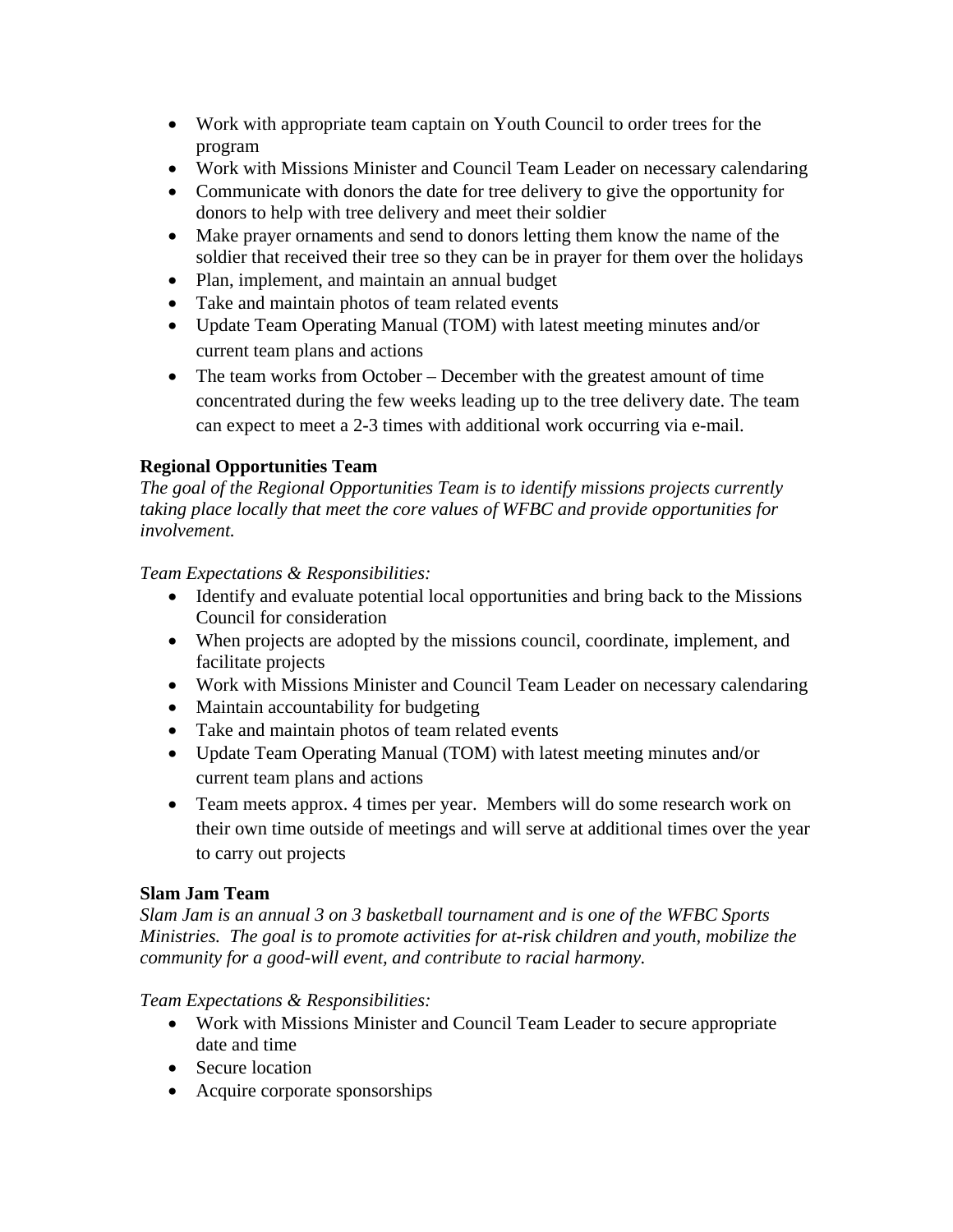- Work with appropriate team captain on Youth Council to order trees for the program
- Work with Missions Minister and Council Team Leader on necessary calendaring
- Communicate with donors the date for tree delivery to give the opportunity for donors to help with tree delivery and meet their soldier
- Make prayer ornaments and send to donors letting them know the name of the soldier that received their tree so they can be in prayer for them over the holidays
- Plan, implement, and maintain an annual budget
- Take and maintain photos of team related events
- Update Team Operating Manual (TOM) with latest meeting minutes and/or current team plans and actions
- The team works from October – December with the greatest amount of time concentrated during the few weeks leading up to the tree delivery date. The team can expect to meet a 2-3 times with additional work occurring via e-mail.

**Regional Opportunities Team**

*The goal of the Regional Opportunities Team is to identify missions projects currently taking place locally that meet the core values of WFBC and provide opportunities for involvement.*

*Team Expectations & Responsibilities:*

- Identify and evaluate potential local opportunities and bring back to the Missions Council for consideration
- When projects are adopted by the missions council, coordinate, implement, and facilitate projects
- Work with Missions Minister and Council Team Leader on necessary calendaring
- Maintain accountability for budgeting
- Take and maintain photos of team related events
- Update Team Operating Manual (TOM) with latest meeting minutes and/or current team plans and actions
- Team meets approx. 4 times per year. Members will do some research work on their own time outside of meetings and will serve at additional times over the year to carry out projects

**Slam Jam Team**

*Slam Jam is an annual 3 on 3 basketball tournament and is one of the WFBC Sports Ministries. The goal is to promote activities for at-risk children and youth, mobilize the community for a good-will event, and contribute to racial harmony.*

*Team Expectations & Responsibilities:*

- Work with Missions Minister and Council Team Leader to secure appropriate date and time
- Secure location
- Acquire corporate sponsorships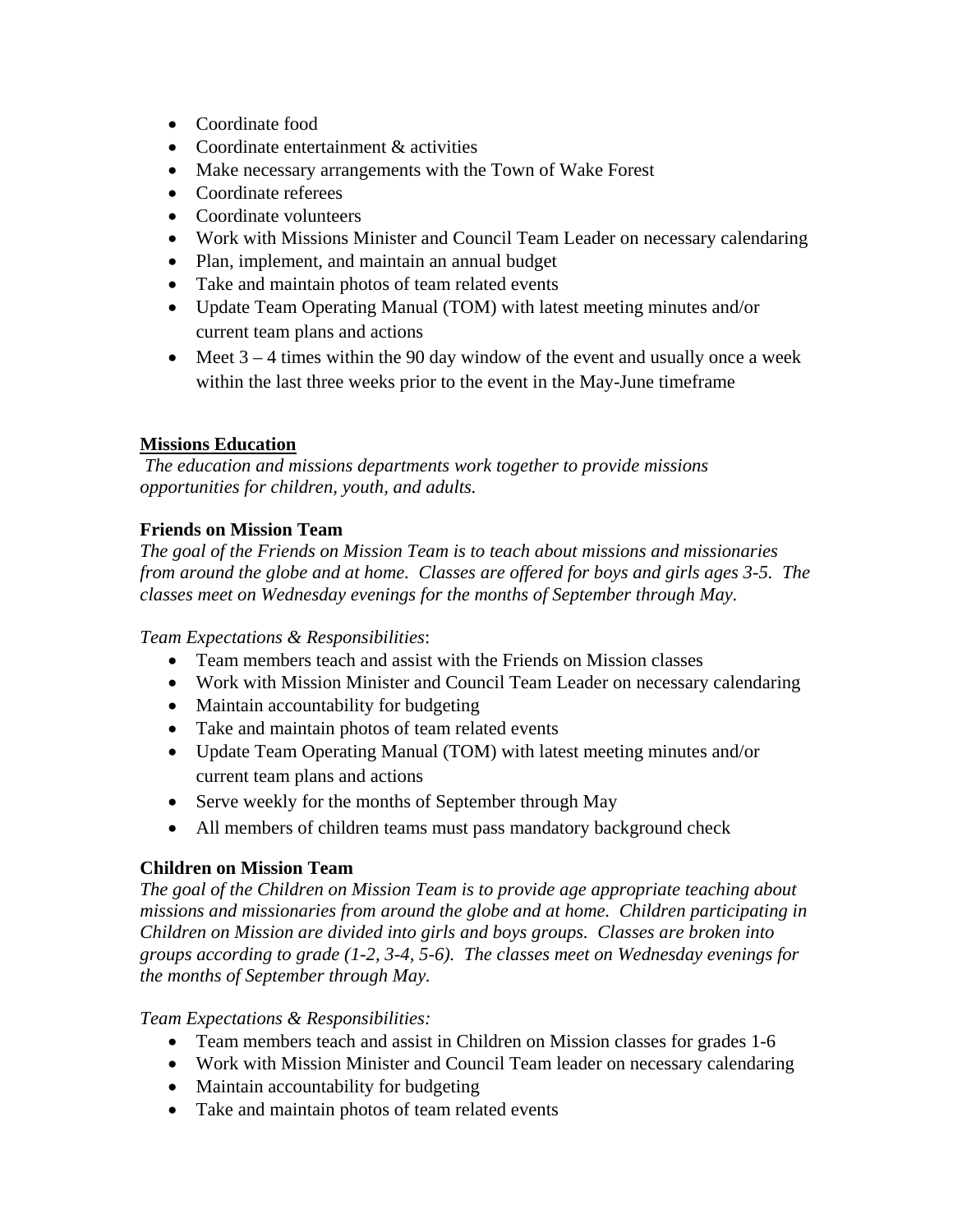- Coordinate food
- Coordinate entertainment & activities
- Make necessary arrangements with the Town of Wake Forest
- Coordinate referees
- Coordinate volunteers
- Work with Missions Minister and Council Team Leader on necessary calendaring
- Plan, implement, and maintain an annual budget
- Take and maintain photos of team related events
- Update Team Operating Manual (TOM) with latest meeting minutes and/or current team plans and actions
- Meet 3 – 4 times within the 90 day window of the event and usually once a week within the last three weeks prior to the event in the May-June timeframe

## Missions Education

*The education and missions departments work together to provide missions opportunities for children, youth, and adults.*

### Friends on Mission Team

*The goal of the Friends on Mission Team is to teach about missions and missionaries from around the globe and at home. Classes are offered for boys and girls ages 3-5. The classes meet on Wednesday evenings for the months of September through May.*

*Team Expectations & Responsibilities*:

- Team members teach and assist with the Friends on Mission classes
- Work with Mission Minister and Council Team Leader on necessary calendaring
- Maintain accountability for budgeting
- Take and maintain photos of team related events
- Update Team Operating Manual (TOM) with latest meeting minutes and/or current team plans and actions
- Serve weekly for the months of September through May
- All members of children teams must pass mandatory background check

### Children on Mission Team

*The goal of the Children on Mission Team is to provide age appropriate teaching about missions and missionaries from around the globe and at home. Children participating in Children on Mission are divided into girls and boys groups. Classes are broken into groups according to grade (1-2, 3-4, 5-6). The classes meet on Wednesday evenings for the months of September through May.*

*Team Expectations & Responsibilities:*

- Team members teach and assist in Children on Mission classes for grades 1-6
- Work with Mission Minister and Council Team leader on necessary calendaring
- Maintain accountability for budgeting
- Take and maintain photos of team related events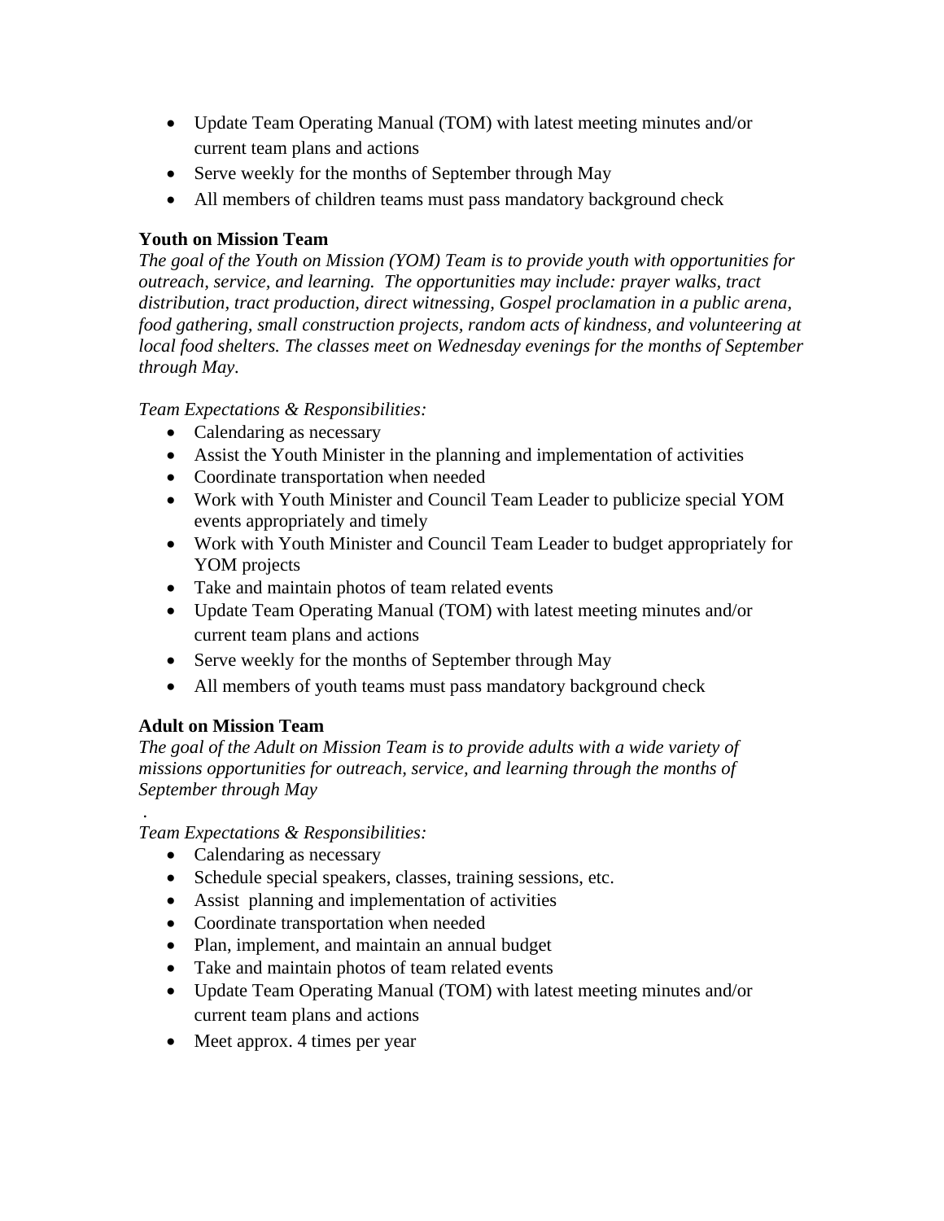- Update Team Operating Manual (TOM) with latest meeting minutes and/or current team plans and actions
- Serve weekly for the months of September through May
- All members of children teams must pass mandatory background check

**Youth on Mission Team**
*The goal of the Youth on Mission (YOM) Team is to provide youth with opportunities for outreach, service, and learning. The opportunities may include: prayer walks, tract distribution, tract production, direct witnessing, Gospel proclamation in a public arena, food gathering, small construction projects, random acts of kindness, and volunteering at local food shelters. The classes meet on Wednesday evenings for the months of September through May.*

*Team Expectations & Responsibilities:*

- Calendaring as necessary
- Assist the Youth Minister in the planning and implementation of activities
- Coordinate transportation when needed
- Work with Youth Minister and Council Team Leader to publicize special YOM events appropriately and timely
- Work with Youth Minister and Council Team Leader to budget appropriately for YOM projects
- Take and maintain photos of team related events
- Update Team Operating Manual (TOM) with latest meeting minutes and/or current team plans and actions
- Serve weekly for the months of September through May
- All members of youth teams must pass mandatory background check

**Adult on Mission Team**
*The goal of the Adult on Mission Team is to provide adults with a wide variety of missions opportunities for outreach, service, and learning through the months of September through May*

.

*Team Expectations & Responsibilities:*

- Calendaring as necessary
- Schedule special speakers, classes, training sessions, etc.
- Assist planning and implementation of activities
- Coordinate transportation when needed
- Plan, implement, and maintain an annual budget
- Take and maintain photos of team related events
- Update Team Operating Manual (TOM) with latest meeting minutes and/or current team plans and actions
- Meet approx. 4 times per year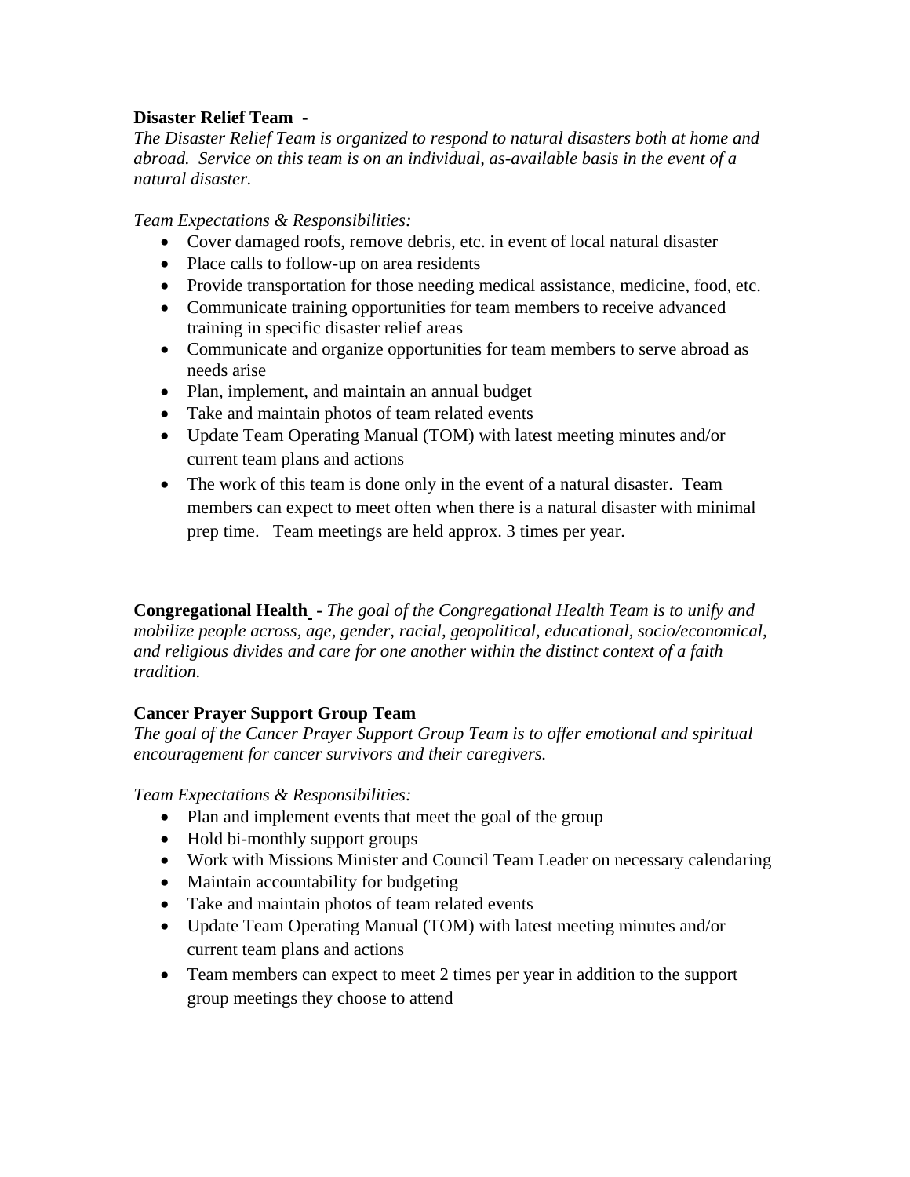**Disaster Relief Team -**
*The Disaster Relief Team is organized to respond to natural disasters both at home and abroad. Service on this team is on an individual, as-available basis in the event of a natural disaster.*

*Team Expectations & Responsibilities:*

- Cover damaged roofs, remove debris, etc. in event of local natural disaster
- Place calls to follow-up on area residents
- Provide transportation for those needing medical assistance, medicine, food, etc.
- Communicate training opportunities for team members to receive advanced training in specific disaster relief areas
- Communicate and organize opportunities for team members to serve abroad as needs arise
- Plan, implement, and maintain an annual budget
- Take and maintain photos of team related events
- Update Team Operating Manual (TOM) with latest meeting minutes and/or current team plans and actions
- The work of this team is done only in the event of a natural disaster. Team members can expect to meet often when there is a natural disaster with minimal prep time. Team meetings are held approx. 3 times per year.

**Congregational Health** - *The goal of the Congregational Health Team is to unify and mobilize people across, age, gender, racial, geopolitical, educational, socio/economical, and religious divides and care for one another within the distinct context of a faith tradition.*

**Cancer Prayer Support Group Team**
*The goal of the Cancer Prayer Support Group Team is to offer emotional and spiritual encouragement for cancer survivors and their caregivers.*

*Team Expectations & Responsibilities:*

- Plan and implement events that meet the goal of the group
- Hold bi-monthly support groups
- Work with Missions Minister and Council Team Leader on necessary calendaring
- Maintain accountability for budgeting
- Take and maintain photos of team related events
- Update Team Operating Manual (TOM) with latest meeting minutes and/or current team plans and actions
- Team members can expect to meet 2 times per year in addition to the support group meetings they choose to attend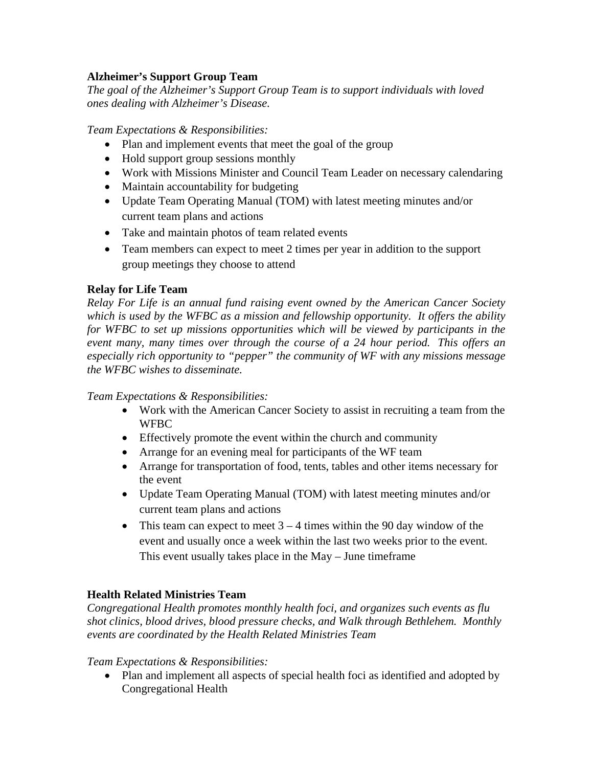**Alzheimer's Support Group Team**

*The goal of the Alzheimer's Support Group Team is to support individuals with loved ones dealing with Alzheimer's Disease.*

*Team Expectations & Responsibilities:*

- Plan and implement events that meet the goal of the group
- Hold support group sessions monthly
- Work with Missions Minister and Council Team Leader on necessary calendaring
- Maintain accountability for budgeting
- Update Team Operating Manual (TOM) with latest meeting minutes and/or current team plans and actions
- Take and maintain photos of team related events
- Team members can expect to meet 2 times per year in addition to the support group meetings they choose to attend

**Relay for Life Team**

*Relay For Life is an annual fund raising event owned by the American Cancer Society which is used by the WFBC as a mission and fellowship opportunity. It offers the ability for WFBC to set up missions opportunities which will be viewed by participants in the event many, many times over through the course of a 24 hour period. This offers an especially rich opportunity to "pepper" the community of WF with any missions message the WFBC wishes to disseminate.*

*Team Expectations & Responsibilities:*

- Work with the American Cancer Society to assist in recruiting a team from the WFBC
- Effectively promote the event within the church and community
- Arrange for an evening meal for participants of the WF team
- Arrange for transportation of food, tents, tables and other items necessary for the event
- Update Team Operating Manual (TOM) with latest meeting minutes and/or current team plans and actions
- This team can expect to meet 3 – 4 times within the 90 day window of the event and usually once a week within the last two weeks prior to the event. This event usually takes place in the May – June timeframe

**Health Related Ministries Team**

*Congregational Health promotes monthly health foci, and organizes such events as flu shot clinics, blood drives, blood pressure checks, and Walk through Bethlehem. Monthly events are coordinated by the Health Related Ministries Team*

*Team Expectations & Responsibilities:*

- Plan and implement all aspects of special health foci as identified and adopted by Congregational Health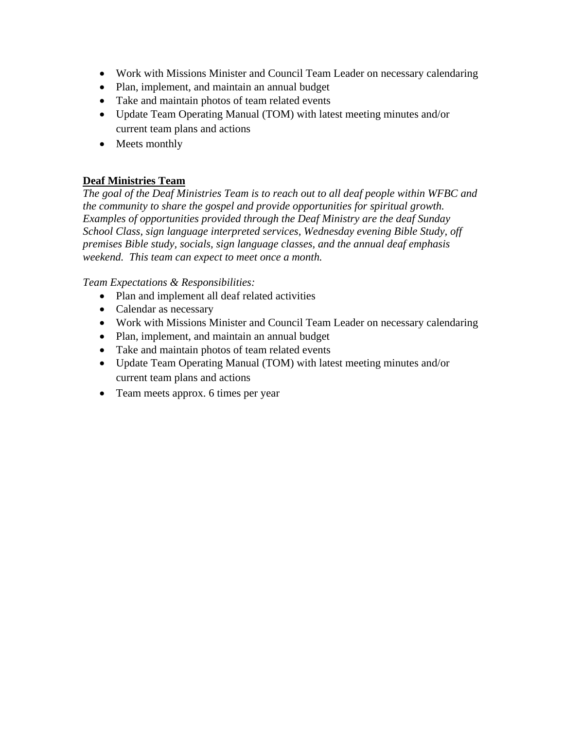- Work with Missions Minister and Council Team Leader on necessary calendaring
- Plan, implement, and maintain an annual budget
- Take and maintain photos of team related events
- Update Team Operating Manual (TOM) with latest meeting minutes and/or current team plans and actions
- Meets monthly

**Deaf Ministries Team**

*The goal of the Deaf Ministries Team is to reach out to all deaf people within WFBC and the community to share the gospel and provide opportunities for spiritual growth. Examples of opportunities provided through the Deaf Ministry are the deaf Sunday School Class, sign language interpreted services, Wednesday evening Bible Study, off premises Bible study, socials, sign language classes, and the annual deaf emphasis weekend. This team can expect to meet once a month.*

*Team Expectations & Responsibilities:*

- Plan and implement all deaf related activities
- Calendar as necessary
- Work with Missions Minister and Council Team Leader on necessary calendaring
- Plan, implement, and maintain an annual budget
- Take and maintain photos of team related events
- Update Team Operating Manual (TOM) with latest meeting minutes and/or current team plans and actions
- Team meets approx. 6 times per year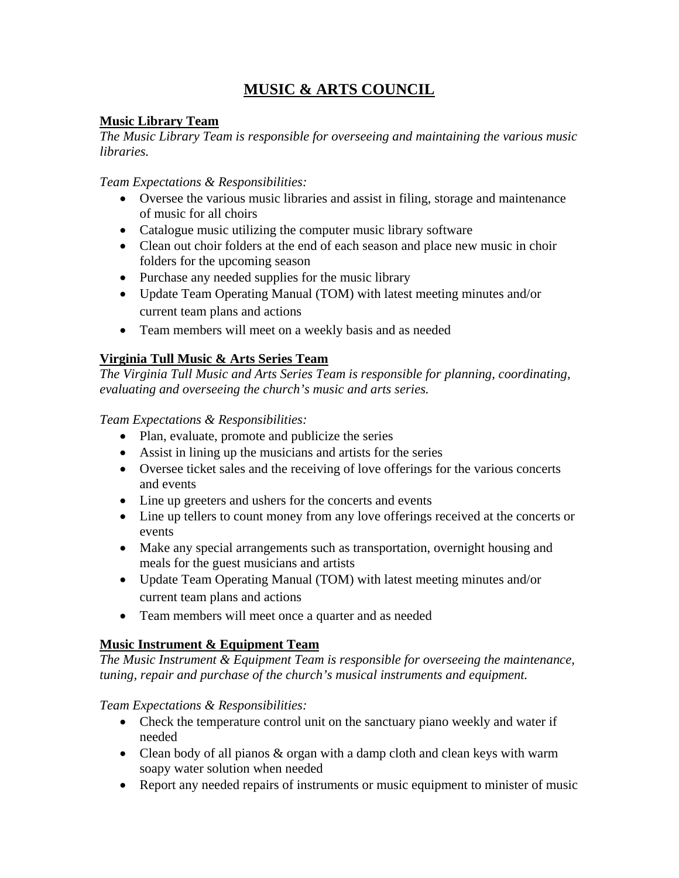# MUSIC & ARTS COUNCIL

## Music Library Team

*The Music Library Team is responsible for overseeing and maintaining the various music libraries.*

*Team Expectations & Responsibilities:*

- Oversee the various music libraries and assist in filing, storage and maintenance of music for all choirs
- Catalogue music utilizing the computer music library software
- Clean out choir folders at the end of each season and place new music in choir folders for the upcoming season
- Purchase any needed supplies for the music library
- Update Team Operating Manual (TOM) with latest meeting minutes and/or current team plans and actions
- Team members will meet on a weekly basis and as needed

## Virginia Tull Music & Arts Series Team

*The Virginia Tull Music and Arts Series Team is responsible for planning, coordinating, evaluating and overseeing the church's music and arts series.*

*Team Expectations & Responsibilities:*

- Plan, evaluate, promote and publicize the series
- Assist in lining up the musicians and artists for the series
- Oversee ticket sales and the receiving of love offerings for the various concerts and events
- Line up greeters and ushers for the concerts and events
- Line up tellers to count money from any love offerings received at the concerts or events
- Make any special arrangements such as transportation, overnight housing and meals for the guest musicians and artists
- Update Team Operating Manual (TOM) with latest meeting minutes and/or current team plans and actions
- Team members will meet once a quarter and as needed

## Music Instrument & Equipment Team

*The Music Instrument & Equipment Team is responsible for overseeing the maintenance, tuning, repair and purchase of the church's musical instruments and equipment.*

*Team Expectations & Responsibilities:*

- Check the temperature control unit on the sanctuary piano weekly and water if needed
- Clean body of all pianos & organ with a damp cloth and clean keys with warm soapy water solution when needed
- Report any needed repairs of instruments or music equipment to minister of music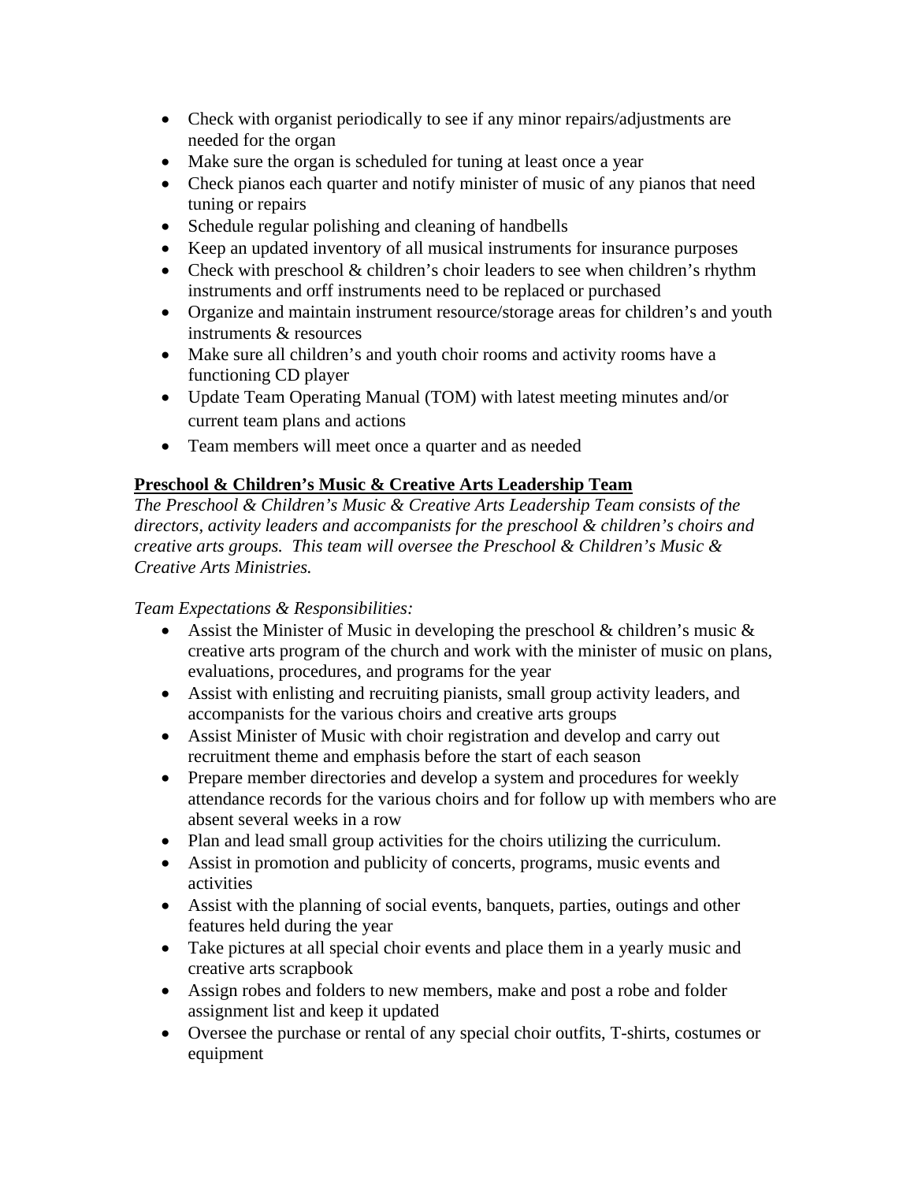- Check with organist periodically to see if any minor repairs/adjustments are needed for the organ
- Make sure the organ is scheduled for tuning at least once a year
- Check pianos each quarter and notify minister of music of any pianos that need tuning or repairs
- Schedule regular polishing and cleaning of handbells
- Keep an updated inventory of all musical instruments for insurance purposes
- Check with preschool & children's choir leaders to see when children's rhythm instruments and orff instruments need to be replaced or purchased
- Organize and maintain instrument resource/storage areas for children's and youth instruments & resources
- Make sure all children's and youth choir rooms and activity rooms have a functioning CD player
- Update Team Operating Manual (TOM) with latest meeting minutes and/or current team plans and actions
- Team members will meet once a quarter and as needed

**Preschool & Children's Music & Creative Arts Leadership Team**

*The Preschool & Children's Music & Creative Arts Leadership Team consists of the directors, activity leaders and accompanists for the preschool & children's choirs and creative arts groups. This team will oversee the Preschool & Children's Music & Creative Arts Ministries.*

*Team Expectations & Responsibilities:*

- Assist the Minister of Music in developing the preschool & children's music & creative arts program of the church and work with the minister of music on plans, evaluations, procedures, and programs for the year
- Assist with enlisting and recruiting pianists, small group activity leaders, and accompanists for the various choirs and creative arts groups
- Assist Minister of Music with choir registration and develop and carry out recruitment theme and emphasis before the start of each season
- Prepare member directories and develop a system and procedures for weekly attendance records for the various choirs and for follow up with members who are absent several weeks in a row
- Plan and lead small group activities for the choirs utilizing the curriculum.
- Assist in promotion and publicity of concerts, programs, music events and activities
- Assist with the planning of social events, banquets, parties, outings and other features held during the year
- Take pictures at all special choir events and place them in a yearly music and creative arts scrapbook
- Assign robes and folders to new members, make and post a robe and folder assignment list and keep it updated
- Oversee the purchase or rental of any special choir outfits, T-shirts, costumes or equipment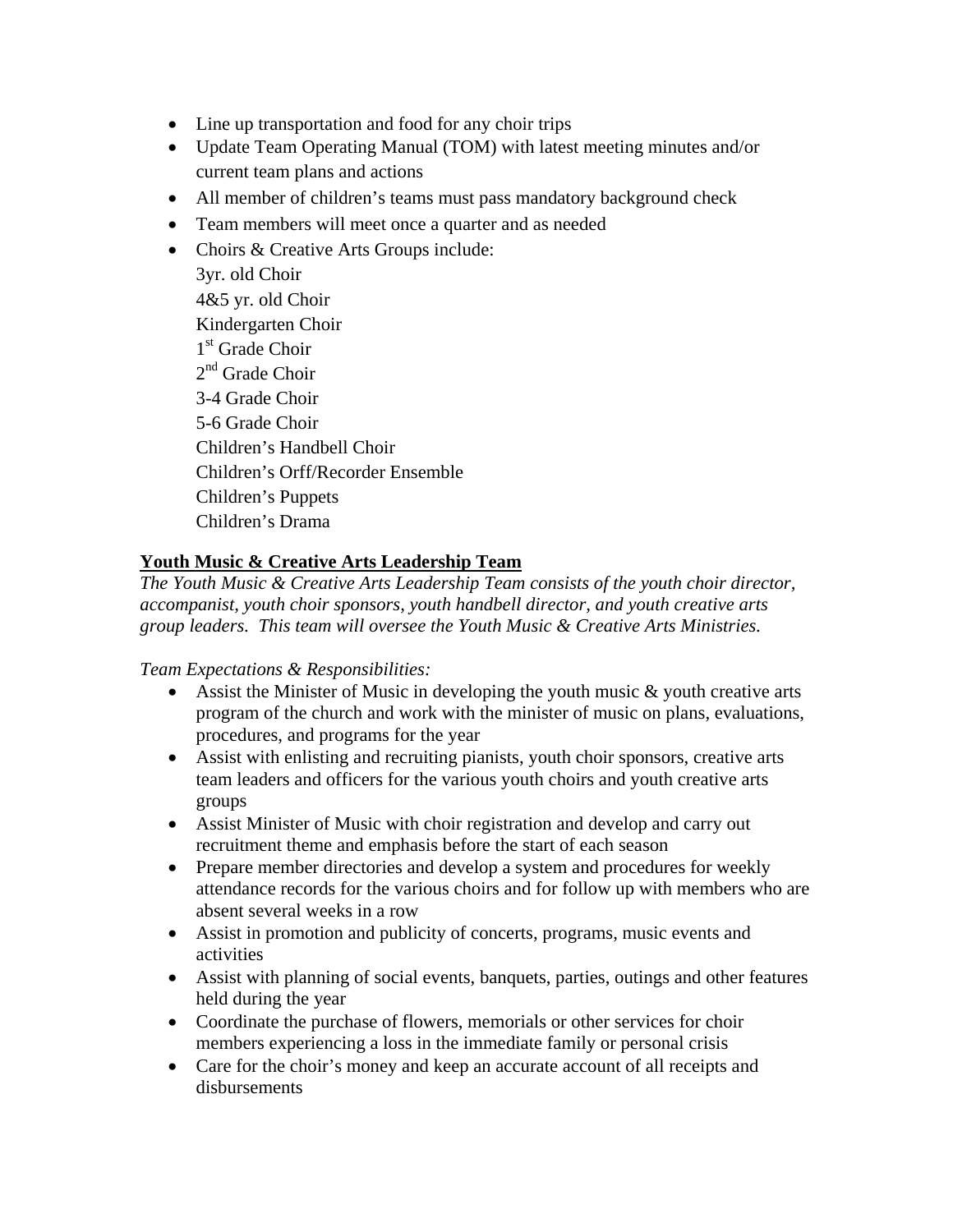- Line up transportation and food for any choir trips
- Update Team Operating Manual (TOM) with latest meeting minutes and/or current team plans and actions
- All member of children's teams must pass mandatory background check
- Team members will meet once a quarter and as needed
- Choirs & Creative Arts Groups include:
  3yr. old Choir
  4&5 yr. old Choir
  Kindergarten Choir
  1st Grade Choir
  2nd Grade Choir
  3-4 Grade Choir
  5-6 Grade Choir
  Children's Handbell Choir
  Children's Orff/Recorder Ensemble
  Children's Puppets
  Children's Drama

**Youth Music & Creative Arts Leadership Team**

*The Youth Music & Creative Arts Leadership Team consists of the youth choir director, accompanist, youth choir sponsors, youth handbell director, and youth creative arts group leaders. This team will oversee the Youth Music & Creative Arts Ministries.*

*Team Expectations & Responsibilities:*

- Assist the Minister of Music in developing the youth music & youth creative arts program of the church and work with the minister of music on plans, evaluations, procedures, and programs for the year
- Assist with enlisting and recruiting pianists, youth choir sponsors, creative arts team leaders and officers for the various youth choirs and youth creative arts groups
- Assist Minister of Music with choir registration and develop and carry out recruitment theme and emphasis before the start of each season
- Prepare member directories and develop a system and procedures for weekly attendance records for the various choirs and for follow up with members who are absent several weeks in a row
- Assist in promotion and publicity of concerts, programs, music events and activities
- Assist with planning of social events, banquets, parties, outings and other features held during the year
- Coordinate the purchase of flowers, memorials or other services for choir members experiencing a loss in the immediate family or personal crisis
- Care for the choir's money and keep an accurate account of all receipts and disbursements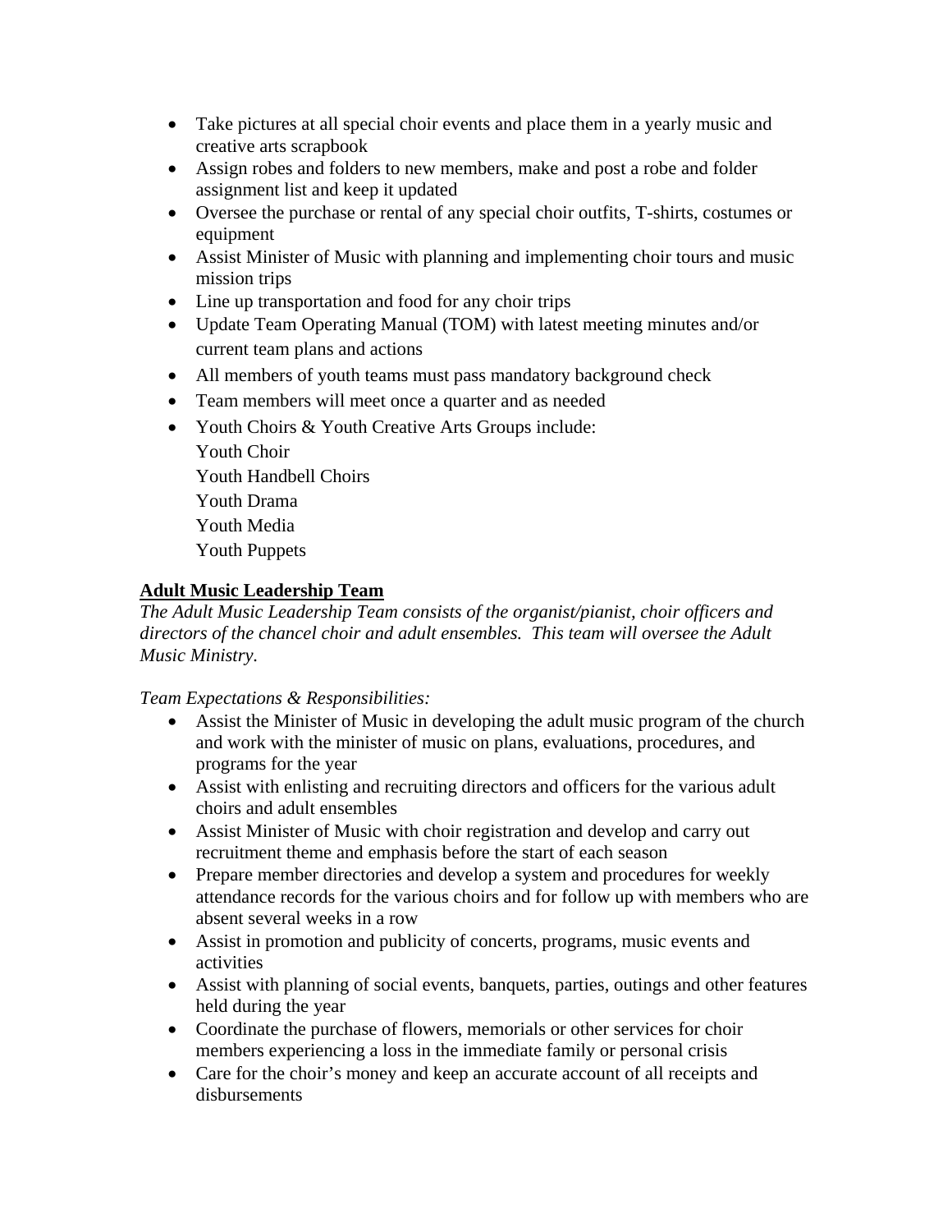- Take pictures at all special choir events and place them in a yearly music and creative arts scrapbook
- Assign robes and folders to new members, make and post a robe and folder assignment list and keep it updated
- Oversee the purchase or rental of any special choir outfits, T-shirts, costumes or equipment
- Assist Minister of Music with planning and implementing choir tours and music mission trips
- Line up transportation and food for any choir trips
- Update Team Operating Manual (TOM) with latest meeting minutes and/or current team plans and actions
- All members of youth teams must pass mandatory background check
- Team members will meet once a quarter and as needed
- Youth Choirs & Youth Creative Arts Groups include:
  Youth Choir
  Youth Handbell Choirs
  Youth Drama
  Youth Media
  Youth Puppets

**Adult Music Leadership Team**

*The Adult Music Leadership Team consists of the organist/pianist, choir officers and directors of the chancel choir and adult ensembles. This team will oversee the Adult Music Ministry.*

*Team Expectations & Responsibilities:*

- Assist the Minister of Music in developing the adult music program of the church and work with the minister of music on plans, evaluations, procedures, and programs for the year
- Assist with enlisting and recruiting directors and officers for the various adult choirs and adult ensembles
- Assist Minister of Music with choir registration and develop and carry out recruitment theme and emphasis before the start of each season
- Prepare member directories and develop a system and procedures for weekly attendance records for the various choirs and for follow up with members who are absent several weeks in a row
- Assist in promotion and publicity of concerts, programs, music events and activities
- Assist with planning of social events, banquets, parties, outings and other features held during the year
- Coordinate the purchase of flowers, memorials or other services for choir members experiencing a loss in the immediate family or personal crisis
- Care for the choir's money and keep an accurate account of all receipts and disbursements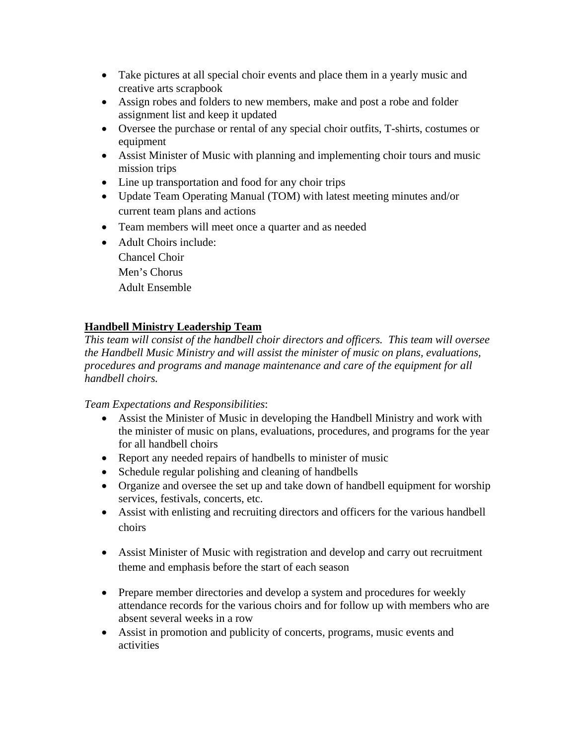- Take pictures at all special choir events and place them in a yearly music and creative arts scrapbook
- Assign robes and folders to new members, make and post a robe and folder assignment list and keep it updated
- Oversee the purchase or rental of any special choir outfits, T-shirts, costumes or equipment
- Assist Minister of Music with planning and implementing choir tours and music mission trips
- Line up transportation and food for any choir trips
- Update Team Operating Manual (TOM) with latest meeting minutes and/or current team plans and actions
- Team members will meet once a quarter and as needed
- Adult Choirs include:
  Chancel Choir
  Men's Chorus
  Adult Ensemble

**Handbell Ministry Leadership Team**

*This team will consist of the handbell choir directors and officers. This team will oversee the Handbell Music Ministry and will assist the minister of music on plans, evaluations, procedures and programs and manage maintenance and care of the equipment for all handbell choirs.*

*Team Expectations and Responsibilities*:

- Assist the Minister of Music in developing the Handbell Ministry and work with the minister of music on plans, evaluations, procedures, and programs for the year for all handbell choirs
- Report any needed repairs of handbells to minister of music
- Schedule regular polishing and cleaning of handbells
- Organize and oversee the set up and take down of handbell equipment for worship services, festivals, concerts, etc.
- Assist with enlisting and recruiting directors and officers for the various handbell choirs
- Assist Minister of Music with registration and develop and carry out recruitment theme and emphasis before the start of each season
- Prepare member directories and develop a system and procedures for weekly attendance records for the various choirs and for follow up with members who are absent several weeks in a row
- Assist in promotion and publicity of concerts, programs, music events and activities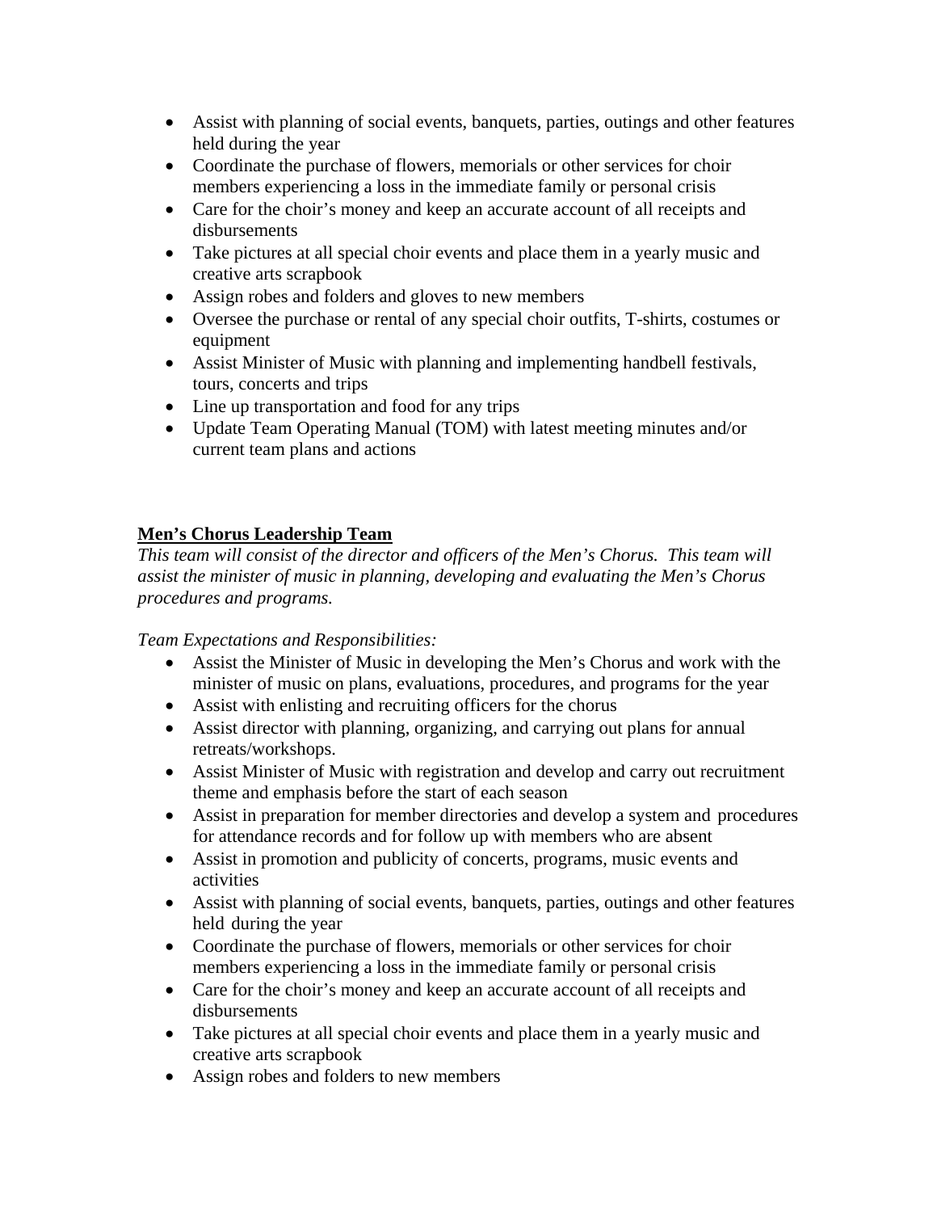- Assist with planning of social events, banquets, parties, outings and other features held during the year
- Coordinate the purchase of flowers, memorials or other services for choir members experiencing a loss in the immediate family or personal crisis
- Care for the choir's money and keep an accurate account of all receipts and disbursements
- Take pictures at all special choir events and place them in a yearly music and creative arts scrapbook
- Assign robes and folders and gloves to new members
- Oversee the purchase or rental of any special choir outfits, T-shirts, costumes or equipment
- Assist Minister of Music with planning and implementing handbell festivals, tours, concerts and trips
- Line up transportation and food for any trips
- Update Team Operating Manual (TOM) with latest meeting minutes and/or current team plans and actions

**Men's Chorus Leadership Team**

*This team will consist of the director and officers of the Men's Chorus. This team will assist the minister of music in planning, developing and evaluating the Men's Chorus procedures and programs.*

*Team Expectations and Responsibilities:*

- Assist the Minister of Music in developing the Men's Chorus and work with the minister of music on plans, evaluations, procedures, and programs for the year
- Assist with enlisting and recruiting officers for the chorus
- Assist director with planning, organizing, and carrying out plans for annual retreats/workshops.
- Assist Minister of Music with registration and develop and carry out recruitment theme and emphasis before the start of each season
- Assist in preparation for member directories and develop a system and procedures for attendance records and for follow up with members who are absent
- Assist in promotion and publicity of concerts, programs, music events and activities
- Assist with planning of social events, banquets, parties, outings and other features held during the year
- Coordinate the purchase of flowers, memorials or other services for choir members experiencing a loss in the immediate family or personal crisis
- Care for the choir's money and keep an accurate account of all receipts and disbursements
- Take pictures at all special choir events and place them in a yearly music and creative arts scrapbook
- Assign robes and folders to new members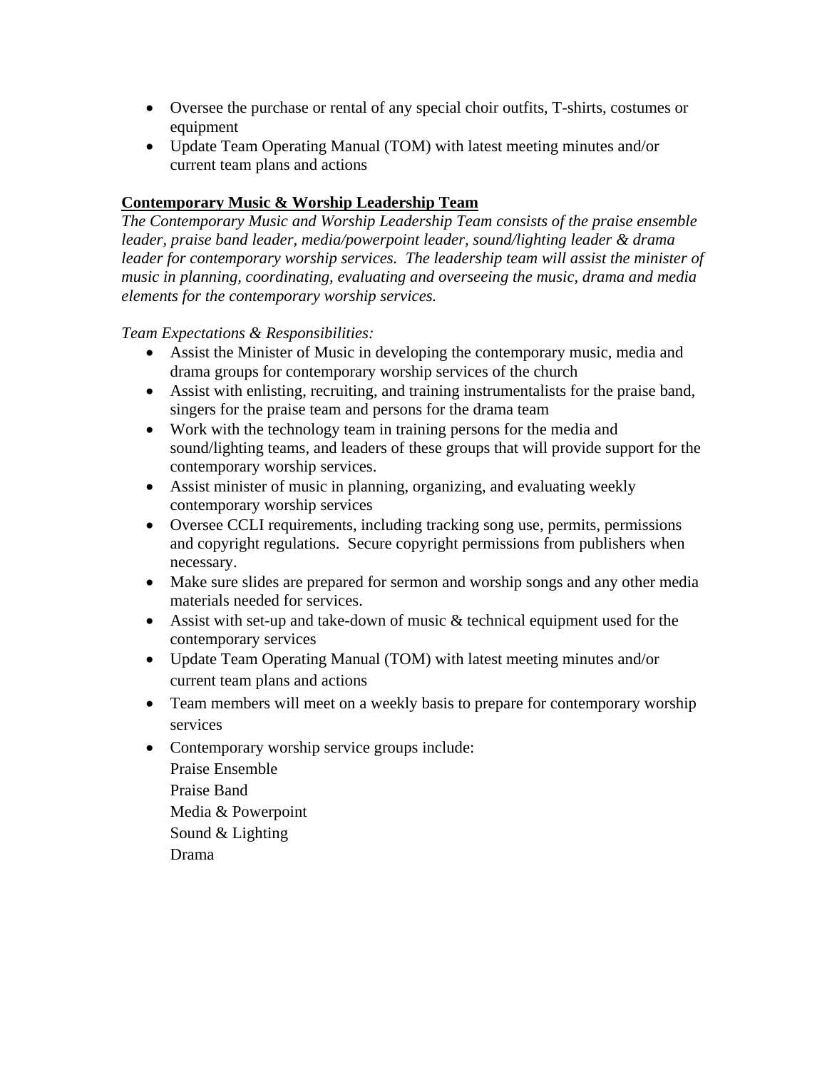- Oversee the purchase or rental of any special choir outfits, T-shirts, costumes or equipment
- Update Team Operating Manual (TOM) with latest meeting minutes and/or current team plans and actions

**Contemporary Music & Worship Leadership Team**

*The Contemporary Music and Worship Leadership Team consists of the praise ensemble leader, praise band leader, media/powerpoint leader, sound/lighting leader & drama leader for contemporary worship services. The leadership team will assist the minister of music in planning, coordinating, evaluating and overseeing the music, drama and media elements for the contemporary worship services.*

*Team Expectations & Responsibilities:*

- Assist the Minister of Music in developing the contemporary music, media and drama groups for contemporary worship services of the church
- Assist with enlisting, recruiting, and training instrumentalists for the praise band, singers for the praise team and persons for the drama team
- Work with the technology team in training persons for the media and sound/lighting teams, and leaders of these groups that will provide support for the contemporary worship services.
- Assist minister of music in planning, organizing, and evaluating weekly contemporary worship services
- Oversee CCLI requirements, including tracking song use, permits, permissions and copyright regulations. Secure copyright permissions from publishers when necessary.
- Make sure slides are prepared for sermon and worship songs and any other media materials needed for services.
- Assist with set-up and take-down of music & technical equipment used for the contemporary services
- Update Team Operating Manual (TOM) with latest meeting minutes and/or current team plans and actions
- Team members will meet on a weekly basis to prepare for contemporary worship services
- Contemporary worship service groups include:
  Praise Ensemble
  Praise Band
  Media & Powerpoint
  Sound & Lighting
  Drama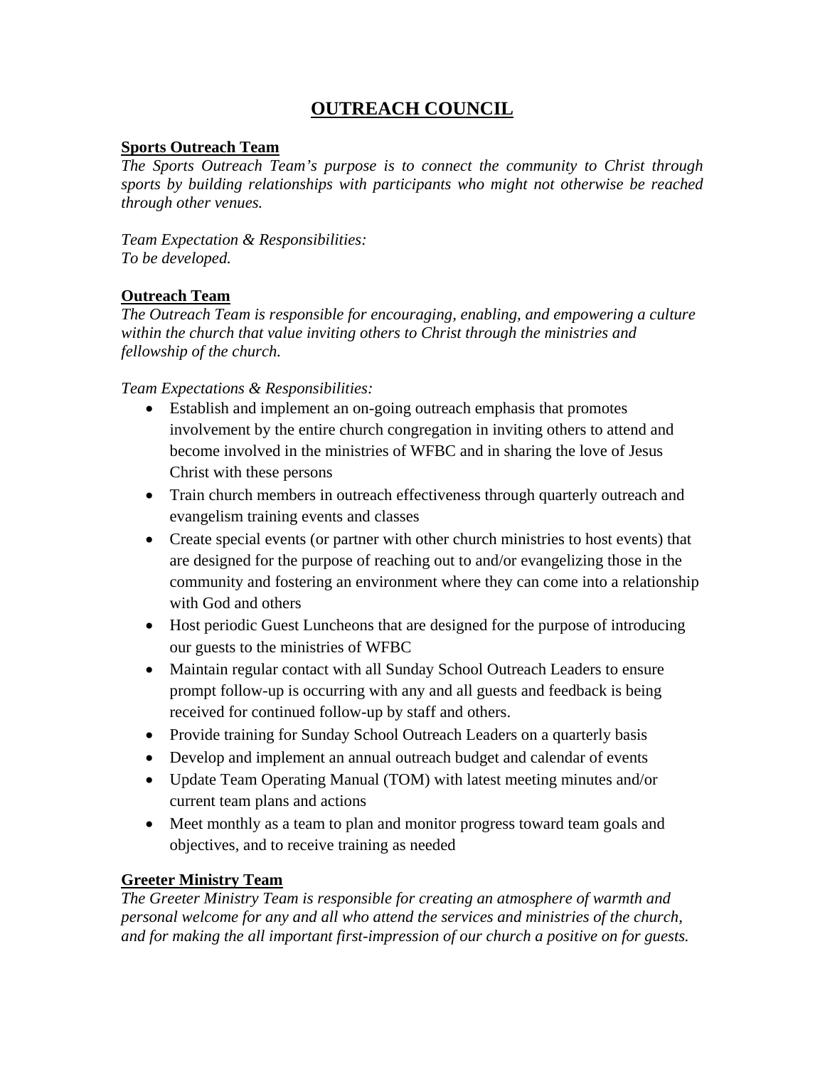# OUTREACH COUNCIL

**Sports Outreach Team**

*The Sports Outreach Team's purpose is to connect the community to Christ through sports by building relationships with participants who might not otherwise be reached through other venues.*

*Team Expectation & Responsibilities:*
*To be developed.*

**Outreach Team**

*The Outreach Team is responsible for encouraging, enabling, and empowering a culture within the church that value inviting others to Christ through the ministries and fellowship of the church.*

*Team Expectations & Responsibilities:*

- Establish and implement an on-going outreach emphasis that promotes involvement by the entire church congregation in inviting others to attend and become involved in the ministries of WFBC and in sharing the love of Jesus Christ with these persons
- Train church members in outreach effectiveness through quarterly outreach and evangelism training events and classes
- Create special events (or partner with other church ministries to host events) that are designed for the purpose of reaching out to and/or evangelizing those in the community and fostering an environment where they can come into a relationship with God and others
- Host periodic Guest Luncheons that are designed for the purpose of introducing our guests to the ministries of WFBC
- Maintain regular contact with all Sunday School Outreach Leaders to ensure prompt follow-up is occurring with any and all guests and feedback is being received for continued follow-up by staff and others.
- Provide training for Sunday School Outreach Leaders on a quarterly basis
- Develop and implement an annual outreach budget and calendar of events
- Update Team Operating Manual (TOM) with latest meeting minutes and/or current team plans and actions
- Meet monthly as a team to plan and monitor progress toward team goals and objectives, and to receive training as needed

**Greeter Ministry Team**

*The Greeter Ministry Team is responsible for creating an atmosphere of warmth and personal welcome for any and all who attend the services and ministries of the church, and for making the all important first-impression of our church a positive on for guests.*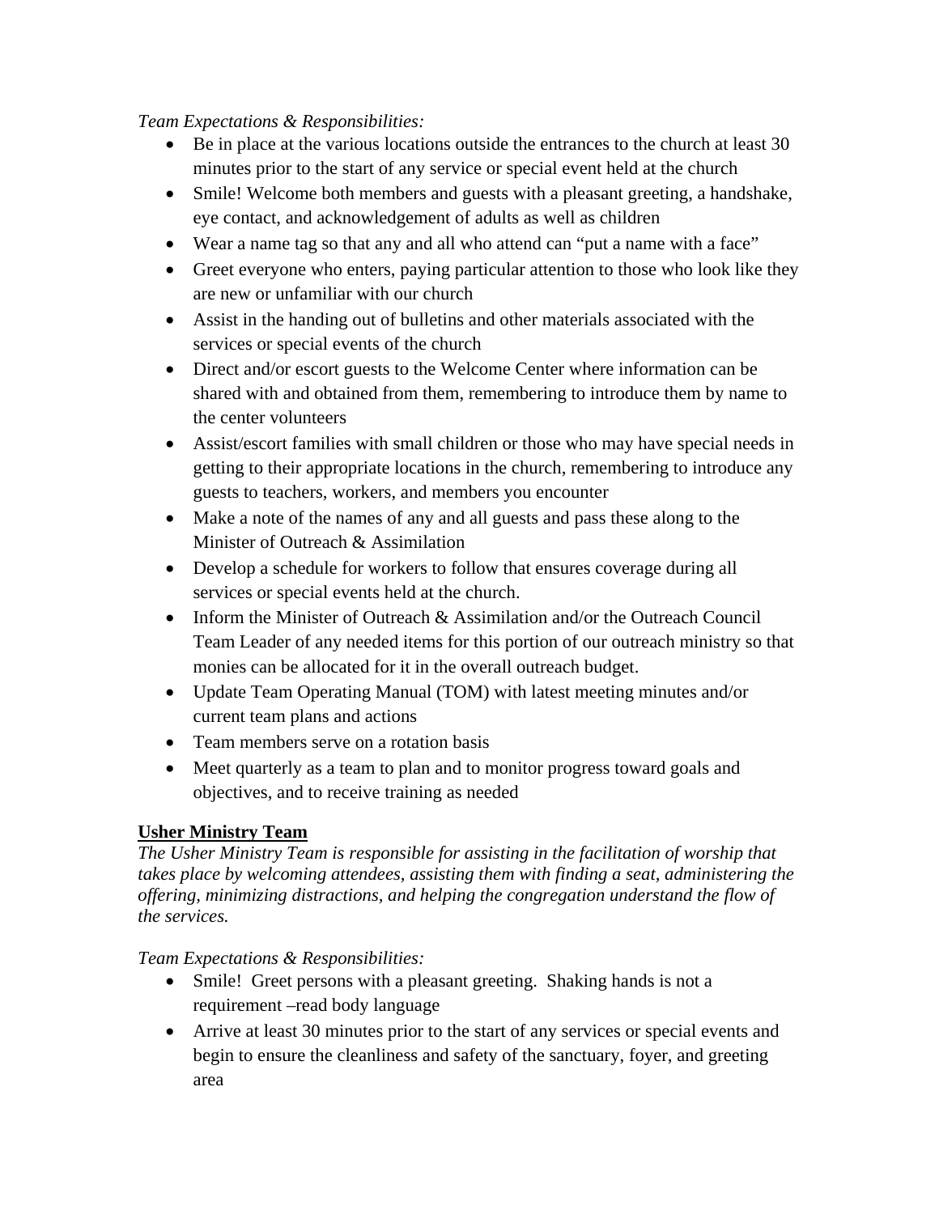*Team Expectations & Responsibilities:*

- Be in place at the various locations outside the entrances to the church at least 30 minutes prior to the start of any service or special event held at the church
- Smile! Welcome both members and guests with a pleasant greeting, a handshake, eye contact, and acknowledgement of adults as well as children
- Wear a name tag so that any and all who attend can "put a name with a face"
- Greet everyone who enters, paying particular attention to those who look like they are new or unfamiliar with our church
- Assist in the handing out of bulletins and other materials associated with the services or special events of the church
- Direct and/or escort guests to the Welcome Center where information can be shared with and obtained from them, remembering to introduce them by name to the center volunteers
- Assist/escort families with small children or those who may have special needs in getting to their appropriate locations in the church, remembering to introduce any guests to teachers, workers, and members you encounter
- Make a note of the names of any and all guests and pass these along to the Minister of Outreach & Assimilation
- Develop a schedule for workers to follow that ensures coverage during all services or special events held at the church.
- Inform the Minister of Outreach & Assimilation and/or the Outreach Council Team Leader of any needed items for this portion of our outreach ministry so that monies can be allocated for it in the overall outreach budget.
- Update Team Operating Manual (TOM) with latest meeting minutes and/or current team plans and actions
- Team members serve on a rotation basis
- Meet quarterly as a team to plan and to monitor progress toward goals and objectives, and to receive training as needed

**Usher Ministry Team**

*The Usher Ministry Team is responsible for assisting in the facilitation of worship that takes place by welcoming attendees, assisting them with finding a seat, administering the offering, minimizing distractions, and helping the congregation understand the flow of the services.*

*Team Expectations & Responsibilities:*

- Smile! Greet persons with a pleasant greeting. Shaking hands is not a requirement –read body language
- Arrive at least 30 minutes prior to the start of any services or special events and begin to ensure the cleanliness and safety of the sanctuary, foyer, and greeting area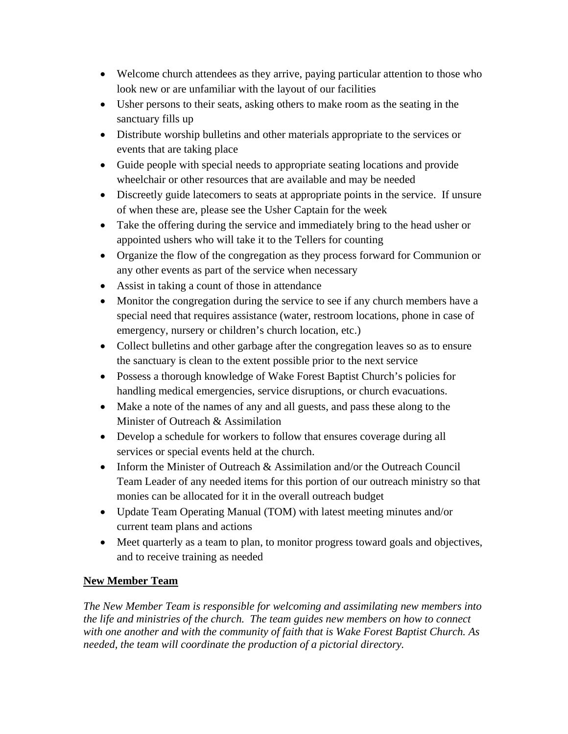- Welcome church attendees as they arrive, paying particular attention to those who look new or are unfamiliar with the layout of our facilities
- Usher persons to their seats, asking others to make room as the seating in the sanctuary fills up
- Distribute worship bulletins and other materials appropriate to the services or events that are taking place
- Guide people with special needs to appropriate seating locations and provide wheelchair or other resources that are available and may be needed
- Discreetly guide latecomers to seats at appropriate points in the service. If unsure of when these are, please see the Usher Captain for the week
- Take the offering during the service and immediately bring to the head usher or appointed ushers who will take it to the Tellers for counting
- Organize the flow of the congregation as they process forward for Communion or any other events as part of the service when necessary
- Assist in taking a count of those in attendance
- Monitor the congregation during the service to see if any church members have a special need that requires assistance (water, restroom locations, phone in case of emergency, nursery or children's church location, etc.)
- Collect bulletins and other garbage after the congregation leaves so as to ensure the sanctuary is clean to the extent possible prior to the next service
- Possess a thorough knowledge of Wake Forest Baptist Church's policies for handling medical emergencies, service disruptions, or church evacuations.
- Make a note of the names of any and all guests, and pass these along to the Minister of Outreach & Assimilation
- Develop a schedule for workers to follow that ensures coverage during all services or special events held at the church.
- Inform the Minister of Outreach & Assimilation and/or the Outreach Council Team Leader of any needed items for this portion of our outreach ministry so that monies can be allocated for it in the overall outreach budget
- Update Team Operating Manual (TOM) with latest meeting minutes and/or current team plans and actions
- Meet quarterly as a team to plan, to monitor progress toward goals and objectives, and to receive training as needed

**New Member Team**

*The New Member Team is responsible for welcoming and assimilating new members into the life and ministries of the church. The team guides new members on how to connect with one another and with the community of faith that is Wake Forest Baptist Church. As needed, the team will coordinate the production of a pictorial directory.*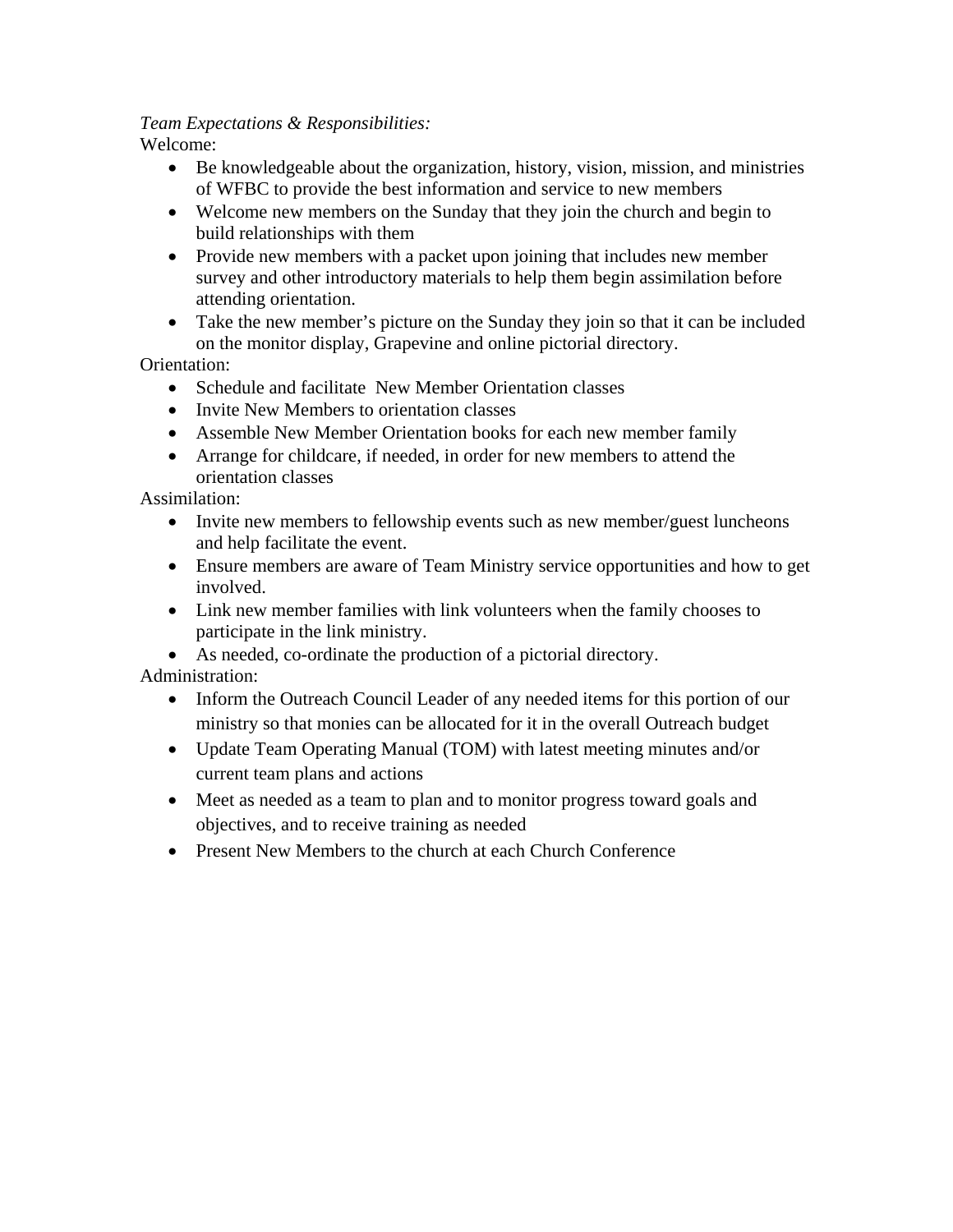*Team Expectations & Responsibilities:*

Welcome:

- Be knowledgeable about the organization, history, vision, mission, and ministries of WFBC to provide the best information and service to new members
- Welcome new members on the Sunday that they join the church and begin to build relationships with them
- Provide new members with a packet upon joining that includes new member survey and other introductory materials to help them begin assimilation before attending orientation.
- Take the new member's picture on the Sunday they join so that it can be included on the monitor display, Grapevine and online pictorial directory.

Orientation:

- Schedule and facilitate New Member Orientation classes
- Invite New Members to orientation classes
- Assemble New Member Orientation books for each new member family
- Arrange for childcare, if needed, in order for new members to attend the orientation classes

Assimilation:

- Invite new members to fellowship events such as new member/guest luncheons and help facilitate the event.
- Ensure members are aware of Team Ministry service opportunities and how to get involved.
- Link new member families with link volunteers when the family chooses to participate in the link ministry.
- As needed, co-ordinate the production of a pictorial directory.

Administration:

- Inform the Outreach Council Leader of any needed items for this portion of our ministry so that monies can be allocated for it in the overall Outreach budget
- Update Team Operating Manual (TOM) with latest meeting minutes and/or current team plans and actions
- Meet as needed as a team to plan and to monitor progress toward goals and objectives, and to receive training as needed
- Present New Members to the church at each Church Conference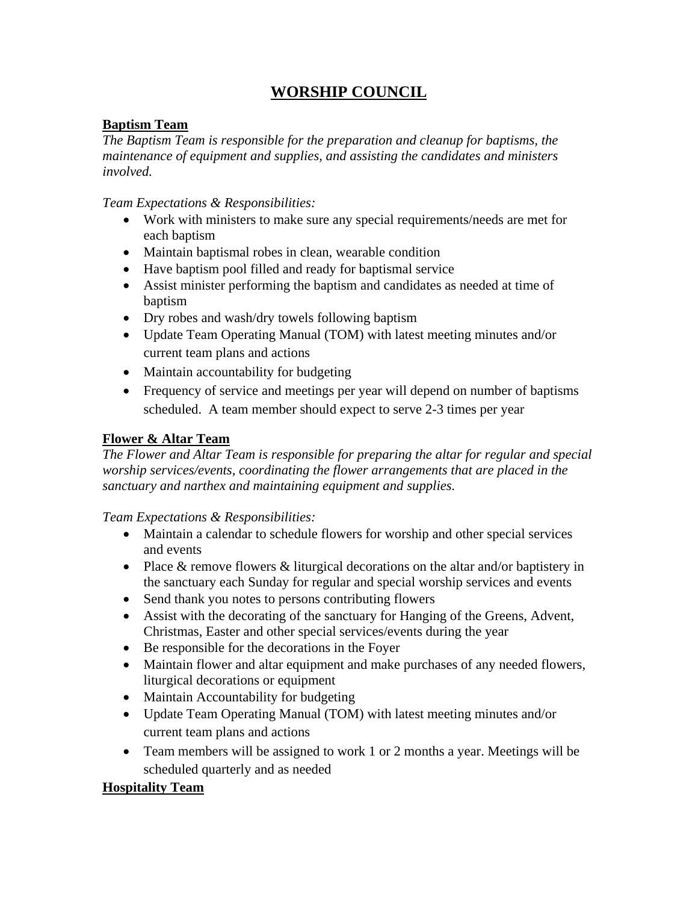# WORSHIP COUNCIL

## Baptism Team

*The Baptism Team is responsible for the preparation and cleanup for baptisms, the maintenance of equipment and supplies, and assisting the candidates and ministers involved.*

*Team Expectations & Responsibilities:*

- Work with ministers to make sure any special requirements/needs are met for each baptism
- Maintain baptismal robes in clean, wearable condition
- Have baptism pool filled and ready for baptismal service
- Assist minister performing the baptism and candidates as needed at time of baptism
- Dry robes and wash/dry towels following baptism
- Update Team Operating Manual (TOM) with latest meeting minutes and/or current team plans and actions
- Maintain accountability for budgeting
- Frequency of service and meetings per year will depend on number of baptisms scheduled. A team member should expect to serve 2-3 times per year

## Flower & Altar Team

*The Flower and Altar Team is responsible for preparing the altar for regular and special worship services/events, coordinating the flower arrangements that are placed in the sanctuary and narthex and maintaining equipment and supplies.*

*Team Expectations & Responsibilities:*

- Maintain a calendar to schedule flowers for worship and other special services and events
- Place & remove flowers & liturgical decorations on the altar and/or baptistery in the sanctuary each Sunday for regular and special worship services and events
- Send thank you notes to persons contributing flowers
- Assist with the decorating of the sanctuary for Hanging of the Greens, Advent, Christmas, Easter and other special services/events during the year
- Be responsible for the decorations in the Foyer
- Maintain flower and altar equipment and make purchases of any needed flowers, liturgical decorations or equipment
- Maintain Accountability for budgeting
- Update Team Operating Manual (TOM) with latest meeting minutes and/or current team plans and actions
- Team members will be assigned to work 1 or 2 months a year. Meetings will be scheduled quarterly and as needed

## Hospitality Team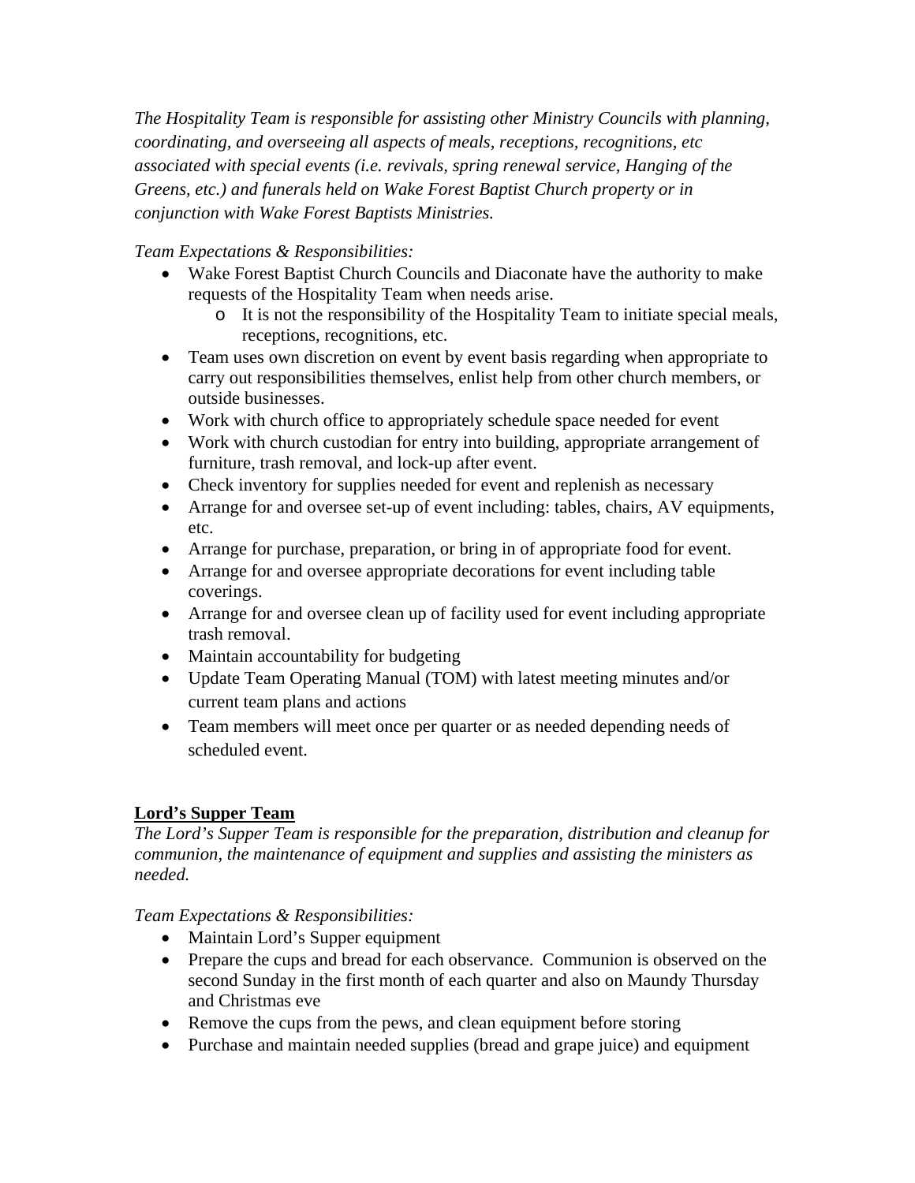*The Hospitality Team is responsible for assisting other Ministry Councils with planning, coordinating, and overseeing all aspects of meals, receptions, recognitions, etc associated with special events (i.e. revivals, spring renewal service, Hanging of the Greens, etc.) and funerals held on Wake Forest Baptist Church property or in conjunction with Wake Forest Baptists Ministries.*

*Team Expectations & Responsibilities:*

- Wake Forest Baptist Church Councils and Diaconate have the authority to make requests of the Hospitality Team when needs arise.
  - It is not the responsibility of the Hospitality Team to initiate special meals, receptions, recognitions, etc.
- Team uses own discretion on event by event basis regarding when appropriate to carry out responsibilities themselves, enlist help from other church members, or outside businesses.
- Work with church office to appropriately schedule space needed for event
- Work with church custodian for entry into building, appropriate arrangement of furniture, trash removal, and lock-up after event.
- Check inventory for supplies needed for event and replenish as necessary
- Arrange for and oversee set-up of event including: tables, chairs, AV equipments, etc.
- Arrange for purchase, preparation, or bring in of appropriate food for event.
- Arrange for and oversee appropriate decorations for event including table coverings.
- Arrange for and oversee clean up of facility used for event including appropriate trash removal.
- Maintain accountability for budgeting
- Update Team Operating Manual (TOM) with latest meeting minutes and/or current team plans and actions
- Team members will meet once per quarter or as needed depending needs of scheduled event.

## Lord's Supper Team

*The Lord's Supper Team is responsible for the preparation, distribution and cleanup for communion, the maintenance of equipment and supplies and assisting the ministers as needed.*

*Team Expectations & Responsibilities:*

- Maintain Lord's Supper equipment
- Prepare the cups and bread for each observance. Communion is observed on the second Sunday in the first month of each quarter and also on Maundy Thursday and Christmas eve
- Remove the cups from the pews, and clean equipment before storing
- Purchase and maintain needed supplies (bread and grape juice) and equipment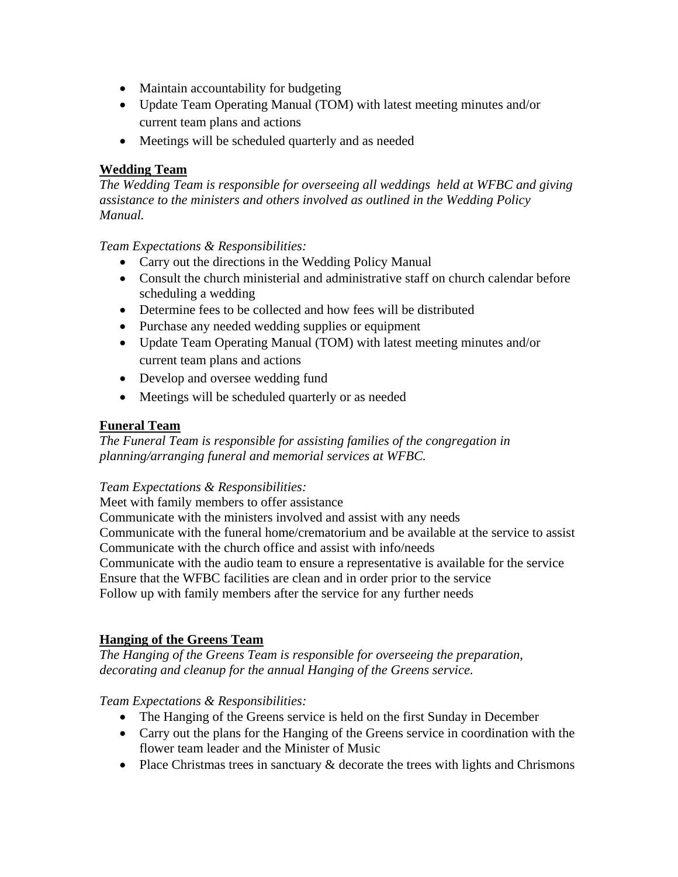- Maintain accountability for budgeting
- Update Team Operating Manual (TOM) with latest meeting minutes and/or current team plans and actions
- Meetings will be scheduled quarterly and as needed

**Wedding Team**

*The Wedding Team is responsible for overseeing all weddings held at WFBC and giving assistance to the ministers and others involved as outlined in the Wedding Policy Manual.*

*Team Expectations & Responsibilities:*

- Carry out the directions in the Wedding Policy Manual
- Consult the church ministerial and administrative staff on church calendar before scheduling a wedding
- Determine fees to be collected and how fees will be distributed
- Purchase any needed wedding supplies or equipment
- Update Team Operating Manual (TOM) with latest meeting minutes and/or current team plans and actions
- Develop and oversee wedding fund
- Meetings will be scheduled quarterly or as needed

**Funeral Team**

*The Funeral Team is responsible for assisting families of the congregation in planning/arranging funeral and memorial services at WFBC.*

*Team Expectations & Responsibilities:*

Meet with family members to offer assistance
Communicate with the ministers involved and assist with any needs
Communicate with the funeral home/crematorium and be available at the service to assist
Communicate with the church office and assist with info/needs
Communicate with the audio team to ensure a representative is available for the service
Ensure that the WFBC facilities are clean and in order prior to the service
Follow up with family members after the service for any further needs

**Hanging of the Greens Team**

*The Hanging of the Greens Team is responsible for overseeing the preparation, decorating and cleanup for the annual Hanging of the Greens service.*

*Team Expectations & Responsibilities:*

- The Hanging of the Greens service is held on the first Sunday in December
- Carry out the plans for the Hanging of the Greens service in coordination with the flower team leader and the Minister of Music
- Place Christmas trees in sanctuary & decorate the trees with lights and Chrismons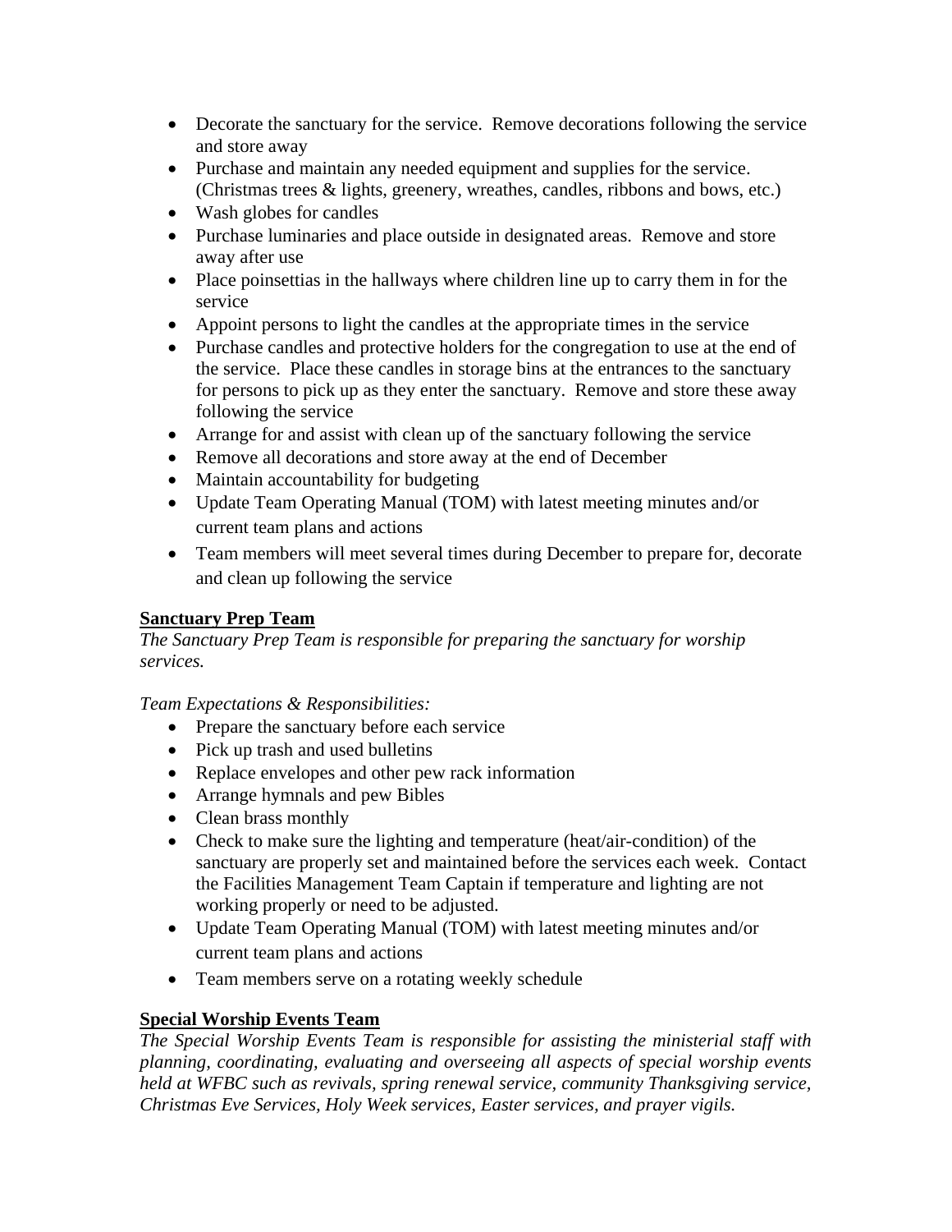- Decorate the sanctuary for the service. Remove decorations following the service and store away
- Purchase and maintain any needed equipment and supplies for the service. (Christmas trees & lights, greenery, wreathes, candles, ribbons and bows, etc.)
- Wash globes for candles
- Purchase luminaries and place outside in designated areas. Remove and store away after use
- Place poinsettias in the hallways where children line up to carry them in for the service
- Appoint persons to light the candles at the appropriate times in the service
- Purchase candles and protective holders for the congregation to use at the end of the service. Place these candles in storage bins at the entrances to the sanctuary for persons to pick up as they enter the sanctuary. Remove and store these away following the service
- Arrange for and assist with clean up of the sanctuary following the service
- Remove all decorations and store away at the end of December
- Maintain accountability for budgeting
- Update Team Operating Manual (TOM) with latest meeting minutes and/or current team plans and actions
- Team members will meet several times during December to prepare for, decorate and clean up following the service

**Sanctuary Prep Team**

*The Sanctuary Prep Team is responsible for preparing the sanctuary for worship services.*

*Team Expectations & Responsibilities:*

- Prepare the sanctuary before each service
- Pick up trash and used bulletins
- Replace envelopes and other pew rack information
- Arrange hymnals and pew Bibles
- Clean brass monthly
- Check to make sure the lighting and temperature (heat/air-condition) of the sanctuary are properly set and maintained before the services each week. Contact the Facilities Management Team Captain if temperature and lighting are not working properly or need to be adjusted.
- Update Team Operating Manual (TOM) with latest meeting minutes and/or current team plans and actions
- Team members serve on a rotating weekly schedule

**Special Worship Events Team**

*The Special Worship Events Team is responsible for assisting the ministerial staff with planning, coordinating, evaluating and overseeing all aspects of special worship events held at WFBC such as revivals, spring renewal service, community Thanksgiving service, Christmas Eve Services, Holy Week services, Easter services, and prayer vigils.*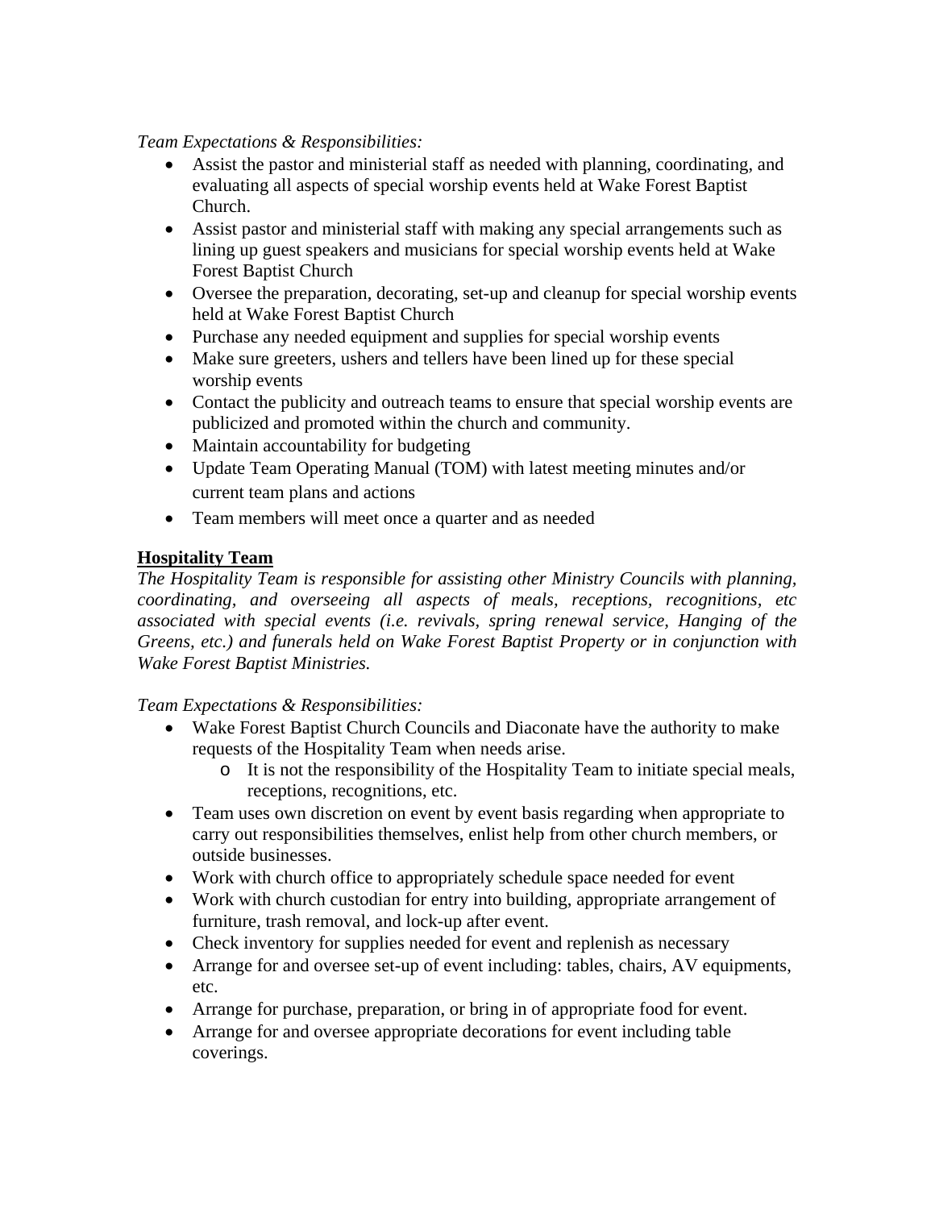*Team Expectations & Responsibilities:*

- Assist the pastor and ministerial staff as needed with planning, coordinating, and evaluating all aspects of special worship events held at Wake Forest Baptist Church.
- Assist pastor and ministerial staff with making any special arrangements such as lining up guest speakers and musicians for special worship events held at Wake Forest Baptist Church
- Oversee the preparation, decorating, set-up and cleanup for special worship events held at Wake Forest Baptist Church
- Purchase any needed equipment and supplies for special worship events
- Make sure greeters, ushers and tellers have been lined up for these special worship events
- Contact the publicity and outreach teams to ensure that special worship events are publicized and promoted within the church and community.
- Maintain accountability for budgeting
- Update Team Operating Manual (TOM) with latest meeting minutes and/or current team plans and actions
- Team members will meet once a quarter and as needed

**<u>Hospitality Team</u>**

*The Hospitality Team is responsible for assisting other Ministry Councils with planning, coordinating, and overseeing all aspects of meals, receptions, recognitions, etc associated with special events (i.e. revivals, spring renewal service, Hanging of the Greens, etc.) and funerals held on Wake Forest Baptist Property or in conjunction with Wake Forest Baptist Ministries.*

*Team Expectations & Responsibilities:*

- Wake Forest Baptist Church Councils and Diaconate have the authority to make requests of the Hospitality Team when needs arise.
    - It is not the responsibility of the Hospitality Team to initiate special meals, receptions, recognitions, etc.
- Team uses own discretion on event by event basis regarding when appropriate to carry out responsibilities themselves, enlist help from other church members, or outside businesses.
- Work with church office to appropriately schedule space needed for event
- Work with church custodian for entry into building, appropriate arrangement of furniture, trash removal, and lock-up after event.
- Check inventory for supplies needed for event and replenish as necessary
- Arrange for and oversee set-up of event including: tables, chairs, AV equipments, etc.
- Arrange for purchase, preparation, or bring in of appropriate food for event.
- Arrange for and oversee appropriate decorations for event including table coverings.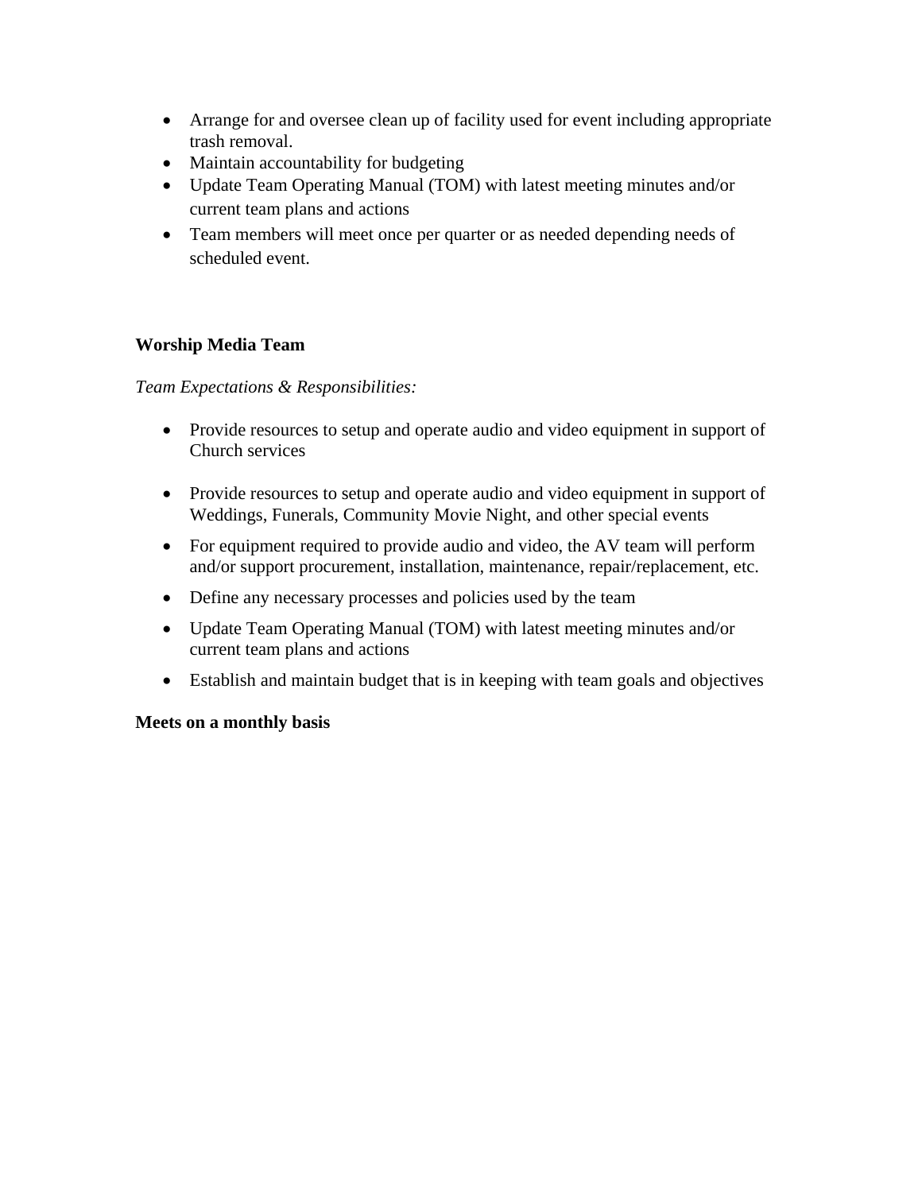- Arrange for and oversee clean up of facility used for event including appropriate trash removal.
- Maintain accountability for budgeting
- Update Team Operating Manual (TOM) with latest meeting minutes and/or current team plans and actions
- Team members will meet once per quarter or as needed depending needs of scheduled event.

**Worship Media Team**

*Team Expectations & Responsibilities:*

- Provide resources to setup and operate audio and video equipment in support of Church services
- Provide resources to setup and operate audio and video equipment in support of Weddings, Funerals, Community Movie Night, and other special events
- For equipment required to provide audio and video, the AV team will perform and/or support procurement, installation, maintenance, repair/replacement, etc.
- Define any necessary processes and policies used by the team
- Update Team Operating Manual (TOM) with latest meeting minutes and/or current team plans and actions
- Establish and maintain budget that is in keeping with team goals and objectives

**Meets on a monthly basis**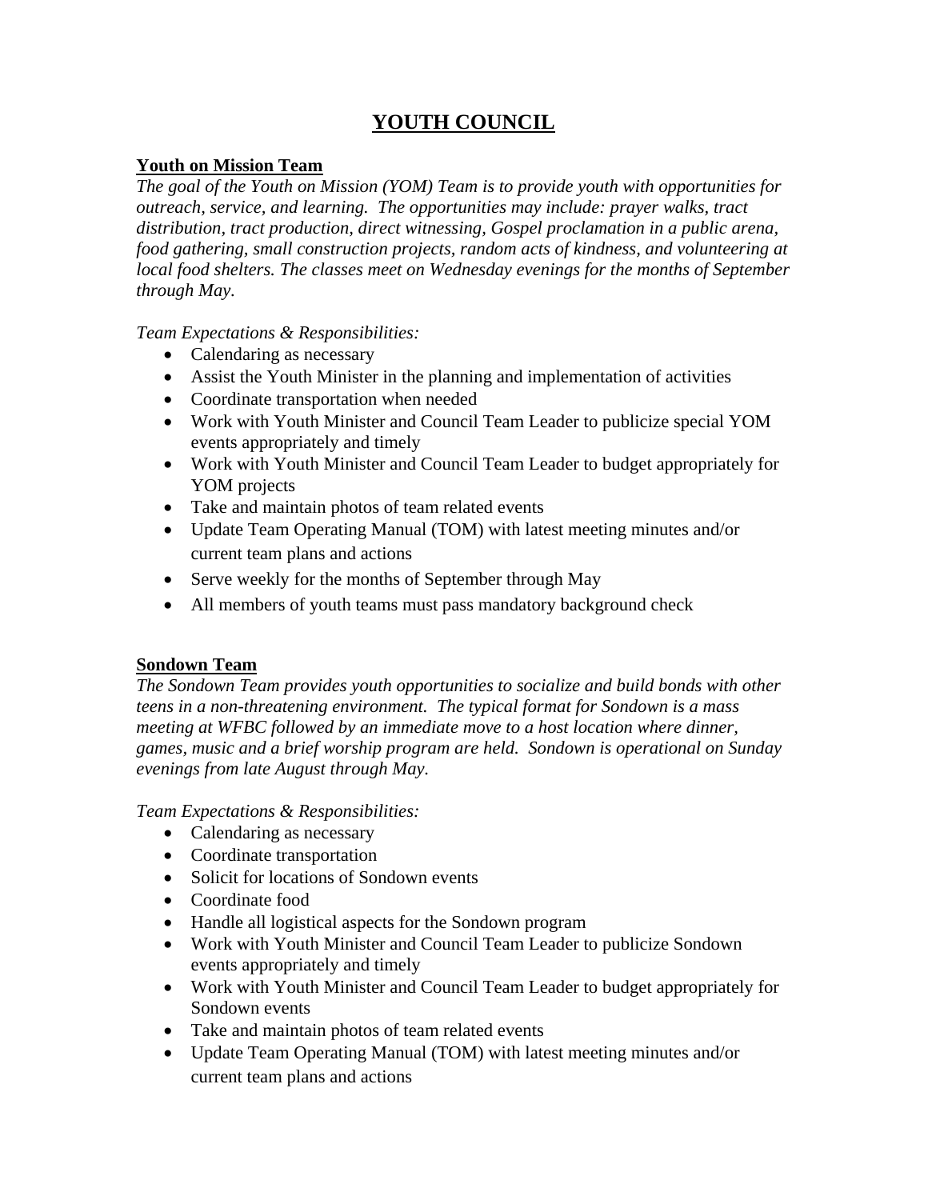# YOUTH COUNCIL

**Youth on Mission Team**

*The goal of the Youth on Mission (YOM) Team is to provide youth with opportunities for outreach, service, and learning. The opportunities may include: prayer walks, tract distribution, tract production, direct witnessing, Gospel proclamation in a public arena, food gathering, small construction projects, random acts of kindness, and volunteering at local food shelters. The classes meet on Wednesday evenings for the months of September through May.*

*Team Expectations & Responsibilities:*

- Calendaring as necessary
- Assist the Youth Minister in the planning and implementation of activities
- Coordinate transportation when needed
- Work with Youth Minister and Council Team Leader to publicize special YOM events appropriately and timely
- Work with Youth Minister and Council Team Leader to budget appropriately for YOM projects
- Take and maintain photos of team related events
- Update Team Operating Manual (TOM) with latest meeting minutes and/or current team plans and actions
- Serve weekly for the months of September through May
- All members of youth teams must pass mandatory background check

**Sondown Team**

*The Sondown Team provides youth opportunities to socialize and build bonds with other teens in a non-threatening environment. The typical format for Sondown is a mass meeting at WFBC followed by an immediate move to a host location where dinner, games, music and a brief worship program are held. Sondown is operational on Sunday evenings from late August through May.*

*Team Expectations & Responsibilities:*

- Calendaring as necessary
- Coordinate transportation
- Solicit for locations of Sondown events
- Coordinate food
- Handle all logistical aspects for the Sondown program
- Work with Youth Minister and Council Team Leader to publicize Sondown events appropriately and timely
- Work with Youth Minister and Council Team Leader to budget appropriately for Sondown events
- Take and maintain photos of team related events
- Update Team Operating Manual (TOM) with latest meeting minutes and/or current team plans and actions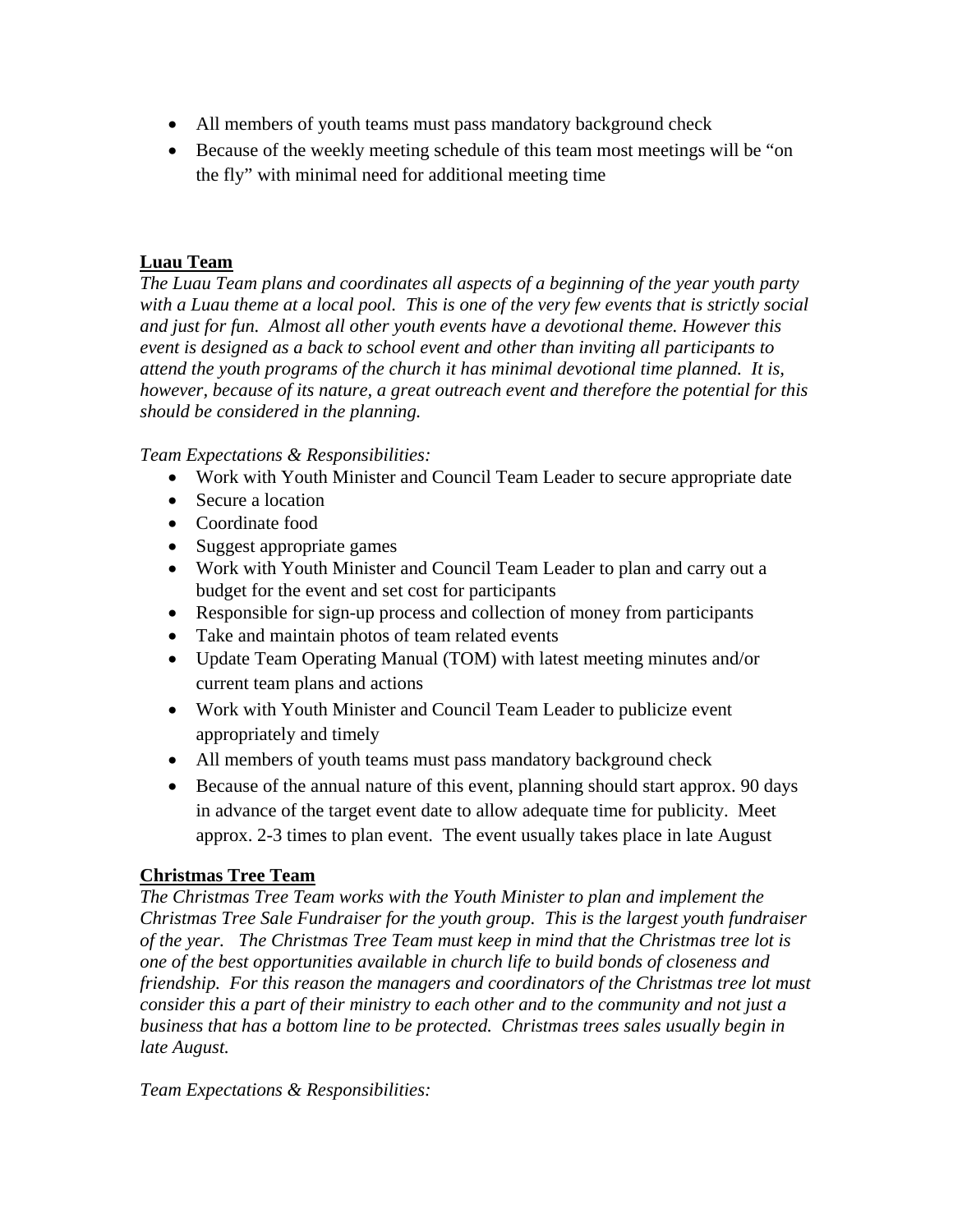- All members of youth teams must pass mandatory background check
- Because of the weekly meeting schedule of this team most meetings will be "on the fly" with minimal need for additional meeting time

**Luau Team**

*The Luau Team plans and coordinates all aspects of a beginning of the year youth party with a Luau theme at a local pool. This is one of the very few events that is strictly social and just for fun. Almost all other youth events have a devotional theme. However this event is designed as a back to school event and other than inviting all participants to attend the youth programs of the church it has minimal devotional time planned. It is, however, because of its nature, a great outreach event and therefore the potential for this should be considered in the planning.*

*Team Expectations & Responsibilities:*

- Work with Youth Minister and Council Team Leader to secure appropriate date
- Secure a location
- Coordinate food
- Suggest appropriate games
- Work with Youth Minister and Council Team Leader to plan and carry out a budget for the event and set cost for participants
- Responsible for sign-up process and collection of money from participants
- Take and maintain photos of team related events
- Update Team Operating Manual (TOM) with latest meeting minutes and/or current team plans and actions
- Work with Youth Minister and Council Team Leader to publicize event appropriately and timely
- All members of youth teams must pass mandatory background check
- Because of the annual nature of this event, planning should start approx. 90 days in advance of the target event date to allow adequate time for publicity. Meet approx. 2-3 times to plan event. The event usually takes place in late August

**Christmas Tree Team**

*The Christmas Tree Team works with the Youth Minister to plan and implement the Christmas Tree Sale Fundraiser for the youth group. This is the largest youth fundraiser of the year. The Christmas Tree Team must keep in mind that the Christmas tree lot is one of the best opportunities available in church life to build bonds of closeness and friendship. For this reason the managers and coordinators of the Christmas tree lot must consider this a part of their ministry to each other and to the community and not just a business that has a bottom line to be protected. Christmas trees sales usually begin in late August.*

*Team Expectations & Responsibilities:*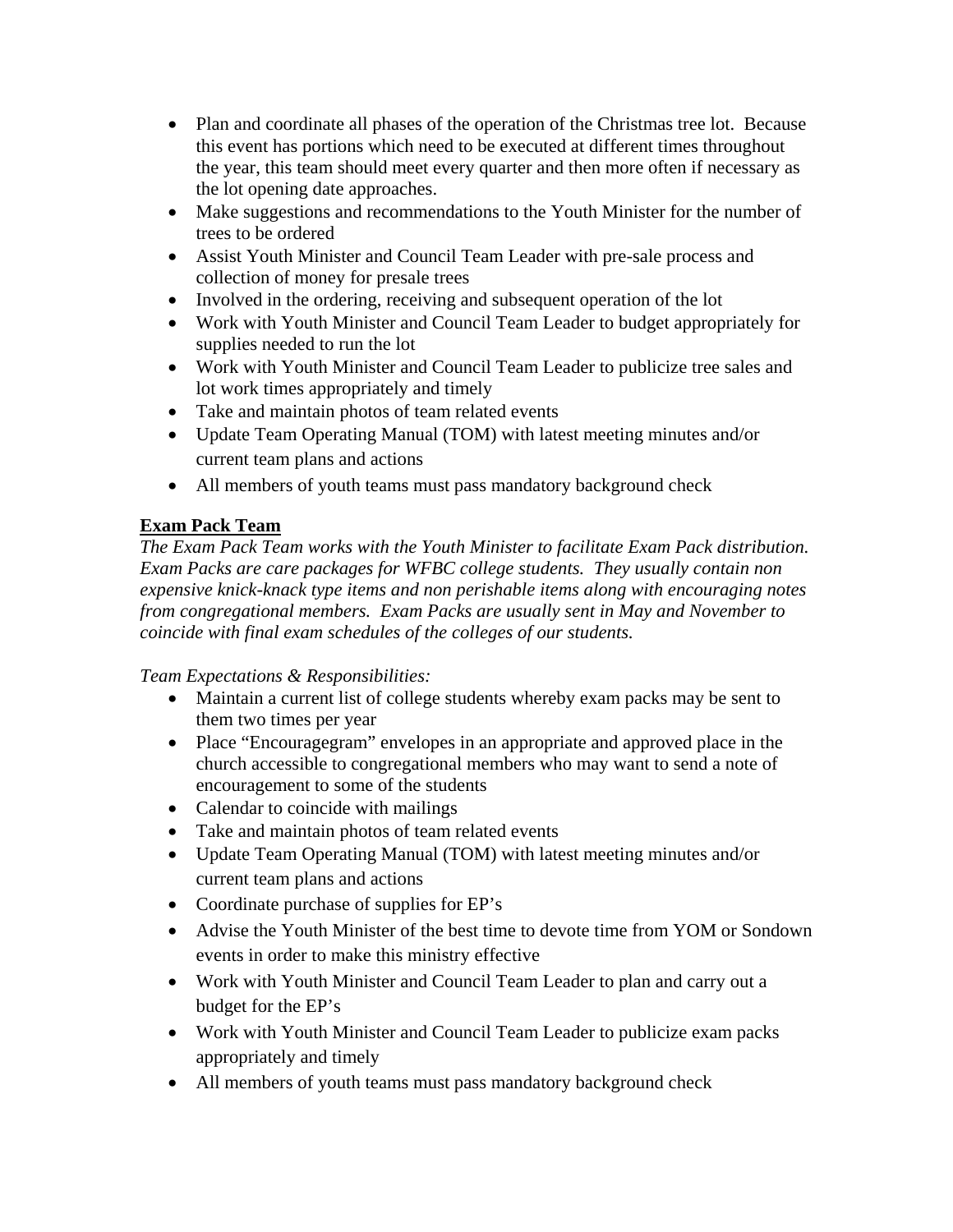- Plan and coordinate all phases of the operation of the Christmas tree lot. Because this event has portions which need to be executed at different times throughout the year, this team should meet every quarter and then more often if necessary as the lot opening date approaches.
- Make suggestions and recommendations to the Youth Minister for the number of trees to be ordered
- Assist Youth Minister and Council Team Leader with pre-sale process and collection of money for presale trees
- Involved in the ordering, receiving and subsequent operation of the lot
- Work with Youth Minister and Council Team Leader to budget appropriately for supplies needed to run the lot
- Work with Youth Minister and Council Team Leader to publicize tree sales and lot work times appropriately and timely
- Take and maintain photos of team related events
- Update Team Operating Manual (TOM) with latest meeting minutes and/or current team plans and actions
- All members of youth teams must pass mandatory background check

**Exam Pack Team**

*The Exam Pack Team works with the Youth Minister to facilitate Exam Pack distribution. Exam Packs are care packages for WFBC college students. They usually contain non expensive knick-knack type items and non perishable items along with encouraging notes from congregational members. Exam Packs are usually sent in May and November to coincide with final exam schedules of the colleges of our students.*

*Team Expectations & Responsibilities:*

- Maintain a current list of college students whereby exam packs may be sent to them two times per year
- Place "Encouragegram" envelopes in an appropriate and approved place in the church accessible to congregational members who may want to send a note of encouragement to some of the students
- Calendar to coincide with mailings
- Take and maintain photos of team related events
- Update Team Operating Manual (TOM) with latest meeting minutes and/or current team plans and actions
- Coordinate purchase of supplies for EP's
- Advise the Youth Minister of the best time to devote time from YOM or Sondown events in order to make this ministry effective
- Work with Youth Minister and Council Team Leader to plan and carry out a budget for the EP's
- Work with Youth Minister and Council Team Leader to publicize exam packs appropriately and timely
- All members of youth teams must pass mandatory background check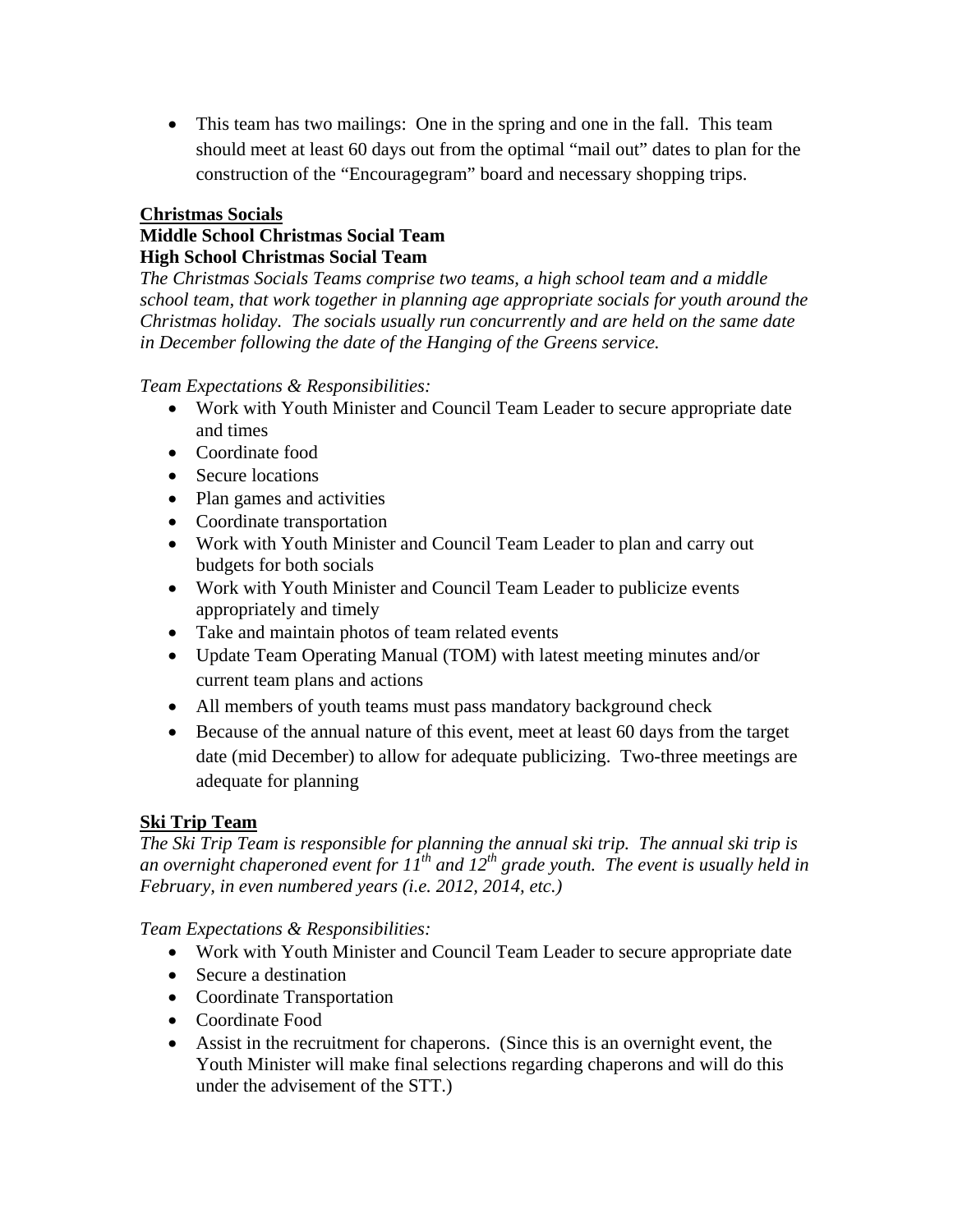- This team has two mailings: One in the spring and one in the fall. This team should meet at least 60 days out from the optimal "mail out" dates to plan for the construction of the "Encouragegram" board and necessary shopping trips.

**Christmas Socials**

**Middle School Christmas Social Team**

**High School Christmas Social Team**

*The Christmas Socials Teams comprise two teams, a high school team and a middle school team, that work together in planning age appropriate socials for youth around the Christmas holiday. The socials usually run concurrently and are held on the same date in December following the date of the Hanging of the Greens service.*

*Team Expectations & Responsibilities:*

- Work with Youth Minister and Council Team Leader to secure appropriate date and times
- Coordinate food
- Secure locations
- Plan games and activities
- Coordinate transportation
- Work with Youth Minister and Council Team Leader to plan and carry out budgets for both socials
- Work with Youth Minister and Council Team Leader to publicize events appropriately and timely
- Take and maintain photos of team related events
- Update Team Operating Manual (TOM) with latest meeting minutes and/or current team plans and actions
- All members of youth teams must pass mandatory background check
- Because of the annual nature of this event, meet at least 60 days from the target date (mid December) to allow for adequate publicizing. Two-three meetings are adequate for planning

**Ski Trip Team**

*The Ski Trip Team is responsible for planning the annual ski trip. The annual ski trip is an overnight chaperoned event for 11th and 12th grade youth. The event is usually held in February, in even numbered years (i.e. 2012, 2014, etc.)*

*Team Expectations & Responsibilities:*

- Work with Youth Minister and Council Team Leader to secure appropriate date
- Secure a destination
- Coordinate Transportation
- Coordinate Food
- Assist in the recruitment for chaperons. (Since this is an overnight event, the Youth Minister will make final selections regarding chaperons and will do this under the advisement of the STT.)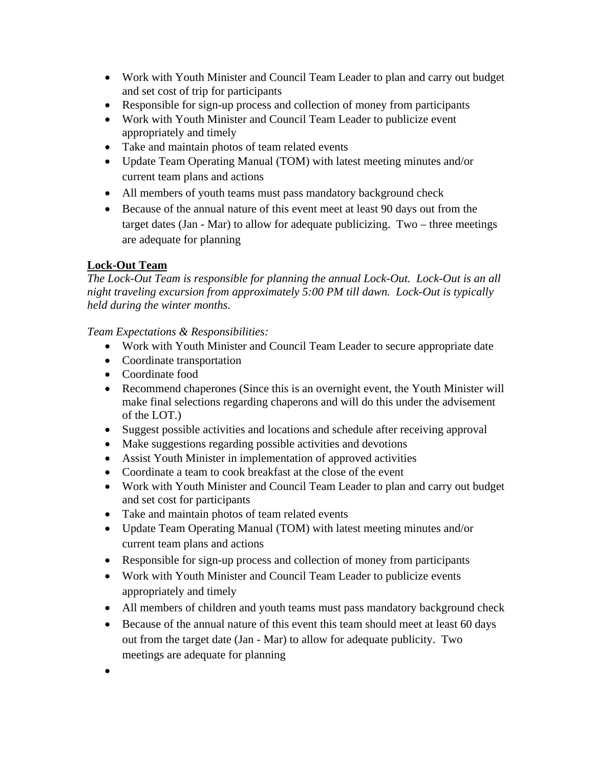- Work with Youth Minister and Council Team Leader to plan and carry out budget and set cost of trip for participants
- Responsible for sign-up process and collection of money from participants
- Work with Youth Minister and Council Team Leader to publicize event appropriately and timely
- Take and maintain photos of team related events
- Update Team Operating Manual (TOM) with latest meeting minutes and/or current team plans and actions
- All members of youth teams must pass mandatory background check
- Because of the annual nature of this event meet at least 90 days out from the target dates (Jan - Mar) to allow for adequate publicizing.  Two – three meetings are adequate for planning

**Lock-Out Team**

*The Lock-Out Team is responsible for planning the annual Lock-Out.  Lock-Out is an all night traveling excursion from approximately 5:00 PM till dawn.  Lock-Out is typically held during the winter months.*

*Team Expectations & Responsibilities:*

- Work with Youth Minister and Council Team Leader to secure appropriate date
- Coordinate transportation
- Coordinate food
- Recommend chaperones (Since this is an overnight event, the Youth Minister will make final selections regarding chaperons and will do this under the advisement of the LOT.)
- Suggest possible activities and locations and schedule after receiving approval
- Make suggestions regarding possible activities and devotions
- Assist Youth Minister in implementation of approved activities
- Coordinate a team to cook breakfast at the close of the event
- Work with Youth Minister and Council Team Leader to plan and carry out budget and set cost for participants
- Take and maintain photos of team related events
- Update Team Operating Manual (TOM) with latest meeting minutes and/or current team plans and actions
- Responsible for sign-up process and collection of money from participants
- Work with Youth Minister and Council Team Leader to publicize events appropriately and timely
- All members of children and youth teams must pass mandatory background check
- Because of the annual nature of this event this team should meet at least 60 days out from the target date (Jan - Mar) to allow for adequate publicity.  Two meetings are adequate for planning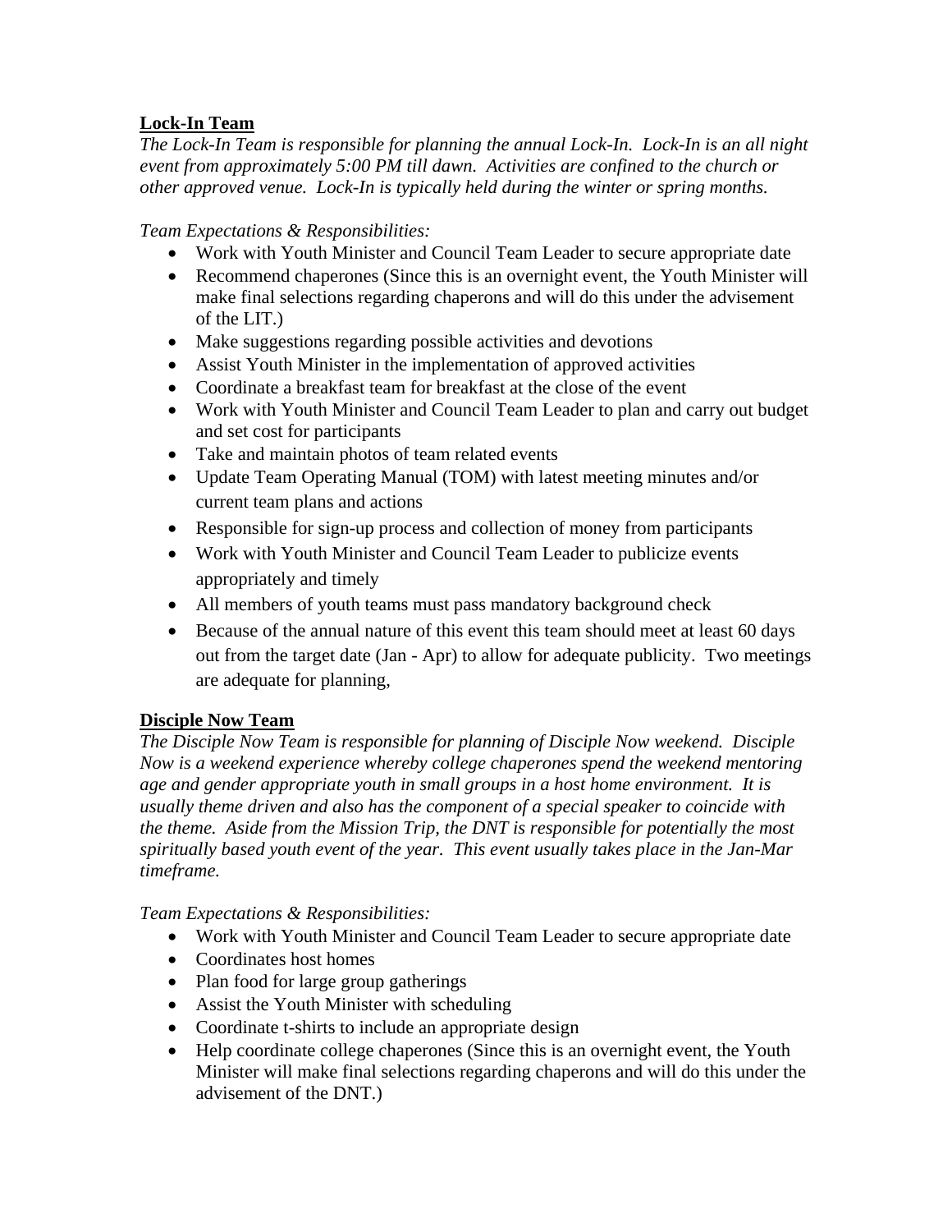**Lock-In Team**

*The Lock-In Team is responsible for planning the annual Lock-In. Lock-In is an all night event from approximately 5:00 PM till dawn. Activities are confined to the church or other approved venue. Lock-In is typically held during the winter or spring months.*

*Team Expectations & Responsibilities:*

- Work with Youth Minister and Council Team Leader to secure appropriate date
- Recommend chaperones (Since this is an overnight event, the Youth Minister will make final selections regarding chaperons and will do this under the advisement of the LIT.)
- Make suggestions regarding possible activities and devotions
- Assist Youth Minister in the implementation of approved activities
- Coordinate a breakfast team for breakfast at the close of the event
- Work with Youth Minister and Council Team Leader to plan and carry out budget and set cost for participants
- Take and maintain photos of team related events
- Update Team Operating Manual (TOM) with latest meeting minutes and/or current team plans and actions
- Responsible for sign-up process and collection of money from participants
- Work with Youth Minister and Council Team Leader to publicize events appropriately and timely
- All members of youth teams must pass mandatory background check
- Because of the annual nature of this event this team should meet at least 60 days out from the target date (Jan - Apr) to allow for adequate publicity. Two meetings are adequate for planning,

**Disciple Now Team**

*The Disciple Now Team is responsible for planning of Disciple Now weekend. Disciple Now is a weekend experience whereby college chaperones spend the weekend mentoring age and gender appropriate youth in small groups in a host home environment. It is usually theme driven and also has the component of a special speaker to coincide with the theme. Aside from the Mission Trip, the DNT is responsible for potentially the most spiritually based youth event of the year. This event usually takes place in the Jan-Mar timeframe.*

*Team Expectations & Responsibilities:*

- Work with Youth Minister and Council Team Leader to secure appropriate date
- Coordinates host homes
- Plan food for large group gatherings
- Assist the Youth Minister with scheduling
- Coordinate t-shirts to include an appropriate design
- Help coordinate college chaperones (Since this is an overnight event, the Youth Minister will make final selections regarding chaperons and will do this under the advisement of the DNT.)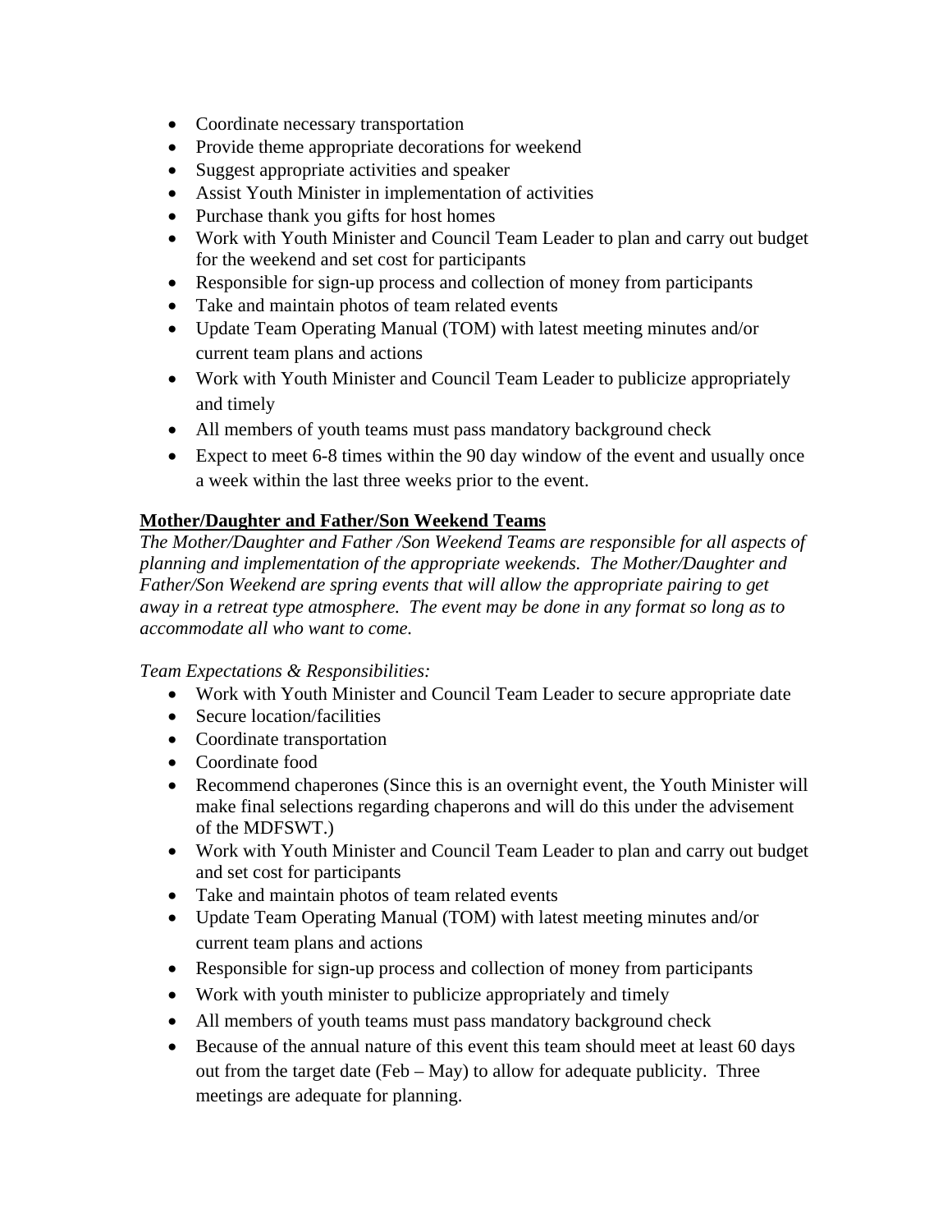- Coordinate necessary transportation
- Provide theme appropriate decorations for weekend
- Suggest appropriate activities and speaker
- Assist Youth Minister in implementation of activities
- Purchase thank you gifts for host homes
- Work with Youth Minister and Council Team Leader to plan and carry out budget for the weekend and set cost for participants
- Responsible for sign-up process and collection of money from participants
- Take and maintain photos of team related events
- Update Team Operating Manual (TOM) with latest meeting minutes and/or current team plans and actions
- Work with Youth Minister and Council Team Leader to publicize appropriately and timely
- All members of youth teams must pass mandatory background check
- Expect to meet 6-8 times within the 90 day window of the event and usually once a week within the last three weeks prior to the event.

**Mother/Daughter and Father/Son Weekend Teams**

*The Mother/Daughter and Father /Son Weekend Teams are responsible for all aspects of planning and implementation of the appropriate weekends. The Mother/Daughter and Father/Son Weekend are spring events that will allow the appropriate pairing to get away in a retreat type atmosphere. The event may be done in any format so long as to accommodate all who want to come.*

*Team Expectations & Responsibilities:*

- Work with Youth Minister and Council Team Leader to secure appropriate date
- Secure location/facilities
- Coordinate transportation
- Coordinate food
- Recommend chaperones (Since this is an overnight event, the Youth Minister will make final selections regarding chaperons and will do this under the advisement of the MDFSWT.)
- Work with Youth Minister and Council Team Leader to plan and carry out budget and set cost for participants
- Take and maintain photos of team related events
- Update Team Operating Manual (TOM) with latest meeting minutes and/or current team plans and actions
- Responsible for sign-up process and collection of money from participants
- Work with youth minister to publicize appropriately and timely
- All members of youth teams must pass mandatory background check
- Because of the annual nature of this event this team should meet at least 60 days out from the target date (Feb – May) to allow for adequate publicity. Three meetings are adequate for planning.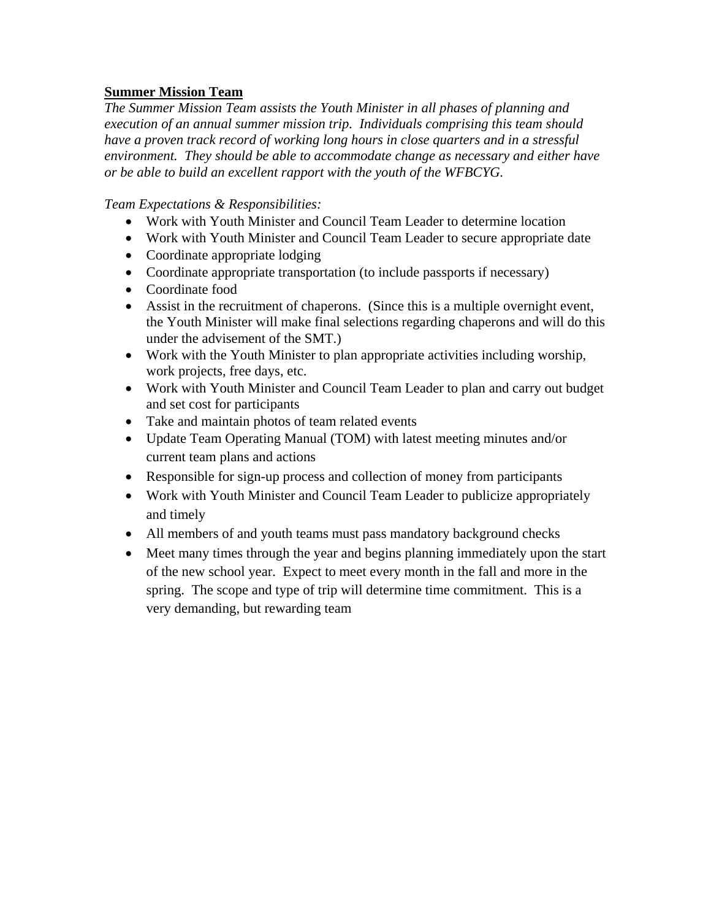**<u>Summer Mission Team</u>**

*The Summer Mission Team assists the Youth Minister in all phases of planning and execution of an annual summer mission trip. Individuals comprising this team should have a proven track record of working long hours in close quarters and in a stressful environment. They should be able to accommodate change as necessary and either have or be able to build an excellent rapport with the youth of the WFBCYG.*

*Team Expectations & Responsibilities:*

- Work with Youth Minister and Council Team Leader to determine location
- Work with Youth Minister and Council Team Leader to secure appropriate date
- Coordinate appropriate lodging
- Coordinate appropriate transportation (to include passports if necessary)
- Coordinate food
- Assist in the recruitment of chaperons. (Since this is a multiple overnight event, the Youth Minister will make final selections regarding chaperons and will do this under the advisement of the SMT.)
- Work with the Youth Minister to plan appropriate activities including worship, work projects, free days, etc.
- Work with Youth Minister and Council Team Leader to plan and carry out budget and set cost for participants
- Take and maintain photos of team related events
- Update Team Operating Manual (TOM) with latest meeting minutes and/or current team plans and actions
- Responsible for sign-up process and collection of money from participants
- Work with Youth Minister and Council Team Leader to publicize appropriately and timely
- All members of and youth teams must pass mandatory background checks
- Meet many times through the year and begins planning immediately upon the start of the new school year. Expect to meet every month in the fall and more in the spring. The scope and type of trip will determine time commitment. This is a very demanding, but rewarding team